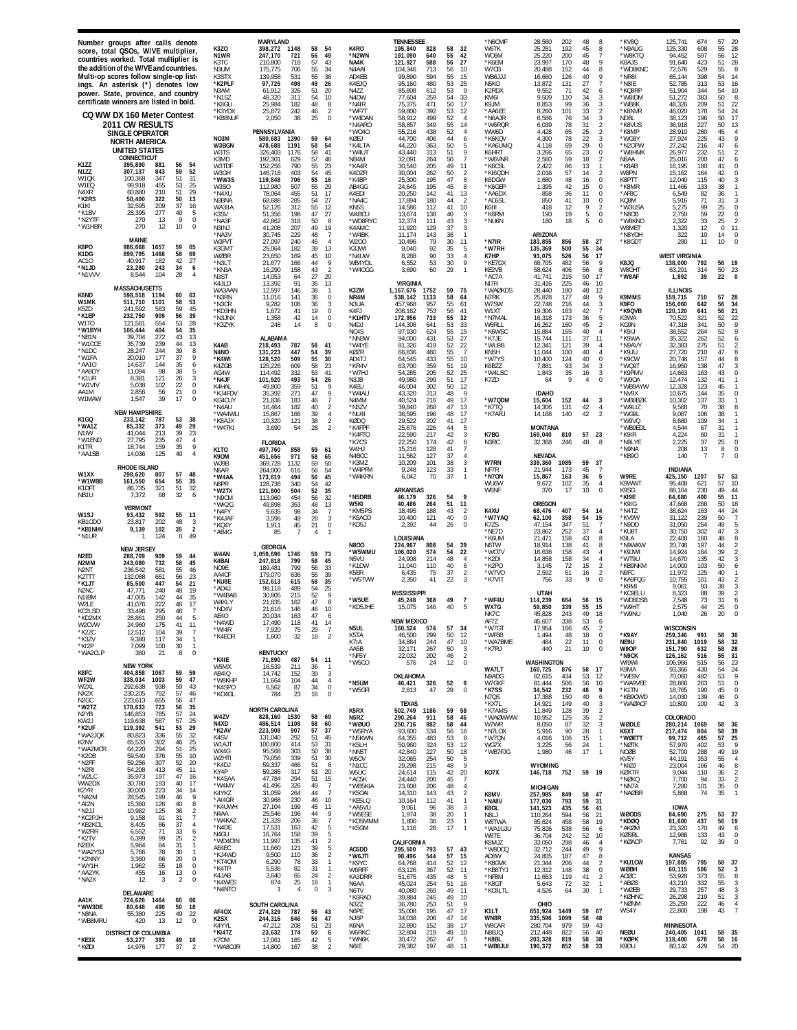Number groups after calls denote score, total QSOs, W/VE multiplier, countries worked. Total multiplier is the addition of the W/VE and countries. Multi-op scores follow single-op listings. An asterisk (*) denotes low power. State, province, and country certificate winners are listed in bold.

# CQ WW DX 160 Meter Contest

## 2011 CW RESULTS

### SINGLE OPERATOR

#### NORTH AMERICA

#### UNITED STATES

**CONNECTICUT**

| Call | Score | QSOs | W/VE | DX |
|---|---|---|---|---|
| **K1ZZ** | **395,890** | **881** | **56** | **54** |
| N1ZZ | 307,137 | 843 | 59 | 52 |
| W1QK | 100,368 | 347 | 51 | 31 |
| W1EQ | 99,918 | 455 | 53 | 25 |
| N4XR | 60,880 | 210 | 51 | 29 |
| **\*K2RS** | **50,400** | **322** | **50** | **13** |
| K1KI | 32,595 | 209 | 37 | 16 |
| \*K1BV | 28,395 | 277 | 40 | 5 |
| \*N2YTF | 270 | 13 | 9 | 0 |
| \*W1HBR | 270 | 12 | 10 | 0 |

**MAINE**

| Call | Score | QSOs | W/VE | DX |
|---|---|---|---|---|
| **K8PO** | **986,668** | **1657** | **59** | **65** |
| K1DG | 899,795 | 1468 | 58 | 69 |
| AC1O | 40,917 | 182 | 42 | 27 |
| **\*N1JD** | **23,280** | **243** | **34** | **6** |
| \*N1VVV | 8,544 | 104 | 28 | 4 |

**MASSACHUSETTS**

| Call | Score | QSOs | W/VE | DX |
|---|---|---|---|---|
| **K6ND** | **598,518** | **1194** | **60** | **63** |
| W1MK | 511,710 | 1101 | 58 | 53 |
| K5ZD | 241,592 | 583 | 59 | 45 |
| **\*K1EP** | **232,750** | **909** | **56** | **39** |
| W1TO | 121,581 | 554 | 53 | 28 |
| \*W1BYH | 106,444 | 404 | 54 | 35 |
| \*NB1N | 39,704 | 272 | 43 | 13 |
| \*W1COE | 35,739 | 239 | 44 | 13 |
| \*N1DC | 28,247 | 244 | 39 | 8 |
| \*W1FA | 20,010 | 177 | 37 | 9 |
| \*AA1O | 14,637 | 144 | 35 | 6 |
| \*AA9DY | 11,094 | 98 | 38 | 5 |
| \*K1UR | 8,381 | 121 | 26 | 3 |
| \*W1VIV | 5,038 | 102 | 22 | 0 |
| AA1M | 2,856 | 56 | 21 | 0 |
| W1MAW | 1,547 | 39 | 17 | 0 |

**NEW HAMPSHIRE**

| Call | Score | QSOs | W/VE | DX |
|---|---|---|---|---|
| **K1GQ** | **233,142** | **787** | **53** | **38** |
| **\*WA1Z** | **85,332** | **373** | **49** | **29** |
| N1IW | 41,044 | 213 | 39 | 23 |
| \*W1END | 27,795 | 235 | 47 | 4 |
| K1TR | 18,744 | 159 | 35 | 9 |
| \*AA1SB | 14,036 | 125 | 40 | 4 |

**RHODE ISLAND**

| Call | Score | QSOs | W/VE | DX |
|---|---|---|---|---|
| **W1XX** | **298,620** | **807** | **57** | **48** |
| **\*W1WBB** | **161,550** | **654** | **55** | **35** |
| K1DFT | 86,735 | 321 | 51 | 32 |
| NB1U | 7,372 | 68 | 32 | 6 |

**VERMONT**

| Call | Score | QSOs | W/VE | DX |
|---|---|---|---|---|
| **W1SJ** | **93,432** | **592** | **55** | **13** |
| KB1ODO | 23,817 | 202 | 48 | 3 |
| **\*KB1NHV** | **9,139** | **102** | **35** | **2** |
| \*N1UR | 1 | 124 | 0 | 49 |

**NEW JERSEY**

| Call | Score | QSOs | W/VE | DX |
|---|---|---|---|---|
| **N2ED** | **288,709** | **909** | **59** | **44** |
| N2MM | 243,080 | 732 | 58 | 45 |
| N2NT | 236,542 | 581 | 55 | 46 |
| K2TTT | 132,088 | 651 | 56 | 23 |
| **\*K1JT** | **85,500** | **447** | **54** | **21** |
| N2NC | 47,771 | 240 | 48 | 19 |
| N1IBM | 47,005 | 142 | 44 | 35 |
| W2LE | 41,076 | 222 | 46 | 17 |
| KC2LSD | 33,496 | 295 | 46 | 7 |
| \*KD2MX | 28,861 | 250 | 44 | 5 |
| W2CVW | 24,960 | 175 | 41 | 11 |
| \*K2ZC | 12,512 | 104 | 39 | 7 |
| \*K3ZV | 9,380 | 117 | 34 | 1 |
| \*KI2P | 7,099 | 100 | 30 | 1 |
| \*WA2CLP | 360 | 21 | 8 | 0 |

**NEW YORK**

| Call | Score | QSOs | W/VE | DX |
|---|---|---|---|---|
| **K8FC** | **404,858** | **1067** | **59** | **59** |
| WF2W | 338,034 | 1003 | 59 | 47 |
| W2XL | 292,638 | 938 | 59 | 43 |
| NX2X | 230,205 | 792 | 57 | 46 |
| N2GC | 223,613 | 655 | 56 | 47 |
| \*W2TZ | 178,633 | 723 | 56 | 35 |
| N2YB | 146,853 | 785 | 57 | 24 |
| KW2J | 119,638 | 587 | 57 | 25 |
| **\*K2UF** | **119,392** | **541** | **53** | **29** |
| \*WA2JQK | 80,823 | 336 | 55 | 32 |
| K2NV | 65,533 | 302 | 46 | 25 |
| \*WA2MCR | 64,220 | 294 | 51 | 25 |
| \*K2DB | 59,540 | 376 | 55 | 10 |
| \*N2FF | 59,256 | 307 | 52 | 20 |
| \*N2RI | 54,208 | 413 | 45 | 11 |
| \*W2LC | 35,973 | 197 | 47 | 16 |
| WW2DX | 30,780 | 193 | 40 | 17 |
| K2YR | 30,000 | 223 | 34 | 14 |
| \*NA2M | 28,545 | 199 | 46 | 9 |
| \*AI2N | 15,360 | 126 | 40 | 8 |
| \*N2JJ | 10,982 | 125 | 36 | 2 |
| \*KC2PJH | 9,158 | 91 | 31 | 7 |
| \*KB2KOL | 8,405 | 86 | 37 | 4 |
| \*W2RR | 6,552 | 71 | 33 | 6 |
| \*K2TV | 6,399 | 99 | 25 | 2 |
| N2BIK | 5,984 | 84 | 31 | 1 |
| \*WA2YSJ | 5,766 | 78 | 30 | 1 |
| \*K2NNY | 3,360 | 66 | 20 | 0 |
| \*WY1H | 1,962 | 55 | 18 | 0 |
| \*AA2YK | 455 | 16 | 13 | 0 |
| \*NA2X | 12 | 3 | 2 | 0 |

**DELAWARE**

| Call | Score | QSOs | W/VE | DX |
|---|---|---|---|---|
| **AA1K** | **724,626** | **1464** | **60** | **66** |
| **\*WW3DE** | **80,648** | **490** | **50** | **18** |
| \*N8NA | 55,380 | 225 | 49 | 22 |
| \*WB8MRU | 420 | 13 | 12 | 0 |

**DISTRICT OF COLUMBIA**

| Call | Score | QSOs | W/VE | DX |
|---|---|---|---|---|
| **\*KE3X** | **53,277** | **393** | **49** | **10** |
| \*KØDI | 14,976 | 177 | 37 | 2 |

**MARYLAND**

| Call | Score | QSOs | W/VE | DX |
|---|---|---|---|---|
| **K3ZO** | **398,272** | **1148** | **58** | **54** |
| N1WR | 247,170 | 721 | 56 | 49 |
| K3TC | 210,800 | 718 | 57 | 43 |
| N3UM | 175,775 | 706 | 55 | 34 |
| K3STX | 139,958 | 531 | 55 | 36 |
| **\*K2PLF** | **97,725** | **498** | **49** | **26** |
| N3AM | 61,912 | 326 | 51 | 20 |
| \*N1SZ | 48,320 | 311 | 54 | 10 |
| \*K3GU | 25,984 | 182 | 48 | 8 |
| \*K3YDX | 25,872 | 242 | 46 | 2 |
| \*KB8NUF | 2,050 | 38 | 25 | 0 |

**PENNSYLVANIA**

| Call | Score | QSOs | W/VE | DX |
|---|---|---|---|---|
| **NO3M** | **580,683** | **1390** | **59** | **64** |
| W3BGN | 478,688 | 1191 | 58 | 54 |
| W3TS | 326,403 | 1176 | 58 | 41 |
| K3MD | 192,301 | 629 | 57 | 46 |
| W3TDF | 152,256 | 790 | 55 | 23 |
| W3GH | 146,718 | 403 | 54 | 45 |
| **\*WW3S** | **119,848** | **706** | **55** | **16** |
| W3SO | 112,980 | 507 | 55 | 29 |
| \*N4XU | 78,064 | 455 | 51 | 17 |
| N3BNA | 68,688 | 285 | 54 | 27 |
| WA3IIA | 52,126 | 312 | 55 | 12 |
| K3SV | 51,356 | 198 | 47 | 27 |
| \*NA3F | 42,862 | 316 | 50 | 8 |
| N3INJ | 41,208 | 207 | 49 | 19 |
| \*NA3V | 30,745 | 229 | 48 | 7 |
| W3FVT | 27,097 | 240 | 45 | 4 |
| K3GMT | 25,064 | 182 | 39 | 13 |
| W2BR | 23,650 | 169 | 45 | 10 |
| \*N3LT | 21,677 | 166 | 44 | 9 |
| \*KN3A | 16,290 | 158 | 43 | 2 |
| N3ST | 14,053 | 64 | 27 | 20 |
| K4JLD | 13,392 | 91 | 35 | 13 |
| WA3AAN | 12,597 | 146 | 38 | 1 |
| \*N3RN | 11,016 | 141 | 36 | 0 |
| \*N3CR | 9,282 | 106 | 36 | 3 |
| \*KD3HN | 1,672 | 41 | 19 | 0 |
| \*N3JNX | 1,358 | 42 | 14 | 0 |
| \*K3ZYK | 248 | 14 | 8 | 0 |

**ALABAMA**

| Call | Score | QSOs | W/VE | DX |
|---|---|---|---|---|
| **K4AB** | **218,493** | **787** | **58** | **41** |
| N4NO | 131,223 | 447 | 54 | 39 |
| **\*K4WI** | **128,520** | **509** | **55** | **30** |
| K4ZGB | 125,226 | 609 | 58 | 23 |
| AG4W | 114,492 | 332 | 53 | 41 |
| \*N4JF | 101,920 | 493 | 54 | 26 |
| K4HAL | 49,800 | 359 | 51 | 9 |
| \*KJ4FDV | 35,392 | 271 | 47 | 9 |
| KG4CUY | 21,836 | 183 | 46 | 7 |
| \*N4AU | 16,464 | 182 | 40 | 2 |
| \*WA4WLI | 15,867 | 166 | 39 | 4 |
| \*K8AJX | 10,320 | 121 | 38 | 2 |
| \*W4TKI | 3,690 | 54 | 28 | 2 |

**FLORIDA**

| Call | Score | QSOs | W/VE | DX |
|---|---|---|---|---|
| **K1TO** | **497,760** | **858** | **59** | **61** |
| K9OM | 451,656 | 971 | 58 | 65 |
| WJ9B | 369,728 | 1132 | 59 | 50 |
| N6AR | 264,000 | 616 | 56 | 54 |
| **\*W4AA** | **173,619** | **494** | **56** | **45** |
| N8PR | 128,736 | 340 | 54 | 42 |
| \*W2TX | 121,800 | 504 | 52 | 35 |
| \*N9CM | 113,960 | 454 | 56 | 32 |
| \*WK2G | 49,898 | 353 | 48 | 13 |
| \*N4FY | 9,635 | 98 | 34 | 7 |
| \*KJ4JF | 3,596 | 49 | 28 | 3 |
| \*KQ4Y | 1,911 | 45 | 21 | 0 |
| \*AB4G | 85 | 7 | 4 | 1 |

**GEORGIA**

| Call | Score | QSOs | W/VE | DX |
|---|---|---|---|---|
| **W4AN** | **1,059,696** | **1746** | **59** | **73** |
| K4BAI | 247,818 | 799 | 58 | 45 |
| NC9E | 189,481 | 799 | 56 | 33 |
| AA4CF | 179,070 | 636 | 55 | 39 |
| **\*KU8E** | **152,613** | **615** | **58** | **35** |
| \*AD4J | 98,118 | 489 | 54 | 25 |
| \*W4BAB | 30,805 | 215 | 52 | 9 |
| W4KLY | 21,835 | 162 | 47 | 8 |
| \*ND4V | 21,616 | 146 | 46 | 10 |
| AE4O | 20,034 | 163 | 47 | 6 |
| \*N4WD | 17,490 | 118 | 41 | 14 |
| \*WI4R | 7,920 | 75 | 29 | 7 |
| \*K4EOR | 1,600 | 32 | 18 | 2 |

**KENTUCKY**

| Call | Score | QSOs | W/VE | DX |
|---|---|---|---|---|
| **\*K4IE** | **71,890** | **487** | **54** | **11** |
| W5MX | 16,539 | 211 | 36 | 1 |
| AB4IQ | 14,742 | 152 | 39 | 3 |
| \*W8KHP | 11,664 | 104 | 44 | 4 |
| \*K4SPO | 6,562 | 87 | 34 | 0 |
| \*KO4OL | 784 | 23 | 16 | 0 |

**NORTH CAROLINA**

| Call | Score | QSOs | W/VE | DX |
|---|---|---|---|---|
| **W4ZV** | **828,160** | **1530** | **59** | **69** |
| N4XD | 486,514 | 1108 | 58 | 60 |
| **\*K2AV** | **223,908** | **907** | **57** | **37** |
| K4SV | 131,040 | 292 | 51 | 45 |
| W1AJT | 100,800 | 414 | 53 | 31 |
| WX4G | 95,568 | 303 | 50 | 38 |
| W2HTI | 79,056 | 339 | 51 | 30 |
| \*K4DJ | 59,337 | 466 | 51 | 6 |
| KY4P | 59,285 | 317 | 51 | 20 |
| \*K4SAA | 47,784 | 294 | 51 | 15 |
| \*W4MY | 41,496 | 326 | 49 | 7 |
| K4YKZ | 31,059 | 264 | 44 | 7 |
| \*AI4GR | 30,968 | 230 | 46 | 10 |
| \*K4UWH | 27,104 | 199 | 45 | 11 |
| N4AA | 25,546 | 196 | 44 | 9 |
| \*W4KAZ | 21,328 | 206 | 36 | 7 |
| \*N4DE | 17,531 | 163 | 42 | 5 |
| N4GU | 16,764 | 158 | 39 | 5 |
| \*WD4IOIN | 11,997 | 135 | 41 | 2 |
| AE4EC | 11,660 | 121 | 39 | 5 |
| \*KJ4WD | 9,500 | 110 | 36 | 2 |
| \*KT4OM | 6,290 | 78 | 33 | 1 |
| \*K4TP | 5,536 | 82 | 31 | 1 |
| K4JAB | 3,640 | 65 | 24 | 2 |
| \*K4WES | 874 | 25 | 18 | 1 |
| \*N4NTO | 1 | 4 | 0 | 3 |

**SOUTH CAROLINA**

| Call | Score | QSOs | W/VE | DX |
|---|---|---|---|---|
| **AF4OX** | **274,329** | **787** | **56** | **43** |
| K2SX | 244,316 | 846 | 56 | 47 |
| K4YYL | 47,212 | 208 | 51 | 23 |
| **\*KI4TZ** | **23,632** | **174** | **50** | **6** |
| K7OM | 17,061 | 165 | 42 | 5 |
| \*WA8OJR | 14,800 | 167 | 38 | 2 |

**TENNESSEE**

| Call | Score | QSOs | W/VE | DX |
|---|---|---|---|---|
| **K4RO** | **195,840** | **828** | **58** | **32** |
| **\*N2WN** | **191,090** | **640** | **55** | **42** |
| NA4K | 121,927 | 588 | 56 | 27 |
| N4AAI | 104,346 | 713 | 56 | 10 |
| AD4EB | 99,890 | 594 | 55 | 15 |
| K4EJQ | 95,160 | 480 | 53 | 25 |
| N4ZZ | 85,808 | 612 | 53 | 9 |
| \*N4DW | 77,604 | 259 | 54 | 33 |
| \*N4IR | 75,375 | 471 | 50 | 17 |
| \*WF7T | 59,800 | 392 | 53 | 12 |
| \*W4DAN | 58,912 | 499 | 52 | 4 |
| \*N4ARO | 58,857 | 349 | 55 | 14 |
| \*WO4O | 55,216 | 438 | 52 | 4 |
| KØEJ | 44,700 | 406 | 44 | 6 |
| \*K4LTA | 44,220 | 363 | 50 | 5 |
| \*W4UT | 43,440 | 313 | 51 | 9 |
| NB4M | 32,091 | 264 | 50 | 7 |
| \*KA4R | 30,540 | 205 | 49 | 11 |
| K4DZR | 30,004 | 262 | 50 | 2 |
| \*K4BP | 25,300 | 195 | 47 | 8 |
| AB4GG | 24,645 | 195 | 45 | 8 |
| K4EDI | 20,250 | 142 | 41 | 13 |
| \*NA4C | 17,894 | 190 | 44 | 2 |
| KN5S | 14,586 | 112 | 41 | 10 |
| W4BOU | 13,674 | 138 | 40 | 3 |
| \*WD8RYC | 12,374 | 111 | 43 | 3 |
| K4AMC | 11,920 | 129 | 37 | 3 |
| \*W4BK | 11,174 | 143 | 36 | 1 |
| W2OO | 10,496 | 79 | 30 | 11 |
| K3JWI | 9,040 | 92 | 35 | 5 |
| \*N4UW | 8,288 | 90 | 33 | 4 |
| WB4YDL | 6,552 | 53 | 30 | 9 |
| \*W4CGG | 3,690 | 60 | 29 | 1 |

**VIRGINIA**

| Call | Score | QSOs | W/VE | DX |
|---|---|---|---|---|
| **K3ZM** | **1,167,676** | **1752** | **59** | **75** |
| NR4M | 538,142 | 1133 | 58 | 64 |
| N3UA | 457,968 | 957 | 55 | 61 |
| K4FJ | 208,162 | 753 | 56 | 41 |
| **\*K1HTV** | **172,956** | **733** | **55** | **32** |
| N4DJ | 144,308 | 641 | 53 | 33 |
| NC4S | 97,930 | 624 | 55 | 15 |
| \*NN3W | 94,000 | 431 | 53 | 27 |
| \*W4YE | 81,326 | 419 | 52 | 22 |
| KØZR | 66,836 | 480 | 55 | 7 |
| AD4TJ | 64,545 | 433 | 55 | 10 |
| \*KR4V | 63,700 | 359 | 51 | 19 |
| \*W7HJ | 54,285 | 205 | 52 | 25 |
| N3JB | 49,980 | 299 | 51 | 17 |
| K4EU | 46,004 | 302 | 50 | 12 |
| \*W4AU | 43,320 | 313 | 48 | 9 |
| N4MM | 40,524 | 216 | 49 | 17 |
| \*N3ZV | 39,840 | 268 | 47 | 13 |
| \*NU4I | 36,595 | 196 | 48 | 17 |
| KØDQ | 29,522 | 202 | 41 | 17 |
| \*K4FPF | 25,676 | 226 | 44 | 5 |
| \*K4FTO | 22,590 | 217 | 42 | 3 |
| \*K7CS | 22,250 | 174 | 42 | 8 |
| W4HJ | 15,216 | 128 | 41 | 7 |
| N4BCC | 11,562 | 127 | 37 | 4 |
| \*K3MZ | 10,209 | 101 | 38 | 3 |
| \*W4PFM | 9,248 | 123 | 33 | 1 |
| \*W4KRN | 6,042 | 70 | 37 | 1 |

**ARKANSAS**

| Call | Score | QSOs | W/VE | DX |
|---|---|---|---|---|
| **\*N5DRB** | **46,179** | **326** | **54** | **9** |
| W5KI | 40,486 | 264 | 51 | 11 |
| \*KM5PS | 18,495 | 188 | 43 | 2 |
| \*K5ACO | 10,400 | 121 | 40 | 0 |
| \*KD5J | 2,392 | 44 | 26 | 0 |

**LOUISIANA**

| Call | Score | QSOs | W/VE | DX |
|---|---|---|---|---|
| **N8OO** | **224,967** | **808** | **54** | **39** |
| **\*W5WMU** | **106,020** | **574** | **54** | **22** |
| N5VU | 24,908 | 214 | 48 | 4 |
| \*K1DW | 11,040 | 110 | 40 | 6 |
| K5ER | 6,435 | 75 | 37 | 2 |
| \*W5TVW | 2,350 | 41 | 22 | 3 |

**MISSISSIPPI**

| Call | Score | QSOs | W/VE | DX |
|---|---|---|---|---|
| **\*W5UE** | **45,248** | **368** | **49** | **7** |
| \*KD5JHE | 15,075 | 146 | 40 | 5 |

**NEW MEXICO**

| Call | Score | QSOs | W/VE | DX |
|---|---|---|---|---|
| **N5UL** | **160,524** | **574** | **57** | **34** |
| K5TA | 46,500 | 299 | 50 | 12 |
| K7IA | 34,884 | 244 | 47 | 10 |
| AA5B | 32,171 | 267 | 50 | 3 |
| \*NF5Y | 22,032 | 202 | 46 | 2 |
| \*W5CO | 576 | 24 | 12 | 0 |

**OKLAHOMA**

| Call | Score | QSOs | W/VE | DX |
|---|---|---|---|---|
| **\*N5UM** | **46,421** | **326** | **52** | **9** |
| \*W5GFI | 2,813 | 47 | 29 | 0 |

**TEXAS**

| Call | Score | QSOs | W/VE | DX |
|---|---|---|---|---|
| **K5RX** | **502,749** | **1186** | **59** | **58** |
| N5RZ | 290,264 | 911 | 58 | 46 |
| **\*WØUO** | **250,716** | **882** | **58** | **44** |
| \*W5RYA | 93,600 | 534 | 56 | 16 |
| \*NK5WN | 64,355 | 483 | 53 | 8 |
| \*K5LH | 50,960 | 324 | 53 | 12 |
| \*NN5T | 42,840 | 227 | 50 | 18 |
| W5CV | 32,065 | 254 | 50 | 5 |
| \*N1CC | 29,298 | 215 | 48 | 9 |
| W5UC | 24,614 | 115 | 42 | 20 |
| \*AC5K | 24,440 | 200 | 45 | 7 |
| \*WB5KIA | 23,608 | 206 | 48 | 4 |
| \*K5QAI | 14,310 | 143 | 43 | 2 |
| \*KE5LQ | 10,164 | 112 | 41 | 1 |
| \*AA5VU | 9,061 | 96 | 38 | 3 |
| \*W5ESE | 1,974 | 38 | 20 | 1 |
| \*KD5MMM | 1,800 | 36 | 23 | 1 |
| \*K5GM | 1,116 | 28 | 17 | 1 |

**CALIFORNIA**

| Call | Score | QSOs | W/VE | DX |
|---|---|---|---|---|
| **AC6DD** | **295,500** | **793** | **57** | **43** |
| **\*W6JTI** | **98,496** | **544** | **57** | **15** |
| \*K9YC | 64,768 | 414 | 52 | 12 |
| W6RFF | 63,126 | 367 | 52 | 11 |
| KA3DRR | 51,675 | 435 | 48 | 5 |
| N6AA | 45,024 | 254 | 51 | 16 |
| N6TV | 40,080 | 269 | 49 | 11 |
| \*K6RAD | 39,884 | 245 | 49 | 10 |
| N3ZZ | 36,780 | 253 | 51 | 9 |
| N6PE | 35,008 | 195 | 47 | 17 |
| NJ6P | 34,038 | 206 | 47 | 14 |
| K6NA | 32,890 | 152 | 48 | 10 |
| W6RKC | 32,804 | 219 | 49 | 10 |
| \*WN6K | 30,472 | 262 | 47 | 5 |
| N6IE | 29,382 | 197 | 48 | 11 |
| \*N6CMF | 28,560 | 202 | 48 | 8 |
| W6TK | 25,281 | 192 | 45 | 8 |
| WO6M | 25,220 | 200 | 45 | 7 |
| \*K6EM | 23,997 | 170 | 48 | 9 |
| W7CB | 20,488 | 152 | 44 | 8 |
| WB6JJJ | 16,660 | 126 | 40 | 9 |
| N5KO | 13,872 | 131 | 27 | 7 |
| K2RDX | 9,552 | 71 | 42 | 6 |
| KM6I | 9,509 | 110 | 34 | 3 |
| K9JM | 8,853 | 99 | 36 | 3 |
| \*AA6EE | 8,260 | 101 | 33 | 2 |
| \*N6AJR | 6,586 | 76 | 34 | 3 |
| \*W6RQR | 6,039 | 78 | 31 | 2 |
| WW6D | 4,428 | 65 | 25 | 2 |
| \*K6KQV | 4,300 | 78 | 22 | 3 |
| \*KA6UMQ | 4,118 | 69 | 29 | 0 |
| K6HRT | 3,266 | 65 | 23 | 0 |
| \*W6VNR | 2,560 | 59 | 18 | 2 |
| \*K6CSL | 2,422 | 86 | 13 | 1 |
| \*KI6QDH | 2,016 | 57 | 14 | 2 |
| K6DGW | 1,680 | 48 | 16 | 0 |
| \*K6GEP | 1,395 | 42 | 15 | 0 |
| \*AA6DX | 858 | 36 | 11 | 0 |
| \*AC6SL | 850 | 41 | 10 | 0 |
| K6III | 418 | 12 | 9 | 2 |
| \*K6RM | 190 | 19 | 5 | 0 |
| \*NU6N | 180 | 18 | 5 | 0 |

**ARIZONA**

| Call | Score | QSOs | W/VE | DX |
|---|---|---|---|---|
| **\*N7IR** | **183,855** | **856** | **58** | **27** |
| \*W7RH | 135,369 | 500 | 55 | 34 |
| K7HP | 93,075 | 526 | 56 | 17 |
| \*KE7DX | 68,705 | 482 | 56 | 9 |
| KE2VB | 58,624 | 406 | 56 | 8 |
| \*AC7A | 41,741 | 215 | 50 | 17 |
| NI7R | 31,416 | 225 | 46 | 10 |
| \*WAØKDS | 28,440 | 180 | 48 | 12 |
| N7RK | 25,878 | 177 | 48 | 9 |
| W7SW | 22,748 | 216 | 44 | 3 |
| W1XT | 19,306 | 163 | 42 | 7 |
| \*N7MAL | 16,318 | 173 | 36 | 5 |
| W6RLL | 16,262 | 160 | 45 | 2 |
| \*K6WSC | 15,884 | 155 | 40 | 4 |
| \*K7JE | 15,744 | 111 | 37 | 11 |
| \*WU9B | 12,341 | 121 | 39 | 4 |
| KN5H | 11,044 | 100 | 40 | 4 |
| \*W7YS | 10,400 | 124 | 40 | 0 |
| K6BZZ | 7,881 | 93 | 34 | 3 |
| \*W4LSC | 1,843 | 35 | 16 | 3 |
| K7ZD | 64 | 9 | 4 | 0 |

**IDAHO**

| Call | Score | QSOs | W/VE | DX |
|---|---|---|---|---|
| **\*W7QDM** | **15,604** | **152** | **44** | **3** |
| \*K7TQ | 14,306 | 131 | 42 | 4 |
| \*K7ARJ | 14,168 | 140 | 42 | 2 |

**MONTANA**

| Call | Score | QSOs | W/VE | DX |
|---|---|---|---|---|
| **K7BG** | **169,040** | **810** | **57** | **23** |
| N3RC | 32,368 | 246 | 48 | 8 |

**NEVADA**

| Call | Score | QSOs | W/VE | DX |
|---|---|---|---|---|
| **W7RN** | **339,360** | **1085** | **59** | **37** |
| NF7R | 21,944 | 173 | 45 | 7 |
| **\*N7ON** | **15,867** | **163** | **36** | **5** |
| WU6W | 9,672 | 102 | 35 | 4 |
| W6NF | 370 | 17 | 10 | 0 |

**OREGON**

| Call | Score | QSOs | W/VE | DX |
|---|---|---|---|---|
| **K4XU** | **68,476** | **407** | **54** | **14** |
| **\*W7YAQ** | **62,100** | **358** | **54** | **15** |
| K7ZS | 47,154 | 347 | 51 | 7 |
| \*NE7D | 23,862 | 252 | 37 | 4 |
| \*K6UM | 21,471 | 158 | 43 | 8 |
| N6TW | 18,914 | 138 | 41 | 8 |
| \*WO7V | 16,638 | 158 | 43 | 4 |
| \*K2DI | 14,858 | 158 | 34 | 4 |
| \*K2PO | 3,145 | 72 | 15 | 2 |
| \*W7VO | 2,592 | 61 | 16 | 2 |
| \*K7VIT | 756 | 33 | 9 | 0 |

**UTAH**

| Call | Score | QSOs | W/VE | DX |
|---|---|---|---|---|
| **\*WF4U** | **114,239** | **664** | **56** | **15** |
| WX7G | 59,850 | 339 | 55 | 15 |
| NK7C | 45,828 | 243 | 49 | 18 |
| AF7Z | 45,607 | 338 | 53 | 6 |
| \*W7GT | 17,954 | 166 | 45 | 2 |
| \*WF6B | 1,494 | 48 | 18 | 0 |
| \*WA7BME | 484 | 22 | 11 | 0 |
| \*K7RJ | 440 | 21 | 10 | 0 |

**WASHINGTON**

| Call | Score | QSOs | W/VE | DX |
|---|---|---|---|---|
| **WA7LT** | **160,725** | **876** | **58** | **17** |
| N9ADG | 82,615 | 434 | 53 | 12 |
| W7GKF | 81,444 | 506 | 56 | 10 |
| **\*K7SS** | **34,542** | **232** | **48** | **9** |
| N7QS | 17,388 | 150 | 40 | 6 |
| \*KX7L | 14,921 | 149 | 40 | 3 |
| \*K7AMS | 11,849 | 128 | 39 | 2 |
| \*WAØWWW | 10,952 | 125 | 35 | 2 |
| W7WR | 8,050 | 87 | 32 | 3 |
| \*N7LOX | 5,916 | 90 | 28 | 1 |
| \*W7QN | 4,016 | 106 | 15 | 1 |
| WG7X | 3,225 | 56 | 24 | 1 |
| \*WB7FJG | 1,980 | 46 | 17 | 1 |

**WYOMING**

| Call | Score | QSOs | W/VE | DX |
|---|---|---|---|---|
| **KO7X** | **146,718** | **752** | **59** | **19** |

**MICHIGAN**

| Call | Score | QSOs | W/VE | DX |
|---|---|---|---|---|
| **K8MV** | **257,985** | **849** | **58** | **47** |
| **\*NA8V** | **177,030** | **793** | **59** | **31** |
| K8GL | 141,523 | 435 | 56 | 41 |
| N8LJ | 110,264 | 594 | 56 | 21 |
| W8TWA | 85,624 | 458 | 58 | 19 |
| \*WA1UJU | 75,825 | 538 | 56 | 6 |
| W8TE | 36,704 | 242 | 52 | 10 |
| K8MJZ | 33,050 | 298 | 46 | 4 |
| \*W8DCQ | 32,712 | 244 | 49 | 9 |
| AD8W | 24,805 | 187 | 47 | 8 |
| \*K8GVK | 21,344 | 206 | 44 | 2 |
| \*KB8TYJ | 12,312 | 148 | 38 | 0 |
| \*NF8M | 11,653 | 119 | 41 | 2 |
| \*K8GT | 5,643 | 72 | 32 | 1 |
| \*KC8LTL | 4,526 | 64 | 30 | 1 |

**OHIO**

| Call | Score | QSOs | W/VE | DX |
|---|---|---|---|---|
| **K1LT** | **651,924** | **1449** | **59** | **67** |
| WN8R | 335,596 | 1099 | 58 | 48 |
| W8CAR | 280,704 | 979 | 59 | 43 |
| N8BJQ | 212,448 | 822 | 56 | 40 |
| **\*K8BL** | **203,328** | **819** | **58** | **38** |
| **\*WB8JUI** | **190,372** | **852** | **58** | **33** |
| \*KV8Q | 125,741 | 674 | 57 | 20 |
| \*N9AUG | 125,330 | 608 | 55 | 28 |
| \*W8KTQ | 94,452 | 597 | 56 | 12 |
| K8AJS | 91,640 | 423 | 51 | 28 |
| \*WD8KNC | 72,576 | 529 | 55 | 8 |
| \*NF8I | 65,144 | 398 | 54 | 14 |
| \*N8IE | 52,785 | 313 | 53 | 16 |
| \*KQ8RP | 51,904 | 344 | 54 | 10 |
| \*W8IDM | 51,272 | 383 | 50 | 8 |
| \*W8BK | 48,326 | 209 | 51 | 22 |
| \*K8NVR | 46,020 | 178 | 54 | 24 |
| ND8L | 38,123 | 196 | 50 | 17 |
| \*K8VUS | 36,918 | 227 | 50 | 13 |
| \*K8MP | 28,910 | 260 | 45 | 4 |
| \*WG8Y | 27,924 | 225 | 43 | 9 |
| \*N2OPW | 27,242 | 216 | 47 | 6 |
| \*W8HMK | 26,977 | 226 | 51 | 2 |
| N8AA | 25,016 | 200 | 47 | 6 |
| \*K8AB | 16,195 | 180 | 41 | 0 |
| W8PN | 15,162 | 164 | 42 | 0 |
| K8PTT | 12,040 | 115 | 40 | 3 |
| \*K8MR | 11,466 | 133 | 38 | 1 |
| \*AF8C | 6,549 | 82 | 36 | 1 |
| KQ8M | 5,916 | 71 | 31 | 3 |
| \*W3USA | 5,275 | 99 | 25 | 0 |
| \*N8OB | 2,750 | 59 | 22 | 0 |
| \*W8KNO | 2,322 | 33 | 25 | 2 |
| W8MET | 1,320 | 12 | 0 | 11 |
| \*N8YOH | 322 | 10 | 14 | 0 |
| \*K8GDT | 280 | 11 | 10 | 0 |

**WEST VIRGINIA**

| Call | Score | QSOs | W/VE | DX |
|---|---|---|---|---|
| **K8JQ** | **138,000** | **792** | **56** | **19** |
| W8OHT | 63,291 | 314 | 50 | 23 |
| **\*W8AF** | **1,892** | **39** | **22** | **0** |

**ILLINOIS**

| Call | Score | QSOs | W/VE | DX |
|---|---|---|---|---|
| **K9MMS** | **159,715** | **710** | **57** | **28** |
| K9FO | 156,060 | 642 | 56 | 34 |
| **\*K9QVB** | **120,120** | **641** | **56** | **21** |
| K3WA | 70,522 | 321 | 52 | 22 |
| KC8IN | 47,318 | 341 | 50 | 9 |
| \*K9IJ | 38,552 | 264 | 52 | 9 |
| \*K9WA | 35,322 | 262 | 52 | 6 |
| \*N9AVY | 32,383 | 275 | 51 | 2 |
| \*K9JU | 27,720 | 210 | 47 | 8 |
| \*K9CW | 20,748 | 157 | 44 | 8 |
| \*WQ9T | 16,950 | 138 | 47 | 3 |
| \*K9PMV | 14,663 | 163 | 43 | 0 |
| \*W9OA | 12,474 | 132 | 41 | 1 |
| \*WB9AYW | 12,328 | 123 | 45 | 1 |
| \*NV9X | 10,675 | 144 | 35 | 0 |
| \*WB8BZK | 10,302 | 137 | 33 | 1 |
| \*W9LJZ | 9,568 | 70 | 38 | 8 |
| \*WG9L | 9,087 | 106 | 38 | 1 |
| \*W9VQ | 8,680 | 109 | 34 | 1 |
| \*WB9EDL | 4,544 | 67 | 31 | 1 |
| \*K9IR | 4,224 | 60 | 31 | 1 |
| \*N9LYE | 2,225 | 37 | 25 | 0 |
| \*N9NA | 208 | 13 | 8 | 0 |
| \*KB9O | 140 | 7 | 7 | 0 |

**INDIANA**

| Call | Score | QSOs | W/VE | DX |
|---|---|---|---|---|
| **W9RE** | **425,150** | **1207** | **57** | **53** |
| K9WWT | 95,408 | 621 | 57 | 10 |
| K9SG | 88,164 | 230 | 49 | 44 |
| **\*KI9E** | **64,680** | **400** | **55** | **11** |
| \*K9IG | 47,668 | 268 | 50 | 18 |
| \*N4TZ | 38,624 | 163 | 44 | 24 |
| \*KV9W | 31,122 | 239 | 50 | 7 |
| \*N9DD | 31,050 | 254 | 49 | 5 |
| \*KU8T | 30,750 | 302 | 47 | 3 |
| K9LA | 22,400 | 160 | 48 | 8 |
| \*N8WKW | 20,746 | 197 | 44 | 2 |
| \*K9JWI | 14,924 | 164 | 39 | 2 |
| \*WT9U | 14,670 | 135 | 42 | 3 |
| \*KB9NKM | 14,000 | 103 | 50 | 6 |
| N9FC | 11,972 | 125 | 40 | 1 |
| \*KA9FQG | 10,755 | 101 | 43 | 2 |
| \*K9MI | 9,061 | 93 | 38 | 3 |
| \*KC9ELU | 8,323 | 88 | 39 | 2 |
| \*WD8DSB | 7,548 | 73 | 31 | 6 |
| \*W9HT | 2,575 | 44 | 25 | 0 |
| \*W9NU | 1,040 | 26 | 20 | 0 |

**WISCONSIN**

| Call | Score | QSOs | W/VE | DX |
|---|---|---|---|---|
| **\*K9AY** | **259,346** | **991** | **58** | **36** |
| NE9U | 231,840 | 1019 | 58 | 32 |
| W9OP | 151,790 | 632 | 58 | 28 |
| \*N9CK | 126,162 | 516 | 55 | 31 |
| W9WI | 106,966 | 515 | 56 | 23 |
| K9MA | 93,366 | 430 | 54 | 24 |
| \*WE9V | 70,060 | 492 | 53 | 9 |
| \*WA9VEE | 28,866 | 263 | 51 | 0 |
| \*K1TN | 18,765 | 190 | 45 | 0 |
| \*KB9OWD | 14,030 | 139 | 46 | 0 |
| \*WAØACF | 10,800 | 100 | 42 | 3 |

**COLORADO**

| Call | Score | QSOs | W/VE | DX |
|---|---|---|---|---|
| **WØDLE** | **280,214** | **1069** | **58** | **36** |
| K6XT | 217,474 | 804 | 58 | 39 |
| **\*WØETT** | **99,712** | **465** | **57** | **25** |
| \*NØTK | 57,970 | 402 | 53 | 9 |
| NØZB | 52,700 | 288 | 49 | 19 |
| KV5Y | 44,191 | 353 | 55 | 4 |
| \*KØJJ | 23,004 | 166 | 46 | 8 |
| KØXTR | 9,044 | 110 | 36 | 2 |
| \*NØKQ | 7,700 | 94 | 33 | 2 |
| \*NN7A | 7,280 | 101 | 35 | 0 |
| \*NAØBR | 5,868 | 74 | 35 | 1 |

**IOWA**

| Call | Score | QSOs | W/VE | DX |
|---|---|---|---|---|
| **WØODS** | **84,690** | **275** | **53** | **37** |
| **\*KDØQ** | **81,600** | **437** | **56** | **19** |
| \*AKØM | 23,320 | 170 | 49 | 6 |
| KØSRL | 12,986 | 133 | 43 | 0 |
| \*KØACP | 7,761 | 92 | 39 | 0 |

**KANSAS**

| Call | Score | QSOs | W/VE | DX |
|---|---|---|---|---|
| **\*KU1CW** | **197,885** | **795** | **58** | **37** |
| WØBH | 60,115 | 506 | 52 | 3 |
| AGØC | 53,928 | 373 | 55 | 8 |
| \*ABØS | 43,210 | 332 | 55 | 3 |
| \*WØEB | 29,733 | 257 | 48 | 3 |
| \*KØHNC | 26,298 | 219 | 51 | 3 |
| \*NØNM | 25,250 | 222 | 46 | 4 |
| WS4Y | 22,800 | 198 | 43 | 7 |

**MINNESOTA**

| Call | Score | QSOs | W/VE | DX |
|---|---|---|---|---|
| **NEØU** | **240,405** | **1041** | **58** | **35** |
| **\*KØPK** | **118,400** | **678** | **58** | **16** |
| K9DU | 80,142 | 429 | 54 | 20 |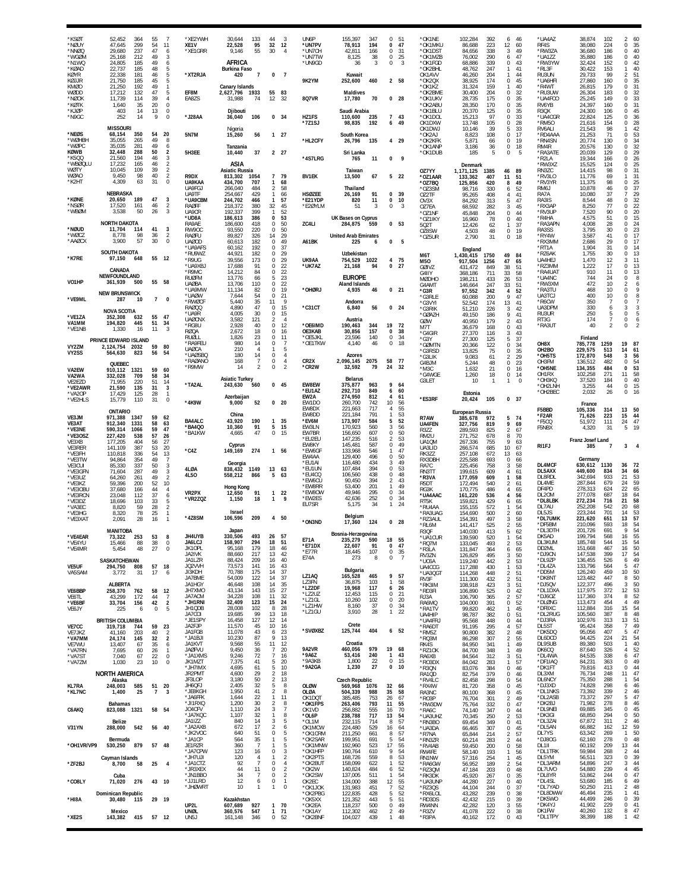*KSØT 52,452 364 55 7
*NØUY 47,645 299 54 11
*NNØQ 29,680 237 47 6
*WGØM 25,168 212 49 3
*N1WQ 24,805 185 49 6
*KØAD 22,737 185 48 5
KØYR 22,338 181 46 5
KØJJR 21,750 185 45 5
KMØO 21,250 192 49 1
WØDD 17,212 132 47 5
*NØCK 11,739 114 39 4
*KØTK 1,640 35 20 0
*KJØP 403 14 13 0
*N9GC 252 14 9 0

MISSOURI

*NEØS 68,154 350 54 20
*WØHBH 35,055 265 49 8
*WØPC 35,035 281 49 6
KØWB 32,448 288 50 2
*K5QQ 21,560 194 46 3
*WBØQLU 17,232 165 46 2
WØTY 10,045 109 39 2
WØAO 9,450 98 40 2
*K2HT 4,309 63 31 0

NEBRASKA

*KØNE 20,650 189 47 3
*NSØR 17,520 161 46 2
*WBØM 3,538 50 26 3

NORTH DAKOTA

*NØUD 11,704 114 41 3
*WØCZ 8,778 98 36 2
*AAØCX 3,900 57 30 0

SOUTH DAKOTA

*K7RE 97,150 648 55 12

CANADA

NEWFOUNDLAND

VO1HP 361,939 500 55 58

NEW BRUNSWICK

*VE9ML 287 10 7 0

NOVA SCOTIA

*VE1ZA 352,308 632 55 47
VA1MM 194,820 445 51 34
*VE1NB 1,330 16 11 3

PRINCE EDWARD ISLAND

VY2ZM 2,124,754 2032 59 80
VY2SS 564,630 823 56 54

QUEBEC

VA2EW 910,112 1321 59 60
VA2WA 332,028 709 58 34
VE2EZD 71,955 220 51 14
*VE2AWR 21,590 135 31 3
*VA2OP 17,429 125 28 1
*VE2HLS 15,779 110 31 0

ONTARIO

VE3JM 971,388 1347 59 62
VE3AT 912,340 1331 58 63
*VE3NE 590,314 1066 59 47
*VE3OSZ 227,420 538 57 26
VE3XB 177,205 404 56 27
VE3RER 141,109 387 53 20
*VE3FH 110,818 336 54 13
*VE3TW 94,864 354 49 7
VE3CUI 85,330 337 50 3
*VE3GFN 71,604 287 49 3
*VE3UZ 64,260 261 49 2
*VE3KZ 59,396 200 52 10
*VE3OBU 37,680 166 44 4
*VE3RCN 23,048 112 37 6
*VE3DZ 18,696 103 33 5
*VA3EC 8,820 59 28 2
*VE3HG 8,320 78 25 1
*VE3XAT 2,091 28 16 1

MANITOBA

*VE4EAR 73,322 253 53 8
*VE4YU 15,466 88 38 0
*VE4MR 5,454 48 27 0

SASKATCHEWAN

VE5UF 294,750 808 57 18
VA5SAM 3,772 31 17 6

ALBERTA

VE6BBP 258,370 762 58 12
VE6TL 43,299 172 44 7
*VE6BF 33,704 156 42 2
VE6JY 225 6 0 5

BRITISH COLUMBIA

VE7CC 319,718 744 59 23
VE7JKZ 41,160 203 40 2
*VA7MM 24,174 145 32 2
VE7WU 13,407 67 35 6
*VA7RN 7,695 60 26 1
*VA7ST 7,040 67 22 0
*VA7ZM 1,030 23 10 0

NORTH AMERICA

Alaska

KL7RA 248,003 585 51 20
*KL7NC 1,400 25 7 3

Bahamas

C6AKQ 823,088 1321 58 54

Belize

V31YN 288,000 542 56 40

Bermuda

*OH1VR/VP9 530,250 879 57 48

Cayman Islands

*ZF2BJ 8,700 58 25 4

Cuba

*CO8LY 71,020 276 43 10

Dominican Republic

*HI8A 30,480 115 29 19

Mexico

*XE2S 143,382 415 57 12
*XE2YWH 30,644 133 44 3
XE1V 22,528 95 32 12
*XE1GRR 9,146 55 30 4

AFRICA

Burkina Faso

*XT2RJA 420 7 0 7

Canary Islands

EF8M 2,627,796 1933 55 83
EA8ZS 31,988 74 12 32

Djibouti

*J28AA 36,040 106 0 34

Nigeria

5N7M 15,260 56 1 27

Tanzania

5H3EE 10,440 37 2 27

ASIA

Asiatic Russia

R9DX 813,302 1054 7 79
UA9KAA 434,700 707 1 68
UA9FGJ 266,040 484 2 58
UA9TF 254,667 429 1 66
*UA9CBM 244,702 466 1 57
RAØFF 218,372 380 32 45
UA9CR 192,337 399 1 52
*UD8A 186,613 386 0 53
RA9AE 186,600 418 0 50
RW9OC 93,550 220 0 50
RAØFU 89,827 326 14 29
UAØDD 60,613 182 0 49
*UA9AFS 60,162 192 0 37
*RU9WZ 44,921 182 0 29
*R9UG 39,556 173 0 29
*UA9XBJ 17,688 91 0 22
*R9MC 14,212 84 0 22
RUØFM 13,776 66 5 23
UAØBA 13,706 110 0 22
*UA9MW 11,134 82 0 19
*UAØW 7,644 54 0 21
*RWØCF 5,440 35 11 9
RAØQQ 4,890 47 0 15
*UA9R 4,005 30 0 15
UAØCNX 3,582 121 2 4
*RG8U 2,928 40 0 12
RØQA 2,672 18 0 16
RUØLL 1,826 23 0 11
*RA9FEU 980 14 0 7
UAØCA 210 4 1 5
*UAØSBQ 180 14 0 4
*RAØANO 168 7 0 4
*R9MW 14 2 0 2

Asiatic Turkey

*TA2AL 243,630 560 0 45

Azerbaijan

*4K9W 9,000 52 0 20

China

BA4ALC 43,920 190 1 35
*BA4QO 10,360 91 5 15
*BA1KW 4,665 47 0 15

Cyprus

*C4Z 149,169 274 1 56

Georgia

4LØA 838,432 1149 13 63
4L5O 558,212 866 5 63

Hong Kong

VR2PX 12,650 91 1 22
*VR2ZQZ 1,150 18 1 9

Israel

*4Z8SM 106,596 209 4 50

Japan

JH4UYB 330,506 493 26 57
JA6LCJ 158,907 294 18 51
JK1OPL 95,168 179 18 46
JA2IVK 88,660 217 13 42
JA1LZR 88,424 209 16 40
JQ2VVH 73,573 141 16 43
JI3KDH 70,788 175 14 37
JA7BME 54,009 122 14 37
JA1HGY 46,648 108 14 35
JH7XMO 43,134 143 15 27
JA7ACM 34,228 108 12 32
*JH1RNI 32,409 123 15 24
JH1QDB 28,008 102 8 28
JA7COI 19,685 99 13 18
*JE1SPY 16,458 127 12 14
JA2FJP 11,570 45 10 16
JA1FGB 11,078 43 6 23
*JA1BJI 10,230 87 9 13
JA1KVT 9,568 55 11 12
JAØFVU 9,450 36 7 20
*JA1XMS 9,246 72 7 16
JK1MZT 7,375 41 5 20
*JH7IMX 4,695 61 5 10
JR2PMT 4,600 29 2 18
JF3LOP 3,180 50 2 13
JH6QFJ 2,405 32 5 8
*JE8KGH 1,950 41 2 8
*JA6FFK 1,644 22 1 11
*JI1RXQ 1,200 30 2 8
JO4CFV 1,110 24 3 7
*JA7KQC 1,107 32 1 8
JA1IZZ 840 14 3 5
*JA2AXB 672 17 2 6
*JK2VOC 640 51 0 5
*JA1CP 564 35 1 5
JE1RZR 360 7 1 5
*JA7OPW 123 16 0 3
*JH7UJI 120 4 1 2
*JA1CTZ 92 7 0 4
*JR3XEX 44 11 0 2
*JN1BBO 34 7 0 2
*JJ1LRD 12 6 0 1
*JHØWRT 10 1 1 0

Kazakhstan

UP2L 607,689 927 1 70
UNØL 360,576 547 1 71
UN5J 161,148 346 0 52
UN6P 155,397 347 0 51
*UN7PV 78,913 194 0 47
*UN7CH 42,811 166 0 31
*UN7TW 8,125 38 0 25
*UN9GD 36 3 0 3

Kuwait

9K2YM 252,600 460 2 58

Maldives

8Q7VR 17,780 70 0 28

Saudi Arabia

HZ1FS 110,600 235 7 43
*7Z1SJ 98,835 192 6 49

South Korea

*HL2CFY 26,796 135 4 29

Sri Lanka

*4S7LRG 765 11 0 9

Taiwan

BV1EK 13,500 67 5 22

Thailand

HSØZEE 26,169 91 0 39
*E21YDP 820 11 0 10
*EØØYLM 51 3 0 3

UK Bases on Cyprus

ZC4LI 284,875 559 0 53

United Arab Emirates

A61BK 225 6 0 5

Uzbekistan

UK9AA 754,529 1022 4 75
*UK7AZ 21,168 94 0 27

EUROPE

Aland Islands

*OHØRJ 4,935 46 0 21

Andorra

*C31CT 6,840 56 0 24

Austria

*OE6IMD 190,463 344 19 72
OE3KAB 30,856 157 0 38
*OE5JKL 23,596 140 0 34
*OE1TKW 4,140 46 0 18

Azores

CR2X 2,096,145 2075 58 77
*CR2W 32,592 79 24 32

Belarus

EW8EW 375,877 963 9 64
*EU1AZ 292,710 849 6 60
EW2A 274,950 812 4 61
EW1DO 260,700 742 10 56
EW8DX 221,663 717 4 55
EW8DD 221,184 791 1 53
*EV6M 173,907 584 5 52
EW3LN 170,923 560 3 56
EW7BR 156,650 607 0 50
*EU2EU 147,235 516 2 53
EW8KY 145,481 587 0 49
*EW6GF 133,968 546 1 47
EW4AA 129,400 496 0 50
*EU1AI 116,480 434 3 49
*EU1UN 107,484 394 0 53
*EU4CQ 106,560 438 0 48
*EW6CU 90,450 394 2 43
*EW8RR 53,400 201 1 49
*EW8OW 49,946 295 0 34
*EW2ES 42,636 252 0 34
EU7SR 5,175 34 1 24

Belgium

*ON3ND 17,360 124 0 28

Bosnia-Herzegovina

E71A 235,279 590 18 55
*E71DX 22,607 91 0 47
*E77R 18,445 107 0 35
E74A 273 8 0 7

Bulgaria

LZ1AQ 165,528 465 9 57
LZ3FN 36,875 103 1 58
*LZ2DF 19,968 117 6 26
*LZ2UZ 12,453 115 0 21
*LZ1GL 10,260 102 0 20
*LZ1HW 8,160 37 0 34
*LZ1GU 3,910 28 1 22

Crete

*SVØXBZ 125,744 404 6 52

Croatia

9A2VR 460,056 979 19 68
*9A6Z 53,416 240 1 43
*9A3KB 1,800 22 0 15
*9A2GA 1,230 27 0 10

Czech Republic

OLØW 569,968 1076 32 66
OLØA 504,339 988 35 58
OK1DQT 385,485 753 26 67
*OK1FPS 263,406 793 11 55
OK1VD 256,882 555 16 70
*OL6P 238,788 717 13 54
*OL1M 232,115 714 8 57
OK1MCW 224,480 529 16 64
*OK1CRM 211,250 661 8 57
*OK2SAR 199,951 691 5 54
*OK1MNW 192,960 523 17 55
*OK1HFP 190,761 610 9 54
*OK2PTS 168,726 559 8 53
*OK2BUT 158,099 622 1 52
*OK2W 140,824 484 6 52
*OK2SW 137,005 511 1 54
OK2EC 134,000 388 12 55
*OK1JOK 131,983 451 7 52
*OK2PBG 122,835 428 5 52
*OK5XX 121,352 443 5 51
*OK2EA 118,237 500 0 49
*OK1AY 112,302 462 2 49
*OK2BNF 104,027 439 1 48
*OK1NE 102,284 392 6 46
*OK1MKU 86,688 223 12 60
*OK1DST 84,656 338 3 49
*OK1MZB 76,002 290 6 47
*OK1FGD 68,886 339 0 43
*OK2BHL 48,762 247 1 41
OK1AVV 46,260 204 1 44
*OK2QX 38,925 174 0 45
*OK1KZ 31,324 159 1 40
*OK2BME 30,400 204 0 32
*OK1UKV 28,735 175 0 35
*OK2ABU 28,350 170 0 35
*OK1BLU 20,370 125 0 35
*OK1DOL 15,213 97 0 33
OK1DXW 13,748 105 0 28
OK1DWJ 10,146 39 5 33
*OK2AJ 8,823 108 0 17
*OK2KFK 5,871 66 0 19
*OK1ANP 3,186 36 0 18
*OK1DUB 185 5 0 5

Denmark

OZ7YY 1,171,125 1385 46 89
*OZ1AAR 133,362 407 11 51
*OZ7BQ 125,856 420 8 49
*OZ3SM 98,716 330 6 52
OZ2TF 95,265 408 4 41
OV3X 84,292 313 5 47
OZ7EA 68,592 282 3 45
*OZ1NF 45,848 204 0 44
*OZ1IKY 16,960 78 0 40
5Q2T 12,426 62 1 37
OZ8SW 4,503 48 0 19
*OZ5UR 2,790 31 0 18

England

M6T 1,430,415 1750 49 84
M5O 917,504 1256 47 65
G0IVZ 431,472 849 38 51
G4IIY 368,186 711 33 58
MØDHO 198,211 433 26 53
G4AMT 146,664 247 33 51
*G3R 97,552 342 4 52
*G3RLE 60,088 200 9 47
*G3VYI 52,542 174 13 41
*G3RIK 51,210 226 3 42
*GØAZH 49,150 186 9 41
GØW 40,950 179 2 43
M7T 36,679 168 0 43
*G4GIR 27,370 116 3 43
*G3Y 27,300 125 5 37
*GØMTN 20,366 122 0 34
*G3RSD 13,825 75 0 35
*G3LIK 9,083 61 2 29
G4BJM 5,244 48 0 23
*M3C 1,632 21 0 16
*G4WGE 1,260 18 0 14
G3LET 10 1 1 0

Estonia

*ES3RF 20,424 105 0 37

European Russia

R7AW 385,678 972 5 74
UA4FEN 327,756 819 9 69
R3ZZ 289,593 825 2 67
RM2U 271,752 678 8 70
UA1QM 267,336 755 9 63
UA3LID 266,574 685 10 67
RK3ZZ 257,108 672 13 63
RX3DBH 225,588 693 0 66
RA7C 225,456 758 3 58
RN3TT 199,615 609 4 61
*R3VA 177,059 609 1 58
R5DT 172,494 540 2 61
RG3K 170,775 486 4 65
*UA4AAC 161,220 536 4 56
RT5K 159,821 429 6 65
*RU4AA 155,155 572 1 54
*RA3UAG 154,690 500 2 60
*RZ3AUL 154,391 497 3 58
*RL6M 141,417 525 2 55
R3QF 140,030 413 5 62
*UA1CUR 139,590 520 1 54
*RQ7M 133,045 493 2 53
*R3LA 131,847 364 6 65
RV3ZN 126,829 495 3 50
*UC6A 119,240 442 2 53
UA4CCG 117,288 430 1 53
*UA3QGT 114,268 448 2 51
RV3F 111,300 432 2 51
*RK3IM 108,918 423 3 51
*RD3R 106,890 525 0 42
*RJ3A 106,790 365 2 57
RA6MQ 104,000 391 0 52
*RA1TV 99,820 462 1 45
UA4HIP 98,787 382 0 51
*UA4FRJ 95,568 448 0 44
*RA6DT 91,195 295 4 57
*RM5Z 90,800 382 2 48
*RQ3M 86,298 307 2 55
RK4S 84,950 341 1 49
*RZ1OK 84,700 348 1 49
RA6XB 84,564 312 3 51
*RO3DX 84,042 283 1 57
*R3QN 83,076 384 0 46
RA1QD 82,754 379 0 46
*RV4LC 82,458 298 0 54
*RX4W 81,720 358 0 45
RA3NC 80,100 368 0 45
*RC9F 76,700 301 2 49
*RW3DW 75,764 332 0 47
*RA6C 74,140 347 0 44
*UA3UHZ 70,345 250 2 53
*RN3BO 69,454 349 0 41
*UA3DA 66,465 307 0 45
*R7NA 65,844 214 2 57
*RN3ZR 60,214 283 2 44
*RV4AB 59,450 200 0 58
RW4FE 58,140 193 1 56
RN1NW 57,316 254 1 45
*RA6GW 56,952 189 2 54
*RZ3QM 47,184 203 0 48
*RK3DK 45,920 267 0 35
*UA3UNP 44,280 227 0 40
*RZ3QS 44,104 244 0 37
*RX6LOL 43,282 239 0 38
*RD3DS 42,432 215 0 39
RW4NN 42,282 120 3 55
*R3ZV 41,078 222 0 38
*R3PA 40,162 172 0 43
*UA4AZ 38,874 102 2 60
RF4S 38,080 224 0 35
*RW3ZA 36,680 186 0 40
*UA1ZZ 35,880 186 0 40
*RW3YW 32,424 152 0 42
*RL3F 30,422 153 1 40
RU3UN 29,733 99 2 51
*UA6HFI 27,860 160 0 35
*R4WT 26,815 179 0 31
*RU3UW 26,304 183 0 32
*UA4FCO 25,245 149 0 33
RV6YB 24,397 160 0 31
R3QX 24,300 106 0 45
*UA4CGR 22,824 125 0 36
*RM5O 21,616 154 0 28
RV6ALI 21,543 98 1 42
*RD4AAA 21,253 71 0 53
*RN4SN 20,774 130 0 34
RM4R 20,576 130 0 32
*RA3ATE 20,039 129 0 29
*R2LA 19,344 166 0 26
*RW3XZ 15,525 124 0 25
RN3ZC 14,415 98 0 31
*RV3LO 11,776 69 1 31
*RV3YR 11,375 98 0 25
RM6J 10,878 46 0 37
RA7A 10,080 37 7 29
RA3IS 8,544 48 0 32
*RX3AP 8,250 77 0 22
*RV3UP 7,520 90 0 20
*R4HA 4,575 51 0 15
*RA3APN 4,008 28 0 24
RA3SS 3,795 30 0 23
*RY4W 3,587 41 0 17
*RX3MM 2,686 29 0 17
*RT1A 1,904 31 0 14
*RZ6AK 1,755 30 0 13
UA4HEJ 1,470 12 3 11
*RZ3MM 1,222 17 0 13
*RA4UAT 910 11 0 13
*UA4NC 744 24 0 8
*RW3XM 472 10 2 6
*RA3TU 468 10 0 9
UA3TCJ 400 10 0 8
*R6CW 350 7 0 7
UA3DPM 330 6 3 3
RU3UR 250 5 0 5
RT3G 174 7 0 6
*RA3UT 40 2 0 2

Finland

OH8X 785,778 1259 19 87
OH2BO 229,575 513 14 61
*OH5TS 172,870 548 3 56
OH3FM 136,512 482 0 54
*OH5NE 134,355 484 0 53
OH1RX 102,258 271 11 58
*OH3KQ 37,520 184 0 40
*OH2LNH 3,255 44 0 15
*OH2BEC 2,032 26 0 16

France

F5BBD 105,336 314 13 50
*F2AR 71,626 223 15 44
*F5CQ 51,972 111 24 47
F5NBX 4,320 31 5 19

Franz Josef Land

RI1FJ 385 7 3 4

Germany

DL4MCF 630,612 1130 36 72
DL5AXX 449,600 834 34 66
DL8RDL 342,694 933 21 53
DF4PD 287,844 679 24 59
DL4ME 278,313 624 22 65
DL2OM 277,078 687 18 64
*DL8LBK 272,234 716 21 58
DL7AU 252,208 542 20 68
DL5JS 223,244 701 14 53
*DL7UMK 221,620 651 13 57
*DF5BM 210,096 593 18 54
*DL3DTH 201,726 691 9 54
DK5AD 199,794 568 16 55
*DL3KUM 185,748 544 15 54
DD2ML 151,668 467 16 50
*DJ9CN 147,538 399 17 54
*DL9ZP 136,455 526 6 49
*DL4ZA 133,796 564 5 47
*DD5M 126,240 459 10 50
*DK8NT 123,482 447 8 50
*DJ5QV 122,377 496 3 50
*DL1DXA 117,975 372 12 53
*DJ6OZ 117,360 374 8 52
*DLØNG 113,473 454 4 49
*DF8XC 112,284 316 15 54
*DL2RUG 105,560 387 8 48
*DJ3RA 102,976 313 13 51
DL5ST 95,424 358 7 49
*DK5DQ 95,056 407 5 47
DL6DCD 94,425 224 21 54
DL9SUB 89,380 503 1 40
DK6CQ 87,640 326 4 52
*DL4WA 84,535 338 6 47
*DF1IAQ 84,231 363 0 49
*DK1FT 79,816 413 0 44
DL3XM 76,734 248 11 47
DL6NCY 75,350 288 1 54
*DJ3XD 74,828 298 6 46
*DL1NKS 73,392 339 2 46
*DL2ASB 73,372 297 5 47
*DK2BJ 71,982 278 8 46
*DL9NEI 69,885 345 0 45
*DK3GI 68,850 294 0 50
DK3ZAI 67,872 311 2 46
*DL5AN 66,882 162 12 59
DL7YS 63,342 269 1 50
*DJ8OG 62,160 278 0 48
DL1II 60,192 209 13 44
*DL1TRK 59,984 268 2 44
DL5YM 56,511 323 0 39
*DL3ARM 54,896 247 3 44
DL7UVO 54,880 239 4 45
*DL8YR 53,862 244 0 47
*DL4SL 53,680 185 6 49
*DL7YAD 50,250 211 2 48
*DL8DWW 46,494 235 1 41
*DK5WO 44,499 246 0 39
*DK4YJ 41,902 229 0 41
DK1FW 40,260 132 8 47
*DL1TPY 38,399 188 1 42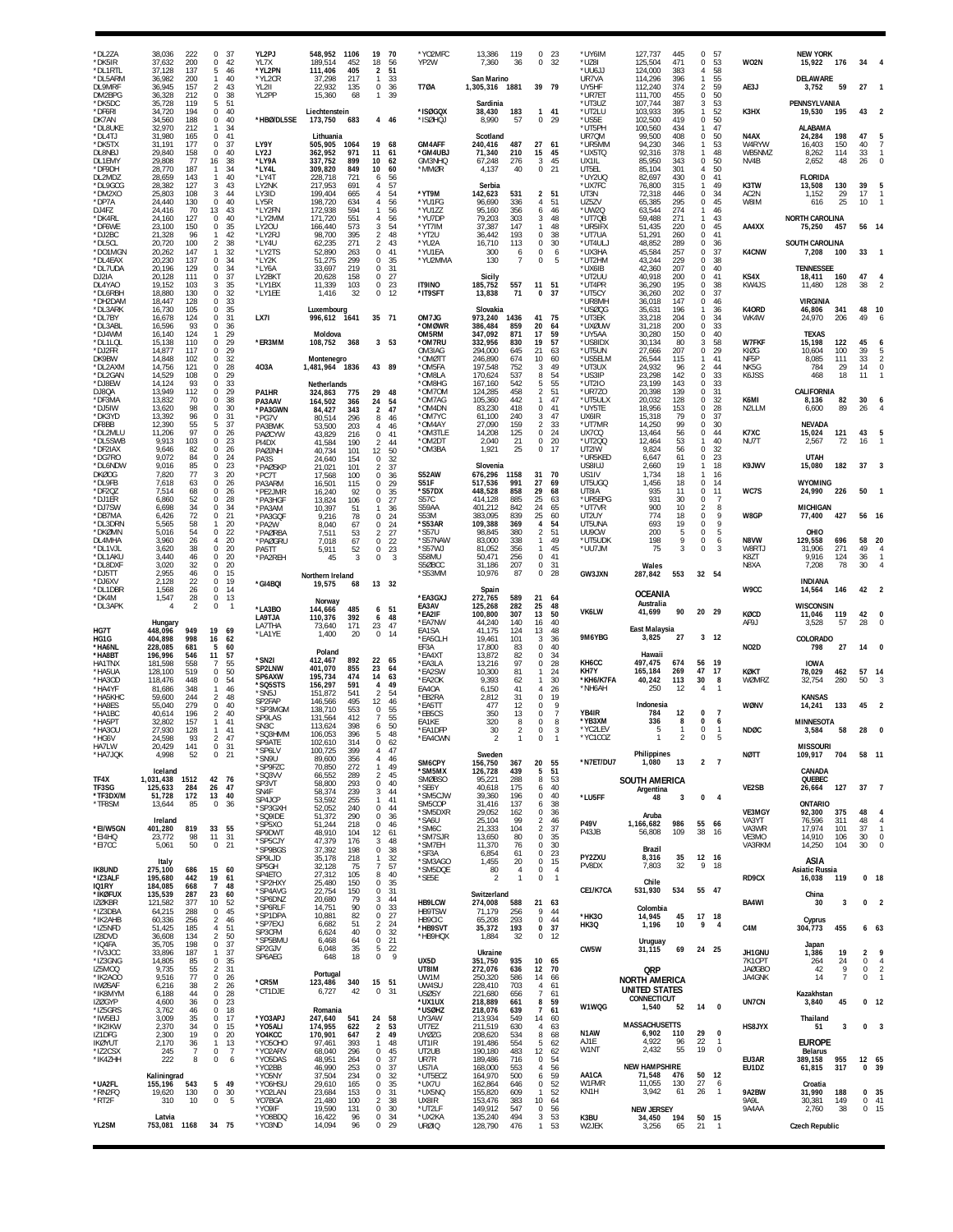| Call | Score | QSOs | | |
|---|---|---|---|---|
| *DL2ZA | 38,036 | 222 | 0 | 37 |
| *DK5IR | 37,632 | 200 | 0 | 42 |
| *DL1RTL | 37,128 | 137 | 5 | 46 |
| *DL5ARM | 36,982 | 200 | 1 | 40 |
| DL9MRF | 36,945 | 157 | 2 | 43 |
| DM2BPG | 36,328 | 212 | 0 | 38 |
| *DK5DC | 35,728 | 119 | 5 | 51 |
| *DF6RI | 34,720 | 194 | 0 | 40 |
| DK7AN | 34,560 | 188 | 0 | 40 |
| *DL8UKE | 32,970 | 212 | 1 | 34 |
| *DL4TJ | 31,980 | 165 | 0 | 41 |
| *DK5TX | 31,191 | 177 | 0 | 37 |
| DL8NBJ | 29,840 | 158 | 0 | 40 |
| DL1EMY | 29,808 | 77 | 16 | 38 |
| *DF9DH | 28,770 | 187 | 1 | 34 |
| DL2MDZ | 28,659 | 143 | 1 | 40 |
| *DL9GCG | 28,382 | 127 | 3 | 43 |
| *DM2XO | 25,803 | 108 | 3 | 44 |
| *DP7A | 24,440 | 130 | 0 | 40 |
| DJ4FZ | 24,416 | 70 | 13 | 43 |
| *DK4RL | 24,160 | 127 | 0 | 40 |
| *DF6WE | 23,100 | 150 | 0 | 35 |
| *DJ2BC | 21,328 | 96 | 1 | 42 |
| *DL5CL | 20,720 | 100 | 2 | 38 |
| *DO1MGN | 20,262 | 147 | 1 | 32 |
| *DL4EAX | 20,230 | 137 | 0 | 34 |
| *DL7UDA | 20,196 | 129 | 0 | 34 |
| DJ2IA | 20,128 | 111 | 0 | 37 |
| DL4YAO | 19,152 | 103 | 3 | 35 |
| *DL6RBH | 18,880 | 130 | 0 | 32 |
| *DH2DAM | 18,447 | 128 | 0 | 33 |
| *DL3ARK | 16,730 | 105 | 0 | 35 |
| *DL7BY | 16,678 | 124 | 0 | 31 |
| *DL3ABL | 16,596 | 93 | 0 | 36 |
| *DJ4WM | 16,140 | 124 | 1 | 29 |
| *DL1LQL | 15,138 | 110 | 0 | 29 |
| *DJ2FR | 14,877 | 117 | 0 | 29 |
| DK9BW | 14,848 | 102 | 0 | 32 |
| *DL2AXM | 14,756 | 121 | 0 | 28 |
| *DL2GAN | 14,529 | 108 | 0 | 29 |
| *DJ8EW | 14,124 | 93 | 0 | 33 |
| DJ8QA | 13,949 | 112 | 0 | 29 |
| *DF3MA | 13,832 | 70 | 0 | 38 |
| *DJ5IW | 13,620 | 98 | 0 | 30 |
| *DK3YD | 13,392 | 96 | 0 | 31 |
| DF8BB | 12,390 | 55 | 5 | 37 |
| *DL2MLU | 11,206 | 97 | 0 | 26 |
| *DL5SWB | 9,913 | 103 | 0 | 23 |
| *DF2IAX | 9,646 | 82 | 0 | 26 |
| *DG7RO | 9,072 | 84 | 0 | 24 |
| *DL6NDW | 9,016 | 85 | 0 | 23 |
| DKØOG | 7,820 | 77 | 3 | 20 |
| *DL9FB | 7,618 | 63 | 0 | 26 |
| *DF2QZ | 7,514 | 68 | 0 | 26 |
| *DJ1ER | 6,860 | 52 | 0 | 28 |
| *DJ7SW | 6,698 | 34 | 0 | 34 |
| *DB7MA | 6,426 | 72 | 0 | 21 |
| *DL3DRN | 5,565 | 58 | 1 | 20 |
| *DKØMN | 5,016 | 54 | 0 | 22 |
| DL4MHA | 3,960 | 26 | 4 | 20 |
| *DL1VJL | 3,620 | 38 | 0 | 20 |
| *DL1AKU | 3,440 | 46 | 0 | 20 |
| *DL8DXF | 3,020 | 32 | 0 | 20 |
| *DJ5TT | 2,955 | 46 | 0 | 15 |
| *DJ6XV | 2,128 | 22 | 0 | 19 |
| *DL1DBR | 1,568 | 26 | 0 | 14 |
| *DK4M | 1,547 | 28 | 0 | 13 |
| *DL3APK | 4 | 2 | 0 | 1 |
| **Hungary** | | | | |
| HG7T | 448,096 | 949 | 19 | 69 |
| HG1G | 404,898 | 998 | 16 | 62 |
| *HA6NL | 228,085 | 681 | 5 | 60 |
| *HA8BT | 196,996 | 546 | 11 | 57 |
| HA1TNX | 181,598 | 558 | 7 | 55 |
| *HA5UA | 128,100 | 519 | 0 | 50 |
| *HA3OD | 118,476 | 448 | 0 | 54 |
| *HA4YF | 81,686 | 348 | 1 | 46 |
| *HA5KHC | 59,600 | 244 | 2 | 48 |
| *HA8ES | 55,040 | 279 | 0 | 40 |
| *HA1BC | 40,616 | 196 | 2 | 40 |
| *HA5PT | 32,802 | 157 | 1 | 41 |
| *HA3OU | 27,930 | 128 | 1 | 41 |
| *HG6V | 24,598 | 93 | 2 | 47 |
| HA7LW | 20,429 | 141 | 0 | 31 |
| *HA7JQK | 4,998 | 52 | 0 | 21 |
| **Iceland** | | | | |
| TF4X | 1,031,438 | 1512 | 42 | 76 |
| TF3SG | 125,633 | 284 | 26 | 47 |
| *TF3DX/M | 51,728 | 172 | 13 | 40 |
| *TF8SM | 13,644 | 85 | 0 | 36 |
| **Ireland** | | | | |
| *EI/W5GN | 401,280 | 819 | 33 | 55 |
| *EI4HQ | 23,772 | 98 | 11 | 31 |
| *EI7CC | 5,061 | 50 | 0 | 21 |
| **Italy** | | | | |
| IK8UND | 275,100 | 686 | 15 | 60 |
| *IZ3ALF | 195,680 | 442 | 19 | 61 |
| IQ1RY | 184,085 | 668 | 7 | 48 |
| *IKØFUX | 135,539 | 287 | 23 | 60 |
| IZØKBR | 121,582 | 377 | 10 | 52 |
| *IZ3DBA | 64,215 | 288 | 0 | 45 |
| *IK2AHB | 60,336 | 256 | 2 | 46 |
| *IZ5NFD | 51,425 | 185 | 4 | 51 |
| IZ8DVD | 36,608 | 134 | 2 | 50 |
| *IQ4FA | 35,705 | 198 | 0 | 37 |
| *IV3JCC | 33,896 | 187 | 1 | 37 |
| *IZ3GNG | 14,805 | 85 | 0 | 35 |
| IZ5MOQ | 9,735 | 55 | 2 | 31 |
| *IK2AOO | 9,516 | 77 | 0 | 26 |
| IWØSAF | 6,216 | 38 | 2 | 26 |
| *IK8MYM | 6,188 | 44 | 0 | 28 |
| IZØGYP | 4,600 | 36 | 0 | 23 |
| *IZ5GRS | 3,762 | 46 | 0 | 18 |
| *IW5EIJ | 3,009 | 35 | 0 | 17 |
| *IK2IKW | 2,370 | 34 | 0 | 15 |
| IZ1DFG | 2,300 | 19 | 0 | 20 |
| IKØYUT | 2,170 | 36 | 1 | 13 |
| *IZ2CSX | 245 | 7 | 0 | 7 |
| *IK4ZHH | 222 | 8 | 0 | 6 |
| **Kaliningrad** | | | | |
| *UA2FL | 155,196 | 543 | 5 | 49 |
| *RN2FQ | 19,620 | 130 | 0 | 30 |
| *RT2F | 310 | 10 | 0 | 5 |
| **Latvia** | | | | |
| YL2SM | 753,081 | 1168 | 34 | 75 |
| YL2PJ | 548,952 | 1106 | 19 | 70 |
| YL7X | 189,514 | 452 | 18 | 56 |
| *YL2PN | 111,406 | 405 | 2 | 51 |
| *YL2CR | 37,298 | 217 | 1 | 33 |
| YL2II | 22,932 | 135 | 0 | 36 |
| YL2PP | 15,360 | 68 | 1 | 39 |
| **Liechtenstein** | | | | |
| *HBØ/DL5SE | 173,750 | 683 | 4 | 46 |
| **Lithuania** | | | | |
| LY9Y | 505,905 | 1064 | 19 | 68 |
| LY2J | 362,952 | 971 | 11 | 61 |
| *LY9A | 337,752 | 899 | 10 | 62 |
| *LY4L | 309,820 | 849 | 10 | 60 |
| *LY4T | 228,718 | 721 | 6 | 56 |
| LY2NK | 217,953 | 691 | 4 | 57 |
| LY3ID | 199,404 | 665 | 4 | 54 |
| LY5R | 198,720 | 634 | 4 | 56 |
| *LY2FN | 172,938 | 594 | 1 | 56 |
| *LY2MM | 171,720 | 551 | 4 | 56 |
| LY2OU | 166,440 | 573 | 3 | 54 |
| *LY2RJ | 98,700 | 395 | 2 | 48 |
| *LY4U | 62,235 | 271 | 2 | 43 |
| *LY2TS | 52,890 | 263 | 0 | 41 |
| *LY2K | 51,275 | 299 | 0 | 35 |
| *LY6A | 33,697 | 219 | 0 | 31 |
| LY2BKT | 20,628 | 158 | 0 | 27 |
| *LY1BX | 11,339 | 103 | 0 | 23 |
| *LY1EE | 1,416 | 32 | 0 | 12 |
| **Luxembourg** | | | | |
| LX7I | 996,612 | 1641 | 35 | 71 |
| **Moldova** | | | | |
| *ER3MM | 108,752 | 368 | 3 | 53 |
| **Montenegro** | | | | |
| 4O3A | 1,481,964 | 1836 | 43 | 89 |
| **Netherlands** | | | | |
| PA1HR | 324,863 | 775 | 29 | 48 |
| PA3AAV | 164,502 | 366 | 24 | 54 |
| *PA3GWN | 84,427 | 343 | 2 | 47 |
| *PG7V | 80,514 | 296 | 8 | 46 |
| PA3BWK | 53,500 | 203 | 4 | 46 |
| PAØCYW | 43,829 | 216 | 0 | 41 |
| PI4DX | 41,584 | 190 | 2 | 44 |
| PAØINH | 40,734 | 101 | 12 | 50 |
| PA3S | 24,640 | 154 | 0 | 32 |
| *PAØSKP | 21,021 | 101 | 2 | 37 |
| *PC7T | 17,568 | 100 | 0 | 36 |
| PA3ARM | 16,501 | 115 | 0 | 29 |
| *PE2JMR | 16,240 | 92 | 0 | 35 |
| *PA3HGF | 13,824 | 106 | 0 | 27 |
| *PA3AM | 10,397 | 51 | 1 | 36 |
| *PA3GQF | 9,216 | 78 | 0 | 24 |
| *PA2W | 8,040 | 67 | 0 | 24 |
| *PAØRBA | 7,511 | 53 | 2 | 27 |
| *PAØGRU | 7,018 | 67 | 0 | 22 |
| PA5TT | 5,911 | 52 | 0 | 23 |
| *PA2REH | 45 | 3 | 0 | 3 |
| **Northern Ireland** | | | | |
| *GI4BQI | 19,575 | 68 | 13 | 32 |
| **Norway** | | | | |
| *LA3BO | 144,666 | 485 | 6 | 51 |
| LA9TJA | 110,376 | 392 | 6 | 48 |
| LA7THA | 73,640 | 171 | 23 | 47 |
| *LA1YE | 1,400 | 20 | 0 | 14 |
| **Poland** | | | | |
| *SN2I | 412,467 | 892 | 22 | 65 |
| SP2LNW | 401,070 | 855 | 23 | 64 |
| SP6AXW | 195,734 | 474 | 14 | 63 |
| *SQ5STS | 156,297 | 591 | 4 | 49 |
| *SN5J | 151,872 | 541 | 2 | 54 |
| SP2FAP | 146,566 | 495 | 12 | 46 |
| *SP3MGM | 138,710 | 553 | 0 | 55 |
| SP1GAS | 131,564 | 412 | 7 | 55 |
| SN3C | 113,624 | 398 | 6 | 50 |
| *SQ3HMM | 106,053 | 396 | 5 | 48 |
| SP9ATE | 102,610 | 314 | 0 | 62 |
| *SP6LV | 100,725 | 399 | 4 | 47 |
| *SN9U | 89,600 | 356 | 4 | 46 |
| *SP9FZC | 70,850 | 272 | 1 | 49 |
| *SQ3VV | 66,552 | 289 | 2 | 45 |
| SP3VT | 58,800 | 293 | 0 | 40 |
| SN4F | 58,374 | 239 | 3 | 44 |
| SP4JCP | 53,592 | 255 | 1 | 41 |
| *SP3GXH | 52,052 | 240 | 0 | 44 |
| *SQ8IDE | 51,372 | 290 | 0 | 36 |
| *SP5XO | 51,244 | 218 | 0 | 46 |
| SP9DWT | 48,910 | 104 | 12 | 61 |
| *SP5CJY | 47,379 | 176 | 3 | 48 |
| *SP9BGS | 37,392 | 198 | 0 | 38 |
| SP9LJD | 35,178 | 218 | 1 | 32 |
| SP5GH | 32,128 | 75 | 7 | 57 |
| SP4ETO | 27,312 | 105 | 8 | 40 |
| *SP2HXY | 25,480 | 150 | 0 | 35 |
| *SP4AVG | 22,754 | 150 | 0 | 31 |
| *SP6DNZ | 20,680 | 79 | 3 | 44 |
| *SP6RLF | 14,751 | 90 | 0 | 33 |
| *SP1DPA | 10,881 | 82 | 0 | 27 |
| *SP7EXJ | 6,682 | 51 | 2 | 24 |
| SP3CFM | 6,624 | 40 | 0 | 32 |
| *SP5BMU | 6,468 | 64 | 0 | 21 |
| SP2GJV | 6,048 | 35 | 5 | 22 |
| SP6AEG | 648 | 18 | 0 | 9 |
| **Portugal** | | | | |
| *CR5M | 123,486 | 340 | 15 | 51 |
| *CT1DJE | 6,727 | 42 | 0 | 31 |
| **Romania** | | | | |
| *YO3APJ | 247,640 | 541 | 24 | 58 |
| *YO5ALI | 174,955 | 622 | 2 | 53 |
| YO4KCC | 170,901 | 647 | 2 | 49 |
| *YO5OHO | 97,461 | 393 | 1 | 48 |
| *YO2ARV | 68,040 | 296 | 0 | 45 |
| *YO5DAS | 48,951 | 264 | 0 | 37 |
| *YO2BB | 46,990 | 253 | 0 | 37 |
| *YO5NY | 37,504 | 234 | 0 | 32 |
| *YO6HSU | 29,610 | 165 | 0 | 35 |
| *YO2LAN | 23,684 | 153 | 0 | 31 |
| YO7BGA | 21,480 | 100 | 2 | 38 |
| *YO9IF | 19,590 | 131 | 0 | 30 |
| *YO6BDQ | 16,422 | 96 | 0 | 34 |
| *YO3ND | 14,094 | 96 | 0 | 29 |
| *YO2MFC | 13,386 | 119 | 0 | 23 |
| YP2W | 7,360 | 36 | 0 | 32 |
| **San Marino** | | | | |
| T7ØA | 1,305,316 | 1881 | 39 | 79 |
| **Sardinia** | | | | |
| *ISØGQX | 38,430 | 183 | 1 | 41 |
| *ISØHQJ | 8,990 | 57 | 0 | 29 |
| **Scotland** | | | | |
| GM4AFF | 240,416 | 487 | 27 | 61 |
| *GM4UBJ | 71,340 | 210 | 15 | 45 |
| GM3NHQ | 67,248 | 276 | 3 | 45 |
| *MMØR | 4,137 | 40 | 0 | 21 |
| **Serbia** | | | | |
| *YT9M | 142,623 | 531 | 2 | 51 |
| *YU1FG | 96,690 | 336 | 4 | 51 |
| *YU1ZZ | 95,160 | 356 | 6 | 46 |
| *YU7DP | 79,203 | 303 | 3 | 48 |
| *YT7IM | 37,387 | 147 | 1 | 48 |
| *YT2U | 36,442 | 193 | 0 | 38 |
| *YU2A | 16,710 | 113 | 0 | 30 |
| *YU1EA | 300 | 6 | 0 | 6 |
| *YU2MMA | 130 | 7 | 0 | 5 |
| **Sicily** | | | | |
| IT9INO | 185,752 | 557 | 11 | 51 |
| *IT9SFT | 13,838 | 71 | 0 | 37 |
| **Slovakia** | | | | |
| OM7JG | 973,240 | 1436 | 41 | 75 |
| *OMØWR | 386,484 | 859 | 20 | 64 |
| OM5RM | 347,092 | 871 | 17 | 59 |
| *OM7RU | 332,956 | 830 | 19 | 57 |
| OM3IAG | 294,000 | 645 | 21 | 63 |
| *OM2TT | 246,890 | 674 | 10 | 60 |
| *OM5FA | 197,548 | 752 | 3 | 49 |
| *OM8LA | 170,624 | 537 | 8 | 54 |
| *OM8HG | 167,160 | 542 | 5 | 55 |
| *OM7OM | 124,285 | 458 | 2 | 51 |
| *OM7AG | 105,360 | 442 | 1 | 47 |
| *OM4DN | 83,230 | 418 | 0 | 41 |
| *OM7YC | 61,100 | 240 | 3 | 47 |
| *OM4AY | 27,090 | 159 | 2 | 33 |
| *OM3TLE | 14,208 | 125 | 0 | 24 |
| *OM2DT | 2,040 | 21 | 0 | 20 |
| *OM3BA | 1,921 | 25 | 0 | 17 |
| **Slovenia** | | | | |
| S52AW | 676,296 | 1158 | 31 | 70 |
| S51F | 517,536 | 991 | 27 | 69 |
| *S57DX | 448,528 | 858 | 29 | 68 |
| S57C | 414,128 | 885 | 25 | 63 |
| S59AA | 401,212 | 842 | 24 | 65 |
| S53M | 383,095 | 839 | 25 | 60 |
| *S53AR | 109,388 | 369 | 4 | 54 |
| *S57U | 98,845 | 380 | 2 | 51 |
| *S57NAW | 83,000 | 338 | 1 | 49 |
| *S57WJ | 81,052 | 356 | 1 | 45 |
| S58MU | 50,471 | 256 | 0 | 41 |
| S5ØBCC | 31,186 | 207 | 0 | 31 |
| *S53MM | 10,976 | 87 | 0 | 28 |
| **Spain** | | | | |
| *EA3GXJ | 272,765 | 589 | 21 | 64 |
| EA3AV | 125,268 | 282 | 25 | 48 |
| *EA2IF | 100,800 | 307 | 13 | 50 |
| *EA7NW | 44,240 | 140 | 16 | 40 |
| EA1SA | 41,175 | 124 | 13 | 48 |
| *EA5CLH | 19,461 | 101 | 3 | 36 |
| EF3A | 17,800 | 83 | 0 | 40 |
| *EA4XT | 13,872 | 82 | 0 | 34 |
| *EA3LA | 13,216 | 97 | 0 | 28 |
| *EA2SW | 10,300 | 81 | 1 | 24 |
| *EA2OK | 9,393 | 62 | 1 | 30 |
| EA4OA | 6,150 | 41 | 4 | 26 |
| *EB2RA | 2,812 | 31 | 0 | 19 |
| *EA5TT | 477 | 12 | 0 | 9 |
| *EB5CS | 350 | 13 | 0 | 7 |
| EA1KE | 320 | 8 | 0 | 8 |
| *EA1DFP | 30 | 2 | 0 | 3 |
| *EA4CWN | 2 | 1 | 0 | 1 |
| **Sweden** | | | | |
| SM6CPY | 156,750 | 367 | 20 | 55 |
| *SM5MX | 126,728 | 439 | 5 | 51 |
| SMØBSO | 95,221 | 288 | 8 | 53 |
| *SE6Y | 40,618 | 175 | 6 | 40 |
| *SM5CJW | 39,360 | 196 | 0 | 40 |
| SM5COP | 31,416 | 137 | 6 | 38 |
| *SM5DXR | 29,052 | 162 | 0 | 36 |
| *SA6U | 25,104 | 99 | 2 | 46 |
| *SM6C | 21,333 | 104 | 2 | 37 |
| *SM7SJR | 13,650 | 80 | 0 | 35 |
| *SM7EH | 11,370 | 76 | 0 | 30 |
| *SF3A | 6,854 | 61 | 0 | 23 |
| *SM3AGO | 1,455 | 20 | 0 | 15 |
| *SM5DQE | 80 | 4 | 0 | 4 |
| *SE5E | 2 | 1 | 0 | 1 |
| **Switzerland** | | | | |
| HB9LCW | 274,008 | 588 | 21 | 63 |
| HB9TSW | 71,179 | 256 | 9 | 44 |
| HB9CIC | 65,208 | 293 | 0 | 44 |
| *HB9SVT | 35,372 | 193 | 0 | 37 |
| *HB9HQX | 1,884 | 32 | 0 | 12 |
| **Ukraine** | | | | |
| UX5D | 351,750 | 935 | 10 | 65 |
| UT8IM | 272,076 | 636 | 12 | 70 |
| UW1M | 250,320 | 586 | 14 | 66 |
| UW4SU | 228,410 | 703 | 4 | 61 |
| US8SY | 221,680 | 656 | 7 | 61 |
| *UX1UX | 218,889 | 661 | 8 | 59 |
| *USØHZ | 218,076 | 639 | 7 | 61 |
| UY3AW | 213,934 | 549 | 14 | 60 |
| UT7EZ | 211,519 | 630 | 4 | 63 |
| UY2ZG | 208,620 | 534 | 8 | 68 |
| UT1IR | 191,486 | 554 | 5 | 62 |
| UT2UB | 190,180 | 483 | 12 | 62 |
| UR7R | 189,486 | 716 | 0 | 54 |
| US7IA | 168,000 | 553 | 4 | 56 |
| *UT5ECZ | 164,970 | 500 | 6 | 59 |
| *UX7U | 162,864 | 646 | 0 | 52 |
| *UX5NQ | 155,820 | 609 | 1 | 52 |
| UX8IR | 153,476 | 383 | 10 | 64 |
| *UT2LF | 149,912 | 547 | 0 | 56 |
| *UX2KA | 135,240 | 494 | 3 | 53 |
| URØIQ | 128,790 | 476 | 1 | 53 |
| *UY6IM | 127,737 | 445 | 0 | 57 |
| *UZ8I | 125,504 | 471 | 0 | 53 |
| *UU6JJ | 124,000 | 383 | 4 | 58 |
| UR7VA | 114,296 | 396 | 1 | 55 |
| UY5HF | 112,240 | 374 | 2 | 59 |
| *UR7ET | 111,700 | 455 | 0 | 50 |
| *UT3UZ | 107,744 | 387 | 3 | 53 |
| *UT2LU | 103,933 | 395 | 1 | 52 |
| *US5E | 102,500 | 419 | 0 | 50 |
| *UT5PH | 100,560 | 434 | 1 | 47 |
| UR7QM | 99,500 | 408 | 0 | 50 |
| *UR5MM | 94,230 | 346 | 1 | 53 |
| *UX5TQ | 92,316 | 378 | 1 | 48 |
| UX1IL | 85,950 | 343 | 0 | 50 |
| UT5EL | 85,104 | 301 | 4 | 50 |
| *UY2UQ | 82,697 | 430 | 0 | 41 |
| *UX7FC | 76,800 | 315 | 1 | 49 |
| UT3N | 72,318 | 446 | 0 | 34 |
| UZ5ZV | 65,385 | 295 | 0 | 45 |
| *UW2Q | 63,544 | 274 | 1 | 46 |
| *UT7QB | 59,488 | 271 | 1 | 43 |
| *UR5IFX | 51,435 | 220 | 0 | 45 |
| *UT7UA | 51,291 | 260 | 0 | 41 |
| *UT4ULJ | 48,852 | 289 | 0 | 36 |
| *UX3HA | 45,584 | 257 | 0 | 37 |
| *UT2HM | 43,244 | 229 | 0 | 38 |
| *UX6IB | 42,360 | 207 | 0 | 40 |
| *UT2UU | 40,918 | 200 | 0 | 41 |
| *UT4PR | 36,290 | 195 | 0 | 38 |
| *UT5CY | 36,260 | 202 | 0 | 37 |
| *UR8MH | 36,018 | 147 | 0 | 46 |
| *US2QG | 35,631 | 196 | 1 | 36 |
| *UT3EK | 33,218 | 204 | 0 | 34 |
| *UXØUW | 31,218 | 200 | 0 | 33 |
| *UY5AA | 30,280 | 150 | 0 | 40 |
| *US8IDX | 30,134 | 80 | 3 | 58 |
| *UT5UN | 27,666 | 207 | 0 | 29 |
| *US5ELM | 26,544 | 115 | 1 | 41 |
| *UT3UX | 24,932 | 96 | 2 | 44 |
| *US3IP | 23,292 | 142 | 0 | 33 |
| *UT2IO | 23,199 | 143 | 0 | 33 |
| *UR7ZO | 20,398 | 139 | 0 | 31 |
| *UT5ULX | 20,032 | 128 | 0 | 32 |
| *UY5TE | 18,956 | 153 | 0 | 28 |
| UX6IR | 15,318 | 79 | 0 | 37 |
| *UT7MR | 14,250 | 99 | 0 | 30 |
| UX7CQ | 13,464 | 56 | 0 | 44 |
| *UT2QQ | 12,464 | 53 | 1 | 40 |
| UT2IW | 9,824 | 56 | 0 | 32 |
| *UR5KED | 6,647 | 61 | 0 | 23 |
| US8IUJ | 2,660 | 19 | 1 | 18 |
| US1IV | 1,734 | 18 | 1 | 16 |
| UT5UGQ | 1,456 | 18 | 0 | 14 |
| UT8IA | 935 | 11 | 0 | 11 |
| *UR5EPG | 931 | 30 | 0 | 7 |
| *UT7VR | 900 | 10 | 2 | 8 |
| UT2UY | 774 | 18 | 0 | 9 |
| UT5UNA | 693 | 19 | 0 | 9 |
| UU9CW | 200 | 5 | 0 | 5 |
| *UT5UDK | 198 | 9 | 0 | 6 |
| *UU7JM | 75 | 3 | 0 | 3 |
| **Wales** | | | | |
| GW3JXN | 287,842 | 553 | 32 | 54 |
| **OCEANIA** | | | | |
| **Australia** | | | | |
| VK6LW | 41,699 | 90 | 20 | 29 |
| **East Malaysia** | | | | |
| 9M6YBG | 3,825 | 27 | 3 | 12 |
| **Hawaii** | | | | |
| KH6CC | 497,475 | 674 | 56 | 19 |
| KH7Y | 165,184 | 269 | 47 | 17 |
| *KH6/K7FA | 40,242 | 113 | 30 | 8 |
| *NH6AH | 250 | 12 | 4 | 1 |
| **Indonesia** | | | | |
| YB4IR | 784 | 12 | 0 | 7 |
| *YB3XM | 336 | 8 | 0 | 6 |
| *YC2LEV | 5 | 1 | 0 | 1 |
| *YC1COZ | 1 | 2 | 0 | 5 |
| **Philippines** | | | | |
| *N7ET/DU7 | 1,080 | 13 | 2 | 7 |
| **SOUTH AMERICA** | | | | |
| **Argentina** | | | | |
| *LU5FF | 48 | 3 | 0 | 4 |
| **Aruba** | | | | |
| P49V | 1,166,682 | 986 | 55 | 66 |
| P43JB | 56,808 | 109 | 38 | 16 |
| **Brazil** | | | | |
| PY2ZXU | 8,316 | 35 | 12 | 16 |
| PV8DX | 7,803 | 32 | 9 | 18 |
| **Chile** | | | | |
| CE1/K7CA | 531,930 | 534 | 55 | 47 |
| **Colombia** | | | | |
| *HK3O | 14,945 | 45 | 17 | 18 |
| HK3Q | 1,196 | 10 | 9 | 4 |
| **Uruguay** | | | | |
| CW5W | 31,115 | 69 | 24 | 25 |
| **NORTH AMERICA** | | | | |
| **UNITED STATES** | | | | |
| **CONNECTICUT** | | | | |
| W1WQG | 1,540 | 52 | 14 | 0 |
| **MASSACHUSETTS** | | | | |
| N1AW | 6,902 | 110 | 29 | 0 |
| AJ1E | 4,922 | 96 | 22 | 1 |
| W1NT | 2,432 | 55 | 19 | 0 |
| **NEW HAMPSHIRE** | | | | |
| AA1CA | 71,548 | 476 | 50 | 12 |
| W1FMR | 11,055 | 130 | 27 | 6 |
| KN1H | 3,942 | 61 | 26 | 1 |
| **NEW JERSEY** | | | | |
| K3BU | 34,450 | 194 | 50 | 15 |
| W2JEK | 3,256 | 65 | 21 | 1 |
| **NEW YORK** | | | | |
| WO2N | 15,922 | 176 | 34 | 4 |
| **DELAWARE** | | | | |
| AE3J | 3,752 | 59 | 27 | 1 |
| **PENNSYLVANIA** | | | | |
| K3HX | 19,530 | 195 | 43 | 2 |
| **ALABAMA** | | | | |
| N4AX | 24,284 | 198 | 47 | 5 |
| W4RYW | 16,403 | 150 | 40 | 7 |
| WB5NMZ | 8,262 | 114 | 33 | 1 |
| NV4B | 2,652 | 48 | 26 | 0 |
| **FLORIDA** | | | | |
| K3TW | 13,508 | 130 | 39 | 5 |
| AC2N | 1,152 | 29 | 17 | 1 |
| W8IM | 616 | 25 | 10 | 1 |
| **NORTH CAROLINA** | | | | |
| AA4XX | 75,250 | 457 | 56 | 14 |
| **SOUTH CAROLINA** | | | | |
| K4CNW | 7,208 | 100 | 33 | 1 |
| **TENNESSEE** | | | | |
| KS4X | 18,411 | 160 | 47 | 4 |
| KW4JS | 11,480 | 128 | 38 | 2 |
| **VIRGINIA** | | | | |
| K4ORD | 46,806 | 341 | 48 | 10 |
| WK4W | 24,970 | 206 | 49 | 6 |
| **TEXAS** | | | | |
| W7FKF | 15,198 | 122 | 45 | 6 |
| KIØG | 10,604 | 100 | 39 | 5 |
| NF5P | 8,085 | 111 | 33 | 2 |
| NK5G | 784 | 29 | 14 | 0 |
| K6JSS | 468 | 18 | 11 | 1 |
| **CALIFORNIA** | | | | |
| K6MI | 8,136 | 82 | 30 | 6 |
| N2LLM | 6,600 | 89 | 26 | 4 |
| **NEVADA** | | | | |
| K7XC | 15,024 | 121 | 43 | 5 |
| NU7T | 2,567 | 72 | 16 | 1 |
| **UTAH** | | | | |
| K9JWV | 15,080 | 182 | 37 | 3 |
| **WYOMING** | | | | |
| WC7S | 24,990 | 226 | 50 | 1 |
| **MICHIGAN** | | | | |
| W8GP | 77,400 | 427 | 56 | 16 |
| **OHIO** | | | | |
| N8VW | 129,558 | 696 | 58 | 20 |
| W8RTJ | 31,906 | 271 | 49 | 4 |
| K8ZT | 9,916 | 124 | 36 | 1 |
| N8XA | 7,208 | 78 | 30 | 4 |
| **INDIANA** | | | | |
| W9CC | 14,564 | 146 | 42 | 2 |
| **WISCONSIN** | | | | |
| KØCD | 11,046 | 119 | 42 | 0 |
| AF9J | 3,528 | 57 | 28 | 0 |
| **COLORADO** | | | | |
| NO2D | 798 | 27 | 14 | 0 |
| **IOWA** | | | | |
| KØKT | 78,029 | 462 | 57 | 14 |
| WØMRZ | 32,754 | 280 | 50 | 3 |
| **KANSAS** | | | | |
| WØNV | 14,241 | 133 | 45 | 2 |
| **MINNESOTA** | | | | |
| NDØC | 3,584 | 58 | 28 | 0 |
| **MISSOURI** | | | | |
| NØTT | 109,917 | 704 | 58 | 11 |
| **CANADA** | | | | |
| **QUEBEC** | | | | |
| VE2SB | 26,664 | 127 | 37 | 7 |
| **ONTARIO** | | | | |
| VE3MGY | 92,300 | 375 | 48 | 4 |
| VA3YT | 76,596 | 311 | 48 | 4 |
| VA3WR | 17,974 | 101 | 37 | 1 |
| VE3MO | 14,910 | 106 | 30 | 0 |
| VA3RKM | 14,250 | 104 | 30 | 0 |
| **ASIA** | | | | |
| **Asiatic Russia** | | | | |
| RD9CX | 16,038 | 119 | 0 | 18 |
| **China** | | | | |
| BA4WI | 30 | 3 | 0 | 2 |
| **Cyprus** | | | | |
| C4M | 304,773 | 455 | 6 | 63 |
| **Japan** | | | | |
| JH1GNU | 1,386 | 19 | 2 | 9 |
| 7K1CPT | 264 | 24 | 0 | 4 |
| JAØGBO | 42 | 9 | 0 | 2 |
| JA4GNK | 14 | 7 | 0 | 1 |
| **Kazakhstan** | | | | |
| UN7CN | 3,840 | 45 | 0 | 12 |
| **Thailand** | | | | |
| HS8JYX | 51 | 3 | 0 | 3 |
| **EUROPE** | | | | |
| **Belarus** | | | | |
| EU3AR | 389,158 | 955 | 12 | 65 |
| EU1DZ | 61,815 | 317 | 0 | 39 |
| **Croatia** | | | | |
| 9A2BW | 31,990 | 188 | 0 | 35 |
| 9A9L | 30,381 | 149 | 0 | 41 |
| 9A4AA | 2,760 | 38 | 0 | 15 |
| **Czech Republic** | | | | |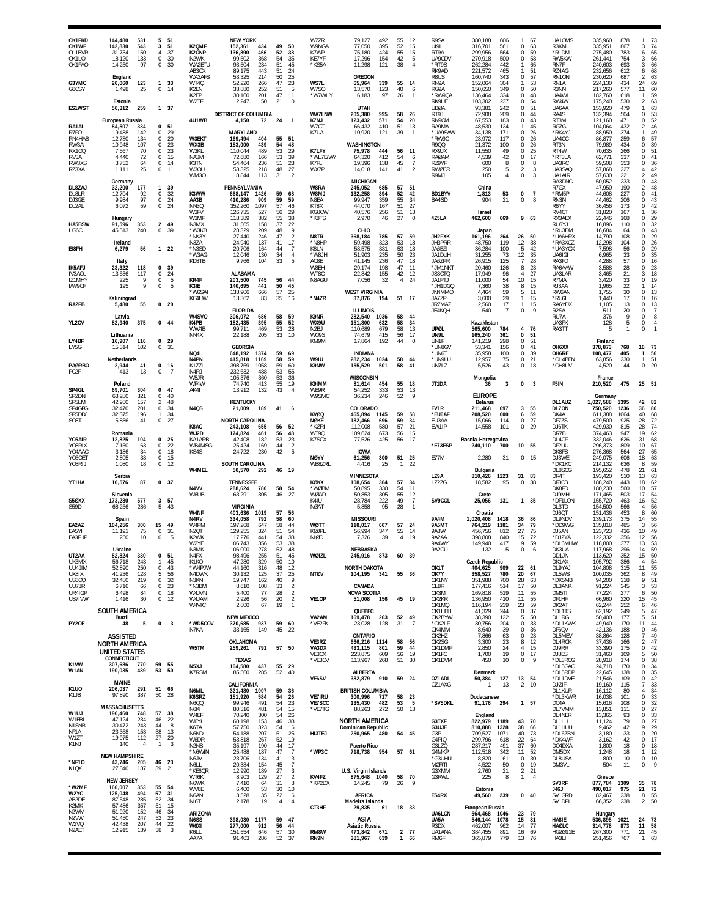OK1FKD 144,480 531 5 51
OK1WF 142,830 543 3 51
OL1BVR 31,734 150 4 37
OK1LO 18,120 133 0 30
OK1FAO 14,250 97 0 30

**England**
G3YMC 20,060 123 1 33
G6CSY 1,498 25 0 14

**Estonia**
ES1WST 50,312 259 1 37

**European Russia**
RA1AL 84,507 334 0 51
R7FO 19,488 142 0 29
RN4HAB 12,780 134 0 20
RW3AI 10,948 107 0 23
RX1CQ 7,567 70 0 23
RV3A 4,440 72 0 15
RW3XS 3,752 64 0 14
RZ3XA 1,111 25 0 11

**Germany**
DL8ZAJ 32,200 177 1 39
DL8LR 12,704 92 0 32
DJ3GE 9,984 97 0 24
DL2AL 6,072 59 0 24

**Hungary**
HA5BSW 91,596 353 2 49
HG6C 45,513 240 0 39

**Ireland**
EI8FH 6,279 56 1 22

**Italy**
IK5AFJ 23,322 118 0 39
IV3AOL 13,536 117 0 24
IZ1MHY 225 9 0 5
I/W9CF 195 9 0 5

**Kaliningrad**
RA2FB 5,480 55 0 20

**Latvia**
YL2CV 82,940 375 0 44

**Lithuania**
LY4BF 16,907 116 0 29
LY5G 15,314 102 0 31

**Netherlands**
PA0RBO 2,944 41 0 16
PC2F 413 13 0 7

**Poland**
SP4GL 69,701 304 0 47
SP2DNI 63,280 321 0 40
SP5LM 42,950 157 2 48
SP4GFG 32,470 201 0 34
SP5DDJ 32,375 196 1 34
SO8T 5,886 41 0 27

**Romania**
YO5AIR 12,825 104 0 25
YO8RIX 7,150 63 0 22
YO4AAC 3,186 34 0 18
YO5OET 2,805 38 0 15
YO8RIJ 1,080 18 0 12

**Serbia**
YT1HA 16,576 87 0 37

**Slovenia**
S50XX 173,280 577 3 57
S59D 68,256 286 5 43

**Spain**
EA2AZ 104,256 300 15 49
EA5YI 11,191 75 0 31
EA3FHP 250 10 0 5

**Ukraine**
UT2AA 82,824 330 0 51
UX3MX 56,718 243 1 45
UU4JIM 52,890 250 0 43
UX8IX 41,236 128 5 56
US6CQ 32,480 219 0 32
UU7JR 6,716 66 0 23
UR4IGP 6,498 84 0 18
US7IVW 1,416 30 0 12

## SOUTH AMERICA

**Brazil**
PY2OE 48 5 0 3

## ASSISTED
## NORTH AMERICA
## UNITED STATES

**CONNECTICUT**
K1VW 307,686 770 59 55
W1AN 190,035 489 53 50

**MAINE**
K1UO 206,037 291 51 66
K1JB 97,890 387 50 28

**MASSACHUSETTS**
W1UJ 196,460 748 57 38
W1EBI 47,124 234 46 22
N1SNB 30,472 243 44 8
NF1A 23,358 153 38 13
W1ZT 19,975 112 27 20
K1NJ 140 4 1 3

**NEW HAMPSHIRE**
*NF1O 43,746 205 46 23
K1QX 27,840 137 39 21

**NEW JERSEY**
*W2MF 166,007 353 55 54
W2YC 125,048 494 57 31
AB2DE 87,548 285 52 34
K2MK 57,486 357 51 15
N2MM 51,920 152 46 34
N2VW 51,450 247 52 23
W2VQ 42,438 207 44 22
N2AET 12,915 139 38 3

**NEW YORK**
K2QMF 152,361 434 49 50
K2ONP 136,890 466 52 38
N2WK 99,502 368 54 35
WA2ETU 93,504 234 51 45
AB3CX 89,175 443 51 24
WA3AFS 53,325 214 50 25
WT4Q 52,220 266 47 23
K2EN 33,880 252 51 5
K2EP 30,160 201 47 11
W2TF 2,247 50 21 0

**DISTRICT OF COLUMBIA**
4U1WB 4,150 72 24 1

**MARYLAND**
W3EKT 169,494 404 55 51
WX3B 153,000 439 54 48
W3KL 110,044 489 53 29
NA3M 72,680 166 53 39
K3TN 54,464 236 51 23
W3OU 53,325 218 48 27
WM3O 8,844 113 31 2

**PENNSYLVANIA**
K3WW 668,147 1426 59 68
AA3B 410,286 909 59 59
NN3Q 352,260 1097 57 46
W3FV 126,735 527 56 29
W3MF 118,389 382 55 38
N3MX 31,565 158 37 22
*W3KB 28,329 209 48 9
*NK3Y 27,440 246 47 2
N3ZA 24,940 137 41 17
*N3SD 20,706 164 44 7
*W3AG 12,046 130 34 4
KD3TB 9,766 104 33 5

**ALABAMA**
KR4F 203,500 745 56 44
K3IE 140,695 441 50 45
*W6SAI 133,906 666 57 25
KC4HW 13,362 83 35 16

**FLORIDA**
W4SVO 306,072 686 58 59
K4PB 182,435 395 55 52
WW4B 99,711 469 53 28
NN4X 22,188 205 33 10

**GEORGIA**
NQ4I 648,192 1374 59 69
N4PN 415,818 1169 58 59
K1ZZI 398,769 1058 59 60
N4RJ 232,632 488 53 55
W5JR 105,376 360 53 36
WF4W 74,740 413 55 19
AK4I 13,912 132 43 4

**KENTUCKY**
N4QS 21,009 189 41 6

**NORTH CAROLINA**
K8AC 243,108 655 56 52
WJ2D 174,824 461 56 48
KA1ARB 42,408 182 53 23
WB4MSG 25,424 169 44 12
KS4S 24,722 230 42 5

**SOUTH CAROLINA**
W4MEL 50,570 292 46 19

**TENNESSEE**
N4VV 288,624 780 58 54
W6UB 63,291 305 46 27

**VIRGINIA**
W4NF 403,636 1019 57 56
N4RV 334,058 792 58 60
W4PM 197,268 647 58 44
N2QT 129,255 324 51 54
K2WK 117,276 441 54 33
W2YE 106,743 356 53 38
N3MK 106,008 278 52 48
N4FX 98,496 255 51 45
K1KO 47,280 329 50 10
*W4PJW 44,160 316 48 12
N4DWK 30,132 125 37 25
N3KN 19,747 162 40 9
*N3BM 8,610 108 33 2
W4JVN 5,400 77 28 2
W4JAM 2,926 56 20 2
W4VIC 2,800 67 19 1

**NEW MEXICO**
*WD5COV 370,685 937 59 60
N7KA 33,165 149 45 22

**OKLAHOMA**
W5TM 259,261 791 57 50

**TEXAS**
N5XJ 104,580 437 55 29
K7RSM 85,560 285 52 40

**CALIFORNIA**
N6ML 321,480 1007 59 36
K6SRZ 151,920 584 54 26
N6QQ 99,946 491 54 23
N6KI 80,316 481 54 15
W4EF 70,240 300 54 26
W6YI 60,198 153 46 33
K6TA 57,750 323 54 16
N6ND 54,188 207 51 25
W6DR 53,818 267 52 19
N2NS 35,197 190 44 17
*N6WIN 25,488 187 47 7
N6JV 23,706 134 41 13
N6LL 20,384 154 45 7
*KE6QR 12,990 189 27 3
WT6K 8,903 129 27 2
N6WK 7,410 64 31 8
WV6E 6,400 53 30 10
N6AN 3,528 35 22 6
NI6T 2,178 19 4 14

**ARIZONA**
N6SS 398,030 1177 59 47
W6XI 277,000 912 56 44
K6LL 151,554 646 57 30
AA7A 91,403 286 52 37

W7ZR 79,127 492 55 12
W9NGA 77,050 395 52 15
K7WP 75,180 424 55 15
KE7YF 17,296 154 42 5
*KS5A 11,298 121 38 4

**OREGON**
WS7L 65,964 339 55 14
W7SO 13,570 123 40 6
*W7WHY 6,183 97 26 1

**UTAH**
WA7LNW 205,380 995 58 26
K7NJ 123,432 571 54 20
W7CT 66,432 410 51 13
K7UA 10,920 121 39 1

**WASHINGTON**
K7LFY 75,978 444 56 11
*WL7E/W7 64,320 412 54 6
K7FL 19,396 138 45 7
WX7P 14,018 141 42 2

**MICHIGAN**
W8RA 245,052 685 57 51
W8MJ 132,258 394 52 42
N8EA 99,947 359 55 34
KT8X 44,070 167 51 27
KG8OW 40,576 256 51 13
*K8TS 2,970 46 27 0

**OHIO**
N8TR 368,184 785 57 59
*N8HP 59,498 323 53 18
K8LN 58,575 331 53 18
*W8JH 51,903 235 50 23
AC8E 41,145 236 47 18
W8EH 29,174 198 47 11
WT8C 22,842 155 42 12
N8AGU 7,056 32 4 24

**WEST VIRGINIA**
*N4ZR 37,876 194 51 17

**ILLINOIS**
K9NR 282,540 1036 58 44
WX9U 151,800 632 58 34
N2BJ 110,689 679 58 13
WO9S 74,679 415 56 17
KM9M 17,864 192 44 0

**INDIANA**
W9IU 282,234 1024 58 44
K9NW 155,529 501 58 41

**WISCONSIN**
K9IMM 81,614 454 55 18
WE9R 54,252 333 53 13
W9SMC 36,234 246 52 9

**COLORADO**
KV0Q 465,894 1145 59 58
N0KE 182,466 696 59 34
*K0RI 112,008 580 57 21
WT9Q 109,624 673 56 15
K7SCX 77,526 425 56 17

**IOWA**
N0YY 61,256 300 51 25
WB8ZRL 4,416 25 1 22

**MINNESOTA**
K0KX 108,654 364 57 34
*W0BM 50,895 330 54 11
W0AD 50,853 305 55 12
K4IU 28,784 222 49 7
N0AT 5,858 95 28 1

**MISSOURI**
W0TT 118,017 607 57 24
K0JPL 56,994 347 55 14
NI0C 7,326 39 14 19

**NEBRASKA**
W0ILZ 245,916 873 60 39

**NORTH DAKOTA**
NT0V 104,195 341 55 36

**CANADA**
**NOVA SCOTIA**
VE1OP 51,008 156 45 19

**QUEBEC**
VA2AM 169,478 263 52 49
*VE2FK 23,028 128 31 7

**ONTARIO**
VE3RZ 666,216 1114 58 56
VA3DX 433,115 801 59 44
VE3CX 223,875 609 56 19
*VE3CV 113,967 268 51 30

**ALBERTA**
VE6SV 382,879 910 59 24

**BRITISH COLUMBIA**
VE7IRU 300,996 717 58 23
VE7SCC 135,430 482 53 5
*VE7TG 88,263 272 50 13

## NORTH AMERICA
**Dominican Republic**
HI3TEJ 250,965 480 54 45

**Puerto Rico**
*WP3C 718,738 954 57 61

**U.S. Virgin Islands**
KV4FZ 875,648 1040 58 70
*KP2DX 14,245 79 26 9

## AFRICA
**Madeira Islands**
CT3HF 29,835 61 18 33

## ASIA
**Asiatic Russia**
RM9W 473,842 671 2 77
RN9N 381,967 639 1 66

R9SA 380,188 606 1 67
UI9I 316,701 561 0 63
RT9A 299,956 564 0 59
UA9CDV 270,918 500 0 58
*RT9S 262,284 442 1 65
RK9AD 221,572 465 1 51
R8US 160,740 343 0 57
RN9A 152,064 304 1 53
RG9A 150,650 349 0 50
*RW9QA 136,464 334 0 48
RK9UE 103,302 237 0 54
UB0A 93,381 242 0 51
RT9J 72,908 209 0 44
RN9CM 67,553 183 0 43
RA9MA 48,530 124 1 45
*UA9SAW 34,138 171 0 26
*RW9C 23,972 117 0 26
R9QQ 21,372 100 0 26
RX9JX 11,550 49 0 25
RA0AM 4,539 42 0 17
RZ9YF 600 8 0 8
RW0CR 250 5 2 3
R9MJ 105 4 0 3

**China**
BD1BYV 1,813 53 0 7
BA4SD 904 21 0 8

**Israel**
4Z5LA 462,600 669 9 63

**Japan**
JH2FXK 161,196 264 26 50
JH3PRR 48,750 119 12 38
JA6BZI 36,284 100 5 42
JA1DUH 31,255 73 12 35
JA6ZPR 26,915 125 7 28
*JM1NKT 20,460 126 8 23
JS3CTQ 17,949 96 4 27
JA1PTJ 11,000 54 10 15
*JH1DGQ 7,360 38 8 15
JN4MMO 4,464 59 5 11
JA7ZP 3,600 29 1 15
JR7MAZ 2,560 17 1 15
JE4KQH 540 7 0 9

**Kazakhstan**
UP0L 565,600 784 4 76
UN9L 165,240 361 0 51
UN1F 141,219 298 0 51
*UN8GV 53,341 156 0 41
*UN6T 35,958 100 0 39
*UN9LU 12,957 75 0 21
UN7LZ 5,526 43 0 18

**Mongolia**
JT1DA 36 3 0 3

## EUROPE
**Belarus**
EV1R 211,468 697 3 55
*EU6AF 208,520 600 6 59
EU3AA 15,066 114 0 27
EW1IP 14,558 101 0 29

**Bosnia-Herzegovina**
*E73ESP 240,110 700 10 55
E77M 2,280 31 0 15

**Bulgaria**
LZ9A 810,426 1223 31 83
LZ2ZG 18,582 95 0 38

**Crete**
SV9COL 25,056 131 1 35

**Croatia**
9A4M 1,020,408 1418 36 86
9A5MT 764,219 1181 34 79
9A8W 456,756 812 27 75
9A2AA 398,808 840 15 72
9A4WY 149,940 417 9 59
9A2OU 132 5 0 6

**Czech Republic**
OK1T 404,625 909 22 61
OK7Y 358,527 780 20 67
OK1NY 351,988 700 28 63
OL8R 177,416 514 17 50
OK3M 169,818 519 11 55
OK2KR 136,950 410 11 55
OK1MQ 116,194 239 23 59
OK1HEH 41,329 244 0 37
OK2BYW 38,390 122 5 50
*OK2LF 30,756 204 0 33
OK4MM 8,640 39 0 36
OK2HZ 7,866 63 0 23
OK2SG 3,300 23 8 12
OK1DMP 2,850 24 4 15
OK1FC 1,700 19 0 17
OK1DVM 450 10 0 9

**Denmark**
OZ1ADL 50,384 127 13 54
OZ1AXG 1 13 2 10

**Dodecanese**
*SV5DKL 91,176 294 1 57

**England**
G3TXF 822,979 1189 43 70
G3UJE 810,888 1328 38 66
G3P 709,527 1071 40 73
G4PIQ 299,796 618 22 64
G3LZQ 287,217 491 37 60
G4MKP 112,518 342 11 52
*G3UHU 8,820 61 0 30
M0RTI 4,522 50 0 19
G3XMM 2,760 21 2 21
G3RWL 225 8 1 4

**Estonia**
ES4RX 49,560 239 0 40

**European Russia**
UA6LCN 564,468 1046 23 79
UA5A 546,144 1078 15 81
R3DX 462,007 962 14 77
UA1ANA 384,455 891 16 69
RM6F 365,879 779 13 76

UA1CMS 335,960 878 1 73
R3KM 335,951 867 3 74
*R1DM 275,480 783 6 65
RW5KW 261,441 754 3 66
RN7F 240,603 693 3 66
RZ4AG 232,656 612 6 68
RN1ON 230,620 687 2 63
RN1A 224,130 434 24 69
R3NN 217,260 577 11 60
UA4WI 182,760 618 1 59
RW4W 175,240 530 2 63
UA6AA 153,920 479 1 63
RA4S 132,394 504 0 53
RT3M 121,160 471 0 52
RG7G 104,064 432 2 46
*RK4YJ 88,950 374 1 49
UA4CC 86,877 259 6 57
RT3N 79,989 434 0 39
RT4W 70,635 266 0 51
*RT3LA 62,771 337 0 41
UA3RC 59,508 353 0 36
UA3SAQ 57,868 227 4 42
UA1AIR 57,630 221 2 49
RA3DNC 50,052 233 0 43
R7GX 47,950 190 2 48
*RM5P 44,608 227 0 41
RN3N 44,462 206 0 43
R6YY 36,456 173 0 42
RV4CT 31,820 167 1 36
RX3AEX 22,446 168 0 29
RU6YJ 16,896 110 0 32
*RL8DM 16,684 64 0 43
*UA6HRX 14,790 108 0 29
*RA3XCZ 12,298 104 0 26
*UA3YCX 7,598 56 0 29
UA6IGI 6,965 33 0 35
RA3FD 4,288 57 0 16
RA6AAW 3,588 28 0 23
UA3LAR 3,465 21 3 18
R7MA 3,420 33 0 19
RJ3AA 1,965 22 1 14
RW6AN 1,755 30 0 13
*RU6L 1,440 17 0 16
RA6YDX 1,105 13 0 13
R2SA 511 20 0 7
RU7A 376 9 0 8
UA3FX 128 5 0 4
RA3TT 5 1 0 1

**Finland**
OH6XX 378,873 768 16 73
OH6RE 108,477 405 1 50
*OH4BEN 63,856 230 1 51
*OH8UV 4,520 44 0 20

**France**
F5IN 210,520 475 25 51

**Germany**
DL1AUZ 1,027,588 1395 42 82
DL7ON 750,520 1236 36 80
DK4A 611,388 1064 40 68
DF7ZS 479,500 925 28 72
DJ6TK 429,930 815 28 74
DR7B 374,463 947 19 62
DL4CF 332,046 626 31 68
DF2UU 296,373 809 10 67
DK8FS 276,368 564 27 65
DJ3WE 249,075 606 18 63
*DK1KC 214,132 636 8 59
DL8SCG 195,652 478 21 61
DR4T 193,420 510 13 63
DF3CB 188,240 443 18 62
DK8FD 180,230 560 10 57
DJ9MH 171,465 503 17 54
*DF1LON 155,720 463 16 52
DL3TD 154,500 566 4 56
DJ6QT 151,436 453 8 60
DL9NDV 139,173 375 14 55
*DD9WG 135,818 485 3 56
DJ5AN 123,723 436 10 49
*DJ2YA 122,332 356 12 56
*DL6MHW 118,800 377 13 53
DK3UA 117,968 296 14 59
DD1JN 113,620 352 15 50
DK1AX 105,792 386 4 54
DL9YAJ 104,808 315 11 55
DL5WS 100,035 362 8 49
*DK5MB 94,200 318 9 51
DL3ANK 91,224 345 3 53
DM5TI 77,224 277 6 50
DF1HF 66,960 220 15 45
DK2AT 62,244 252 6 46
*DL1TS 62,192 249 5 47
DL1RG 50,400 177 5 51
*DL1KWK 49,940 170 11 44
DF6QV 42,136 188 0 46
DL5MEV 38,864 128 7 49
DL4RCK 37,436 166 2 47
DJ9RR 33,390 175 0 42
DJ8ES 31,460 109 5 50
*DL3RCG 28,918 174 0 38
*DL5GAC 24,718 170 0 34
*DL5RDP 22,645 138 0 35
*DL1DVE 21,546 109 0 42
DJ0IF 19,160 115 7 33
DL1KUR 16,112 80 4 34
*DL3KWR 16,038 101 0 33
DC4A 15,616 108 0 32
DL7VMM 13,851 111 0 27
DL4NER 13,365 93 0 33
DL1LH 11,124 79 0 27
DL1HUH 9,462 42 9 29
*DL6ZBN 3,180 33 0 20
*DK4WF 3,162 42 0 17
DO4DXA 1,800 18 0 18
DM5DX 1,248 18 1 12
DL8USA 800 10 0 10
DM3VL 504 11 0 9

**Greece**
SV3RF 877,784 1309 35 78
J46J 490,017 975 21 72
SV1GRD 82,467 238 8 55
SV1DPI 66,352 238 2 50

**Hungary**
HA8IE 536,895 1021 24 73
HA0LC 314,778 873 11 58
HG2ØLIE 267,300 771 21 45
HA3LI 251,456 767 1 63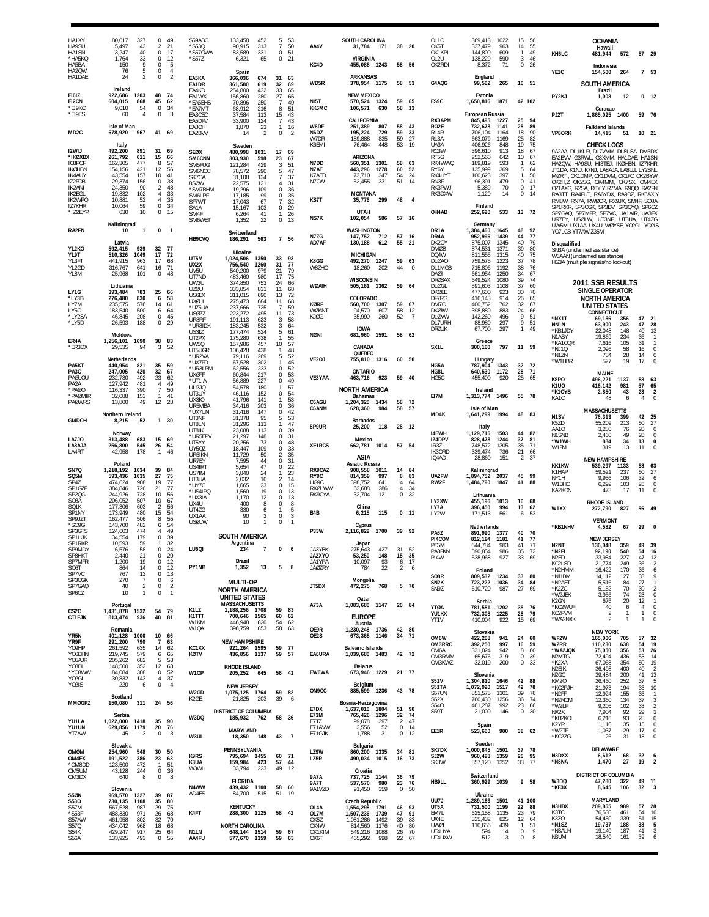HA1XY 80,017 327 0 49
HA9SU 5,497 43 2 21
HA1SN 3,247 40 0 17
*HA5KQ 1,764 33 0 12
HA5BA 150 9 0 5
HA2QW 76 5 0 4
HA1DAE 24 2 0 2

**Ireland**

EI6IZ 922,686 1203 48 74
EI2CN 604,015 868 45 62
*EI9KC 9,010 54 0 34
*EI9ES 60 4 0 3

**Isle of Man**

MD2C 678,920 967 41 69

**Italy**

I2WIJ 492,200 891 31 69
*IKØXBX 261,792 611 15 66
IC8POF 162,305 477 8 57
IKØHBN 154,156 421 12 56
IK4AUY 43,554 157 10 41
IZ2FOB 29,374 156 0 38
IK2ANI 24,350 90 2 48
IK2EGL 19,832 102 4 33
IK2WPO 10,881 52 4 35
IZ7KHR 10,064 59 0 34
*IZØEYP 630 10 0 15

**Kaliningrad**

RA2FN 10 1 0 1

**Latvia**

YL2KO 592,415 939 32 77
YL9T 510,326 1049 17 72
YL3FT 441,915 963 17 68
YL2GD 316,767 641 16 71
YL8M 25,968 101 0 48

**Lithuania**

LY1G 393,484 783 25 66
*LY3B 276,480 830 6 58
LY7M 235,575 576 14 61
LY5O 183,540 500 6 64
*LY2SA 46,845 208 0 45
*LY5D 26,593 188 0 29

**Moldova**

ER4A 1,256,101 1690 38 83
*ER3DX 29,535 94 3 52

**Netherlands**

PA5KT 440,954 821 35 59
PA3C 247,005 420 32 67
PAØLOU 232,730 492 23 62
PA2A 127,942 481 4 49
*PAØO 116,337 390 7 50
*PAØMIR 32,088 153 1 41
PAØWRS 13,800 49 12 28

**Northern Ireland**

GI4DOH 8,215 52 1 30

**Norway**

LA7JO 313,488 683 15 69
LA8AJA 256,800 545 26 54
LA4RT 42,958 178 1 46

**Poland**

SN7Q 1,218,192 1634 39 84
SQ5M 593,436 1035 27 75
SP4Z 474,624 908 19 77
SP1GZF 384,846 726 21 77
SP2QG 244,926 728 10 56
SO8A 206,052 507 10 67
SQ1K 177,306 603 2 56
SP1NY 173,949 480 15 54
SP9JZT 162,477 506 8 55
*SO9G 143,700 482 6 54
SP3GTS 124,603 474 4 49
SP1HJK 34,554 179 0 39
SP1RKR 10,593 59 1 32
SP9MDY 6,576 58 0 24
SP8HKT 2,440 21 0 20
SP7MFR 1,200 19 0 12
SO6T 864 14 0 12
SP7VC 767 13 0 13
SP3COK 270 7 0 6
SP7GAQ 40 2 0 2
SP6CZ 10 1 0 1

**Portugal**

CS2C 1,431,878 1532 54 79
CT1FJK 813,474 936 48 81

**Romania**

YR5N 401,128 1000 10 66
YR9F 291,200 790 7 63
YO8HP 261,592 635 14 62
YO5BHN 219,745 579 6 65
YO5AJR 205,262 682 5 53
YO3BL 148,500 352 12 63
*YO8WW 84,084 308 0 52
YO2GL 30,832 143 4 37
YO2IS 220 6 0 4

**Scotland**

MMØGPZ 150,080 311 24 56

**Serbia**

YU1LA 1,022,000 1418 35 90
YU1UN 629,856 1179 20 76
YT7AW 45 3 0 3

**Slovakia**

OMØM 254,960 548 30 50
OM4EX 191,522 386 23 63
*OM8DD 123,500 472 1 51
OM5UM 43,128 244 0 36
OM3DX 640 8 0 8

**Slovenia**

S50K 969,570 1327 39 87
S53O 730,135 1108 35 80
S57M 567,528 987 29 75
*S53F 488,330 971 26 68
S57AW 461,958 802 32 70
S57Q 434,042 968 18 68
S54K 429,247 917 25 64
S56A 133,925 493 0 55

S59ABC 133,458 452 5 53
*S53Q 90,915 313 7 50
*S57OWA 83,589 331 0 51
*S57Z 6,321 65 0 21

**Spain**

EA5KA 366,036 674 31 63
EA1DR 361,580 619 32 69
EA4KD 254,800 432 33 65
EA1WX 156,860 280 27 65
*EA5EHS 70,896 250 7 49
*EA7MT 68,912 216 8 51
EA3CEC 37,584 113 15 43
EA5DFV 33,900 124 7 43
EA3OH 1,870 23 1 16
EA2BVV 14 2 0 2

**Sweden**

SEØX 480,998 1031 17 69
SM6CNN 303,930 598 23 67
SM5FUG 121,284 429 3 51
SM6NOC 78,572 290 5 47
SK7OA 31,108 134 7 37
8SØW 22,575 121 4 31
*SM7BHM 19,296 109 0 36
SM6LPF 17,185 99 0 35
SF7WT 17,043 67 7 32
SA1A 15,167 103 0 29
SM4F 6,264 41 1 26
SM6WET 1,352 22 0 13

**Switzerland**

HB9CVQ 186,291 563 7 56

**Ukraine**

UT5M 1,024,506 1350 33 93
UX2X 756,540 1260 31 77
UV5U 540,200 979 21 79
UT7ND 483,460 980 17 75
UW3U 374,850 753 24 66
UZØU 333,854 831 11 68
US6EX 311,015 690 13 72
UXØLL 275,473 684 11 68
*UZ5UA 237,666 725 7 59
USØZZ 223,272 495 11 73
UR8RF 191,113 623 3 58
*UR8IDX 183,245 532 3 64
US3IZ 177,474 524 5 61
UT2PX 175,280 638 1 55
UW5Q 157,986 457 10 57
UT5UGR 106,428 438 1 48
*UR2VA 79,116 269 5 52
*UX7FD 67,528 302 1 45
*UR3LPM 62,556 233 0 52
UXØFF 60,844 217 0 53
*UT1IA 56,889 227 0 49
UU2JQ 54,578 180 1 57
UT3UY 46,116 152 0 54
UX3IO 41,796 141 1 53
UR5MBA 34,416 203 0 36
*UX7UN 31,416 147 0 42
UT3NF 31,378 95 5 53
UT8LN 31,296 113 1 47
UT8IK 23,088 113 0 39
*UR5EPV 21,297 148 0 31
UT5YY 20,256 73 0 48
UY5QZ 18,447 109 0 33
UR5IKN 11,729 50 2 35
UR7EY 7,595 44 0 31
US4IRT 5,654 47 0 22
US7IM 3,840 24 1 23
UT3UA 2,032 16 2 14
*UY7C 1,665 23 0 15
*US4IPQ 1,560 19 0 13
*UX3IA 1,170 12 0 13
UX4U 400 8 0 8
UT4ZG 330 6 1 5
UX1AA 90 3 0 3
USØLW 10 1 0 1

## SOUTH AMERICA

**Argentina**

LU6QI 234 7 0 6

**Brazil**

PY1NB 1,352 13 5 8

## MULTI-OP

## NORTH AMERICA

## UNITED STATES

**MASSACHUSETTS**

K1LZ 1,188,256 1708 59 83
K1TTT 700,646 1565 60 62
W1KM 446,948 820 54 62
W1QA 396,759 853 58 63

**NEW HAMPSHIRE**

KC1XX 921,264 1595 59 77
KØTV 436,856 1137 59 57

**RHODE ISLAND**

W1OP 205,252 645 56 41

**NEW JERSEY**

W2GD 1,075,125 1764 59 82
K2GE 21,825 203 39 6

**DISTRICT OF COLUMBIA**

W3DQ 185,932 762 58 36

**MARYLAND**

W3UL 18,350 148 43 7

**PENNSYLVANIA**

K9RS 795,694 1455 60 71
K3UA 159,984 423 57 44
W3WH 33,794 223 49 12

**FLORIDA**

N4WW 439,432 1100 58 60
AD4ES 84,700 515 51 19

**KENTUCKY**

K4FT 288,300 1125 58 42

**NORTH CAROLINA**

N1LN 648,144 1514 59 67
AA4FU 577,670 1359 59 63

**SOUTH CAROLINA**

AA4V 31,784 171 38 20

**VIRGINIA**

KC4D 455,088 1243 58 56

**ARKANSAS**

WD5R 378,954 1175 58 53

**NEW MEXICO**

NI5T 570,524 1324 59 65
KK6MC 106,571 630 58 13

**CALIFORNIA**

W6DF 251,389 807 58 43
N6DZ 195,224 729 59 33
W7DR 189,888 835 59 27
K6EMI 76,464 448 53 19

**ARIZONA**

N7DD 560,351 1301 58 63
N7AT 443,296 1278 60 52
K7AED 73,710 347 54 24
N7CW 52,455 331 51 14

**MONTANA**

KS7T 35,776 299 48 4

**UTAH**

NS7K 102,054 586 57 16

**WASHINGTON**

N7ZG 147,752 712 57 16
AD7AF 130,188 612 55 21

**MICHIGAN**

K8GG 492,270 1247 59 63
W8ZHO 18,260 202 44 0

**WISCONSIN**

WØAIH 505,161 1362 59 64

**COLORADO**

KØRF 560,700 1307 59 67
WØANT 94,570 607 58 12
KJØG 35,990 260 52 7

**IOWA**

NØNI 681,960 1591 58 62

**CANADA**

**QUEBEC**

VE2OJ 755,810 1316 60 50

**ONTARIO**

VE3YAA 463,716 923 59 40

## NORTH AMERICA

**Bahamas**

C6AGU 1,204,320 1434 58 72
C6ANM 628,360 984 58 57

**Barbados**

8P9UR 25,200 118 28 12

**Mexico**

XE1RCS 662,781 1014 57 54

## ASIA

**Asiatic Russia**

RX9CAZ 908,558 1011 14 84
RY9C 814,359 997 8 83
UG9C 398,752 641 4 64
RKØLWW 63,688 286 4 34
RK9CYA 32,704 121 0 32

**China**

B4B 6,215 115 0 11

**Cyprus**

P33W 2,116,829 1700 39 92

**Japan**

JA3YBK 275,643 427 31 52
JA2XYO 53,250 148 15 35
JA1YPA 10,097 93 6 17
JAØZRY 784 22 2 6

**Mongolia**

JT5DX 472,275 768 5 70

**Qatar**

A73A 1,083,680 1147 20 84

## EUROPE

**Austria**

OE9R 1,230,248 1736 42 80
OE2S 673,365 1146 34 71

**Balearic Islands**

EA6URA 1,039,680 1483 42 72

**Belarus**

EW6WA 673,946 1229 21 77

**Belgium**

ON9CC 885,599 1236 43 78

**Bosnia-Herzegovina**

E7DX 1,637,010 1804 51 90
E73M 765,426 1296 32 74
E77Z 99,078 397 2 47
E71AVW 3,556 52 0 14
E71GJK 1,788 31 0 12

**Bulgaria**

LZ9W 860,200 1335 34 81
LZ5R 490,034 1015 16 73

**Croatia**

9A7A 737,725 1144 36 79
9A7T 537,570 980 23 76
9A1VZD 91,450 359 0 50

**Czech Republic**

OL4A 1,554,298 1791 46 93
OL7M 1,507,236 1739 47 91
OK5Z 1,081,286 1492 39 83
OK4W 814,560 1176 40 80
OK1KIM 549,216 1088 26 70
OK6T 465,292 998 22 67

OL1C 369,413 1022 15 56
OK5T 337,479 963 14 55
OK1KPI 144,800 609 1 49
OL2U 138,229 590 3 46
OK2RDI 8,372 71 0 26

**England**

G4AQG 99,562 265 16 51

**Estonia**

ES9C 1,650,816 1871 42 102

**European Russia**

RX3APM 845,495 1227 25 94
RO2E 732,678 1141 25 89
RL4R 706,104 1164 18 90
RL3A 663,079 1169 25 82
UA3A 406,926 848 19 75
RC3W 396,610 913 18 67
RT5G 252,560 642 10 67
RK4WWQ 189,819 593 1 62
RY6Y 135,999 369 5 64
RK4HYT 100,623 397 1 50
RN3F 96,391 479 0 41
RK3PWJ 5,389 70 0 17
RK3DXW 1,120 14 0 14

**Finland**

OH4AB 252,620 533 13 72

**Germany**

DR1A 1,384,460 1645 48 92
DR4A 952,996 1439 44 77
DK2OY 875,007 1345 40 79
DMØB 874,531 1371 39 80
DQ4W 811,555 1315 40 75
DLØAO 759,575 1223 37 78
DL1MGB 715,806 1192 38 76
DAØI 661,954 1250 34 67
DRØSAX 649,524 1080 39 74
DLØGL 591,603 1108 37 60
DKØEE 477,600 923 30 70
DF7RG 416,143 914 26 65
DM7C 400,752 762 32 67
DKØIW 398,880 883 24 66
DLØVW 142,260 496 9 51
DL7URH 88,980 297 9 51
DRØUK 67,700 297 1 49

**Greece**

SX1L 300,160 797 11 59

**Hungary**

HG5A 787,904 1343 32 72
HG8L 640,530 1172 28 71
HG5C 455,400 920 25 65

**Ireland**

EI7M 1,313,774 1496 55 78

**Isle of Man**

MD4K 1,641,299 1994 48 83

**Italy**

I4EWH 1,129,716 1503 44 82
IZ4DPV 828,478 1244 37 81
IR3Z 748,572 1305 35 71
IK3ORD 339,474 736 21 66
IQ4AD 28,860 151 2 37

**Kaliningrad**

UA2FW 1,894,752 2037 45 99
RW2F 1,484,790 1847 41 88

**Lithuania**

LY2XW 455,196 1013 16 68
LY7A 396,450 994 13 62
LY2W 171,513 561 6 53

**Netherlands**

PA6Z 891,990 1377 40 70
PI4COM 812,194 1181 41 77
PC5M 644,784 983 41 71
PA3FKN 590,854 986 35 72
PI4W 538,968 927 33 69

**Poland**

SO8R 809,532 1234 33 80
SN2K 723,222 1036 34 84
SN9Z 510,720 987 27 69

**Serbia**

YTØA 781,551 1202 35 76
YU1KX 732,308 1225 28 79
YT1V 410,004 922 15 69

**Slovakia**

OM6W 422,268 941 24 60
OM3RRC 392,250 997 16 59
OM6A 331,024 942 8 60
OM3RMM 65,676 319 0 39
OM3KWZ 32,010 200 0 33

**Slovenia**

S51V 1,304,810 1646 42 88
S51TA 1,072,920 1517 42 78
S57UN 851,575 1321 39 76
S52X 760,430 1256 36 74
S54O 461,287 992 23 66
S59T 21,000 146 0 30

**Spain**

EE1R 523,600 900 38 62

**Sweden**

SK7DX 1,000,845 1501 37 78
SJ2W 960,498 1359 26 95
SK3W 857,120 1352 33 77

**Switzerland**

HB9LL 360,929 1039 9 58

**Ukraine**

UU7J 1,289,163 1501 41 100
UT5A 731,500 1199 22 88
EM7L 625,158 1135 23 79
UX4E 325,432 825 12 64
UWØL 110,656 439 1 51
UT4UYA 594 14 0 9
UT4UXW 512 13 0 8

## OCEANIA

**Hawaii**

KH6LC 481,944 572 57 29

**Indonesia**

YE1C 154,500 264 7 53

## SOUTH AMERICA

**Brazil**

PY2KJ 1,008 12 0 12

**Curacao**

PJ2T 1,865,025 1400 59 76

**Falkland Islands**

VP8ORK 14,415 51 10 21

**CHECK LOGS**

9A2AA, DL1KUR, DL7VMM, DL8USA, DM5DX, EA2BVV, G3RWL, G3XMM, HA1DAE, HA1SN, HA2QW, HA9SU, HI3TEJ, IKØHBN, IZ7KHR, JT1DA, K1NJ, K7NJ, LA8AJA, LA8UL, LY2BNL, MØRTI, OK1DMP, OK1DVM, OK1FC, OK2BYW, OK2HZ, OK2SG, OK4MM, OK7SX, OM4EX, OZ1AXG, R2SA, R6Y, Y R7MA, R9QQ, RA2FN, RA3TT, RA4FUT, RA6YDX, RA9DZ, RK6AX, Y RM8W, RN7A, RWØCR, RX9JX, SM4F, SO8A, SP1RKR, SP3CGK, SP3DV, SP3QYQ, SP6CZ, SP7GAQ, SP7MFR, SP7VC, UA1AIR, UA3FX, UR7EY, USØLW, UT3NF, UT3UA, UT4ZG, UW5M, UX1AA, UX4U, WØYSE, YO2GL, YO2IS YO7LCB YT7AW Z35M

**Disqualified:**

SN3A (unclaimed assistance)
W6AAN (unclaimed assistance)
HG3A (multiple signals/no lockout)

## 2011 SSB RESULTS

## SINGLE OPERATOR

## NORTH AMERICA

## UNITED STATES

**CONNECTICUT**

*NX1T 69,156 356 47 21
NN1N 63,900 243 47 28
*KB1JDY 22,048 148 40 13
N1ABY 19,869 234 36 1
*KA1CQR 7,616 105 31 1
*NJ1Q 2,096 58 16 0
*N1ZN 784 28 14 0
*W1HBR 527 19 17 0

**MAINE**

K8PO 496,221 1137 58 63
K1UO 416,142 981 57 65
*K1OYB 2,850 43 23 2
KA1C 48 6 4 0

**MASSACHUSETTS**

N1SV 76,313 399 42 25
K5ZD 55,209 213 50 27
AA1O 3,280 76 20 0
N1SNB 2,460 49 20 0
*W1WH 884 34 13 0
W1FM 319 13 11 0

**NEW HAMPSHIRE**

KK1KW 539,297 1133 58 63
K1HAP 59,521 237 50 27
NY1H 9,956 106 32 6
W1BHC 6,292 103 26 0
KA2KON 473 17 11 0

**RHODE ISLAND**

W1XX 272,790 827 56 49

**VERMONT**

*KB1NHV 4,582 67 29 0

**NEW JERSEY**

N2NT 136,048 359 49 39
*N2FI 92,190 540 54 16
N2ED 33,984 227 47 12
KC2LSD 21,774 249 36 2
*N2HMM 16,422 170 36 6
*N1IBM 14,112 127 33 9
*N2AET 5,516 84 27 1
*K2ZC 5,152 70 30 2
*W2JEK 3,956 74 23 0
K2GN 676 20 12 1
*KC2WUF 40 6 4 0
KC2PVM 2 1 1 0
*WA2NXK 2 1 1 0

**NEW YORK**

WF2W 165,006 705 57 32
W2RR 110,230 638 54 19
*WA2JQK 75,050 356 53 26
N2MTG 72,494 436 53 14
*K2XA 67,068 354 50 19
N2BIK 36,498 400 40 2
N2GC 29,484 200 41 13
KM2O 26,460 252 37 5
*KC2PJH 21,973 194 33 10
*N2FF 12,924 155 35 1
*N2NOM 12,360 134 37 3
*W2LP 9,205 102 33 2
NX2X 7,904 92 29 3
*KB2KOL 6,216 93 28 0
K2YR 1,110 35 15 0
*W2TF 1,037 29 17 0
*KC2ZGI 126 31 18 0

**DELAWARE**

N3DXX 6,612 68 32 6
*N8NA 1,470 27 19 2

**DISTRICT OF COLUMBIA**

W3DQ 47,280 322 49 11
*KE3X 8,645 106 32 3

**MARYLAND**

N3HBX 209,865 989 57 28
K3TC 76,580 461 54 16
K3ZO 54,450 339 51 15
*N1SZ 19,737 188 38 5
*N3ALN 19,140 187 41 3
N3UM 18,540 161 39 6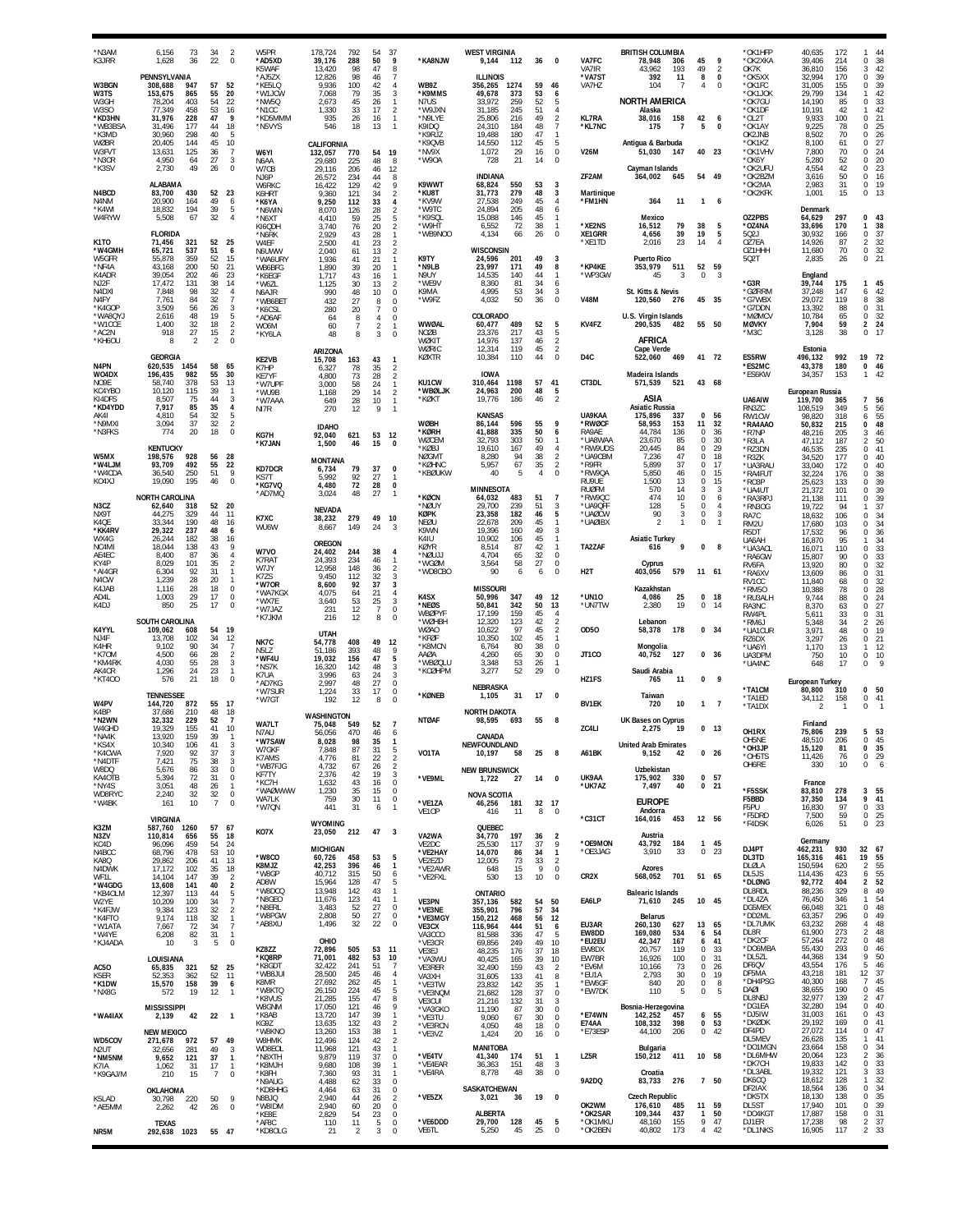| Call | Score | QSOs | Mults | |
|---|---|---|---|---|
| *N3AM | 6,156 | 73 | 34 | 2 |
| K3JRR | 1,628 | 36 | 22 | 0 |

**PENNSYLVANIA**

| Call | Score | QSOs | Mults | |
|---|---|---|---|---|
| W3BGN | 308,688 | 947 | 57 | 52 |
| W3TS | 153,675 | 865 | 55 | 20 |
| W3GH | 78,204 | 403 | 54 | 22 |
| W3SO | 77,349 | 458 | 53 | 16 |
| *KD3HN | 31,976 | 228 | 47 | 9 |
| *WB3BSA | 31,496 | 177 | 44 | 18 |
| *K3MD | 30,960 | 298 | 40 | 5 |
| W2BR | 20,405 | 144 | 45 | 10 |
| W3FVT | 13,631 | 125 | 36 | 7 |
| *N3OR | 4,950 | 64 | 27 | 3 |
| *K3SV | 2,730 | 49 | 26 | 0 |

**ALABAMA**

| Call | Score | QSOs | Mults | |
|---|---|---|---|---|
| N4BCD | 83,700 | 430 | 52 | 23 |
| N4NM | 20,900 | 164 | 49 | 6 |
| *K4WI | 18,832 | 194 | 39 | 5 |
| W4RYW | 5,508 | 67 | 32 | 4 |

**FLORIDA**

| Call | Score | QSOs | Mults | |
|---|---|---|---|---|
| K1TO | 71,456 | 321 | 52 | 25 |
| *W4GMH | 65,721 | 537 | 51 | 6 |
| W5GFR | 55,878 | 359 | 52 | 15 |
| *NF4A | 43,168 | 200 | 50 | 21 |
| K4ADR | 39,054 | 202 | 46 | 23 |
| NJ2F | 17,472 | 131 | 38 | 14 |
| N4DXI | 7,848 | 98 | 32 | 4 |
| N4FY | 7,761 | 84 | 32 | 7 |
| *K4GOP | 3,509 | 56 | 26 | 3 |
| *WA8QYJ | 2,616 | 48 | 19 | 5 |
| *W1COE | 1,400 | 32 | 18 | 2 |
| *AC2N | 918 | 27 | 15 | 2 |
| *KH6OU | 8 | 2 | 2 | 0 |

**GEORGIA**

| Call | Score | QSOs | Mults | |
|---|---|---|---|---|
| N4PN | 620,535 | 1454 | 58 | 65 |
| WO4DX | 196,435 | 982 | 55 | 30 |
| NO9E | 58,740 | 378 | 53 | 13 |
| KC4YBO | 10,120 | 115 | 39 | 1 |
| KI4DFS | 8,507 | 75 | 44 | 3 |
| *KD4YDD | 7,917 | 85 | 35 | 4 |
| AK4I | 4,810 | 54 | 32 | 5 |
| *N9MXI | 3,094 | 37 | 32 | 2 |
| *N3FKS | 774 | 20 | 18 | 0 |

**KENTUCKY**

| Call | Score | QSOs | Mults | |
|---|---|---|---|---|
| W5MX | 198,576 | 928 | 56 | 28 |
| *W4LJM | 93,709 | 492 | 55 | 22 |
| *W4CDA | 36,540 | 250 | 51 | 9 |
| KO4XJ | 19,090 | 195 | 46 | 0 |

**NORTH CAROLINA**

| Call | Score | QSOs | Mults | |
|---|---|---|---|---|
| N3CZ | 62,640 | 318 | 52 | 20 |
| NX9T | 44,275 | 329 | 44 | 11 |
| K4QE | 33,344 | 190 | 48 | 16 |
| *KK4RV | 29,322 | 237 | 48 | 6 |
| WX4G | 26,244 | 182 | 38 | 16 |
| NC4MI | 18,044 | 138 | 43 | 9 |
| AE4EC | 8,400 | 87 | 36 | 4 |
| KY4P | 8,029 | 101 | 35 | 2 |
| *AI4GR | 6,304 | 92 | 31 | 1 |
| *NC4N | 1,239 | 28 | 20 | 1 |
| K4JAB | 1,116 | 28 | 18 | 0 |
| AD4L | 1,003 | 29 | 17 | 0 |
| K4DJ | 850 | 25 | 17 | 0 |

**SOUTH CAROLINA**

| Call | Score | QSOs | Mults | |
|---|---|---|---|---|
| K4YYL | 109,062 | 608 | 54 | 19 |
| NJ4F | 13,708 | 102 | 34 | 12 |
| K4HR | 9,102 | 90 | 34 | 7 |
| *K7OM | 4,500 | 66 | 28 | 2 |
| *KM4RK | 4,030 | 55 | 28 | 3 |
| AK4CR | 1,296 | 24 | 23 | 1 |
| *KT4OO | 576 | 21 | 18 | 0 |

**TENNESSEE**

| Call | Score | QSOs | Mults | |
|---|---|---|---|---|
| W4PV | 144,720 | 872 | 55 | 17 |
| K4BP | 37,686 | 210 | 48 | 18 |
| *N2WN | 32,332 | 229 | 52 | 7 |
| W4GHD | 19,329 | 155 | 41 | 10 |
| *NA4K | 13,920 | 159 | 39 | 1 |
| *KS4X | 10,340 | 106 | 41 | 3 |
| *K4CWA | 7,920 | 92 | 37 | 3 |
| *N4DTF | 7,421 | 75 | 38 | 3 |
| W8DQ | 5,676 | 86 | 33 | 0 |
| KA4OTB | 5,394 | 72 | 31 | 0 |
| *NY4S | 3,051 | 48 | 26 | 1 |
| WD8RYC | 2,240 | 32 | 32 | 0 |
| *W4BK | 161 | 10 | 7 | 0 |

**VIRGINIA**

| Call | Score | QSOs | Mults | |
|---|---|---|---|---|
| K3ZM | 587,760 | 1260 | 57 | 67 |
| N3ZV | 110,814 | 656 | 55 | 18 |
| KC4D | 96,096 | 459 | 54 | 24 |
| N4BCC | 68,796 | 478 | 53 | 10 |
| KA8Q | 29,862 | 206 | 41 | 13 |
| N4DWK | 17,172 | 102 | 35 | 18 |
| WF1L | 14,104 | 147 | 39 | 2 |
| *W4GDG | 13,608 | 141 | 40 | 2 |
| *KB4OLM | 12,397 | 113 | 44 | 5 |
| W2YE | 10,209 | 100 | 34 | 7 |
| *K4FJW | 9,384 | 123 | 32 | 2 |
| *K4FTO | 9,174 | 118 | 32 | 1 |
| *W1ATA | 7,667 | 72 | 34 | 7 |
| *W4YE | 6,208 | 82 | 31 | 1 |
| *KJ4ADA | 10 | 3 | 5 | 0 |

**LOUISIANA**

| Call | Score | QSOs | Mults | |
|---|---|---|---|---|
| AC5O | 65,835 | 321 | 52 | 25 |
| K5ER | 52,353 | 362 | 52 | 11 |
| *K1DW | 15,570 | 158 | 39 | 6 |
| *NX8G | 572 | 19 | 12 | 1 |

**MISSISSIPPI**

| Call | Score | QSOs | Mults | |
|---|---|---|---|---|
| *WA4IAX | 2,139 | 42 | 22 | 1 |

**NEW MEXICO**

| Call | Score | QSOs | Mults | |
|---|---|---|---|---|
| WD5COV | 271,678 | 972 | 57 | 49 |
| N2UT | 32,656 | 281 | 49 | 3 |
| *NM5NM | 9,652 | 121 | 37 | 1 |
| K7IA | 1,062 | 31 | 17 | 1 |
| *K9GAJ/M | 210 | 15 | 7 | 0 |

**OKLAHOMA**

| Call | Score | QSOs | Mults | |
|---|---|---|---|---|
| K5LAD | 30,798 | 220 | 50 | 9 |
| *AE5MM | 2,262 | 42 | 26 | 0 |

**TEXAS**

| Call | Score | QSOs | Mults | |
|---|---|---|---|---|
| NR5M | 292,638 | 1023 | 55 | 47 |
| W5PR | 178,724 | 792 | 54 | 37 |
| *AD5XD | 39,176 | 288 | 50 | 9 |
| K5WAF | 13,420 | 98 | 47 | 8 |
| *AJ5ZX | 12,826 | 98 | 46 | 7 |
| *KE5LQ | 9,936 | 100 | 42 | 4 |
| *W1JCW | 7,068 | 79 | 35 | 3 |
| *NW5Q | 2,673 | 45 | 26 | 1 |
| *N1CC | 1,330 | 33 | 17 | 2 |
| *KD5MMM | 935 | 26 | 16 | 1 |
| *N5VYS | 546 | 18 | 13 | 1 |

**CALIFORNIA**

| Call | Score | QSOs | Mults | |
|---|---|---|---|---|
| W6YI | 132,057 | 770 | 54 | 19 |
| N6AA | 29,680 | 225 | 48 | 8 |
| W7CB | 29,116 | 206 | 46 | 12 |
| NJ6P | 26,572 | 234 | 44 | 8 |
| W6RKC | 16,422 | 129 | 42 | 9 |
| K6HRT | 9,360 | 121 | 34 | 2 |
| *K6YA | 9,250 | 112 | 33 | 4 |
| *N6WIN | 8,070 | 126 | 28 | 2 |
| *N6XT | 4,410 | 59 | 25 | 5 |
| KI6QDH | 3,740 | 76 | 20 | 2 |
| *N6RK | 2,929 | 43 | 28 | 1 |
| W4EF | 2,500 | 41 | 23 | 2 |
| N6UWW | 2,040 | 61 | 13 | 2 |
| *WA6URY | 1,936 | 41 | 21 | 1 |
| WB6BFG | 1,890 | 39 | 20 | 1 |
| *K6EGF | 1,717 | 43 | 16 | 1 |
| *W6ZL | 1,125 | 30 | 13 | 2 |
| N6AJR | 990 | 48 | 10 | 0 |
| *WB6BET | 432 | 27 | 8 | 0 |
| *K6CSL | 280 | 20 | 7 | 0 |
| *AD6AF | 64 | 8 | 4 | 0 |
| WO6M | 60 | 7 | 2 | 1 |
| *KY6LA | 48 | 8 | 3 | 0 |

**ARIZONA**

| Call | Score | QSOs | Mults | |
|---|---|---|---|---|
| KE2VB | 15,708 | 163 | 43 | 1 |
| K7HP | 6,327 | 78 | 35 | 2 |
| KE7YF | 4,800 | 73 | 28 | 2 |
| *W7UPF | 3,000 | 58 | 24 | 1 |
| *WU9B | 1,168 | 29 | 14 | 2 |
| *W7AAA | 649 | 28 | 10 | 1 |
| NI7R | 270 | 12 | 9 | 1 |

**IDAHO**

| Call | Score | QSOs | Mults | |
|---|---|---|---|---|
| KG7H | 92,040 | 621 | 53 | 12 |
| *K7JAN | 1,500 | 46 | 15 | 0 |

**MONTANA**

| Call | Score | QSOs | Mults | |
|---|---|---|---|---|
| KD7DCR | 6,734 | 79 | 37 | 0 |
| KS7T | 5,992 | 92 | 27 | 1 |
| *KG7VQ | 4,480 | 72 | 28 | 0 |
| *AD7MQ | 3,024 | 48 | 27 | 1 |

**NEVADA**

| Call | Score | QSOs | Mults | |
|---|---|---|---|---|
| K7XC | 38,232 | 279 | 49 | 10 |
| WU6W | 8,667 | 149 | 24 | 3 |

**OREGON**

| Call | Score | QSOs | Mults | |
|---|---|---|---|---|
| W7VO | 24,402 | 244 | 38 | 4 |
| K7RAT | 24,393 | 234 | 46 | 1 |
| W7JY | 12,958 | 148 | 36 | 2 |
| K7ZS | 9,450 | 112 | 32 | 3 |
| *W7OR | 8,600 | 92 | 37 | 3 |
| *WA7KGX | 4,075 | 64 | 21 | 4 |
| *WX7E | 3,640 | 53 | 25 | 3 |
| *W7JAZ | 231 | 12 | 7 | 0 |
| *K7JKM | 216 | 12 | 8 | 0 |

**UTAH**

| Call | Score | QSOs | Mults | |
|---|---|---|---|---|
| NK7C | 54,778 | 408 | 49 | 12 |
| N5LZ | 51,186 | 393 | 48 | 9 |
| *WF4U | 19,032 | 156 | 47 | 5 |
| *NS7K | 16,320 | 142 | 48 | 3 |
| K7UA | 3,996 | 63 | 24 | 3 |
| *AD7KG | 2,997 | 48 | 27 | 0 |
| *W7SUR | 1,224 | 33 | 17 | 0 |
| *W7GT | 192 | 12 | 8 | 0 |

**WASHINGTON**

| Call | Score | QSOs | Mults | |
|---|---|---|---|---|
| WA7LT | 75,048 | 549 | 52 | 7 |
| N7AU | 56,056 | 470 | 46 | 6 |
| *W7SAW | 8,028 | 98 | 35 | 1 |
| W7GKF | 7,848 | 87 | 31 | 5 |
| K7AMS | 4,776 | 81 | 22 | 2 |
| *WB7FJG | 4,732 | 67 | 26 | 2 |
| KF7TY | 2,376 | 42 | 19 | 3 |
| *KC7H | 1,632 | 43 | 16 | 0 |
| *WAØWWW | 1,230 | 35 | 15 | 0 |
| WA7LK | 759 | 30 | 11 | 0 |
| *W7QN | 441 | 31 | 6 | 1 |

**WYOMING**

| Call | Score | QSOs | Mults | |
|---|---|---|---|---|
| KO7X | 23,050 | 212 | 47 | 3 |

**MICHIGAN**

| Call | Score | QSOs | Mults | |
|---|---|---|---|---|
| *W8CO | 60,726 | 458 | 53 | 5 |
| K8MJZ | 42,253 | 396 | 46 | 1 |
| *W8GP | 40,712 | 315 | 50 | 6 |
| AD8W | 15,964 | 128 | 47 | 5 |
| *W8DCQ | 13,948 | 142 | 43 | 1 |
| *N8GEO | 11,676 | 123 | 41 | 1 |
| *N8ERL | 3,483 | 52 | 27 | 0 |
| *W8PGW | 2,808 | 50 | 27 | 0 |
| *AB8XU | 1,496 | 32 | 22 | 0 |

**OHIO**

| Call | Score | QSOs | Mults | |
|---|---|---|---|---|
| KZ8ZZ | 72,896 | 505 | 53 | 11 |
| *KQ8RP | 71,001 | 482 | 53 | 10 |
| *K8GDT | 32,422 | 241 | 51 | 7 |
| *WB8JUI | 28,500 | 245 | 46 | 4 |
| K8MR | 27,692 | 262 | 45 | 1 |
| *W8KTQ | 26,150 | 224 | 45 | 5 |
| *K8VUS | 21,285 | 155 | 47 | 8 |
| W8GNM | 17,050 | 121 | 46 | 9 |
| *K8AB | 13,720 | 147 | 39 | 1 |
| K09Z | 13,635 | 132 | 43 | 2 |
| *W8KNO | 13,260 | 153 | 38 | 1 |
| W8HMK | 12,496 | 124 | 42 | 2 |
| WD8EOL | 11,968 | 121 | 43 | 1 |
| *N8XTH | 9,879 | 119 | 37 | 0 |
| *K8MJH | 9,680 | 108 | 39 | 1 |
| *K8FH | 7,360 | 93 | 31 | 1 |
| *N8AUG | 4,488 | 62 | 33 | 0 |
| *KD8HHG | 4,464 | 63 | 31 | 0 |
| N8BJQ | 2,940 | 44 | 26 | 2 |
| *W8IDM | 2,940 | 60 | 20 | 0 |
| *KE8E | 2,829 | 54 | 23 | 0 |
| *AF8C | 110 | 11 | 5 | 0 |
| *KD8OLG | 21 | 2 | 3 | 0 |

**WEST VIRGINIA**

| Call | Score | QSOs | Mults | |
|---|---|---|---|---|
| *KA8NJW | 9,144 | 112 | 36 | 0 |

**ILLINOIS**

| Call | Score | QSOs | Mults | |
|---|---|---|---|---|
| WB9Z | 356,265 | 1274 | 59 | 46 |
| *K9MMS | 49,678 | 373 | 53 | 6 |
| N7US | 33,972 | 259 | 52 | 5 |
| *W9JXN | 31,185 | 245 | 51 | 4 |
| *N9LYE | 25,806 | 216 | 49 | 2 |
| K9IDQ | 24,310 | 184 | 48 | 7 |
| *K9RJZ | 19,488 | 180 | 47 | 1 |
| *K9QVB | 14,550 | 112 | 45 | 5 |
| *NV9X | 1,072 | 29 | 16 | 0 |
| *W9OA | 728 | 21 | 14 | 0 |

**INDIANA**

| Call | Score | QSOs | Mults | |
|---|---|---|---|---|
| K9WWT | 68,824 | 550 | 53 | 3 |
| *KU8T | 31,773 | 279 | 48 | 3 |
| *KV9W | 27,538 | 249 | 45 | 4 |
| *W9TC | 24,894 | 205 | 48 | 6 |
| *K9SQL | 15,088 | 146 | 45 | 1 |
| *W9HT | 6,552 | 72 | 38 | 1 |
| *WB9NOO | 4,134 | 66 | 26 | 0 |

**WISCONSIN**

| Call | Score | QSOs | Mults | |
|---|---|---|---|---|
| K9TY | 24,596 | 201 | 49 | 3 |
| *N9LB | 23,997 | 171 | 49 | 8 |
| N9UY | 14,535 | 140 | 44 | 1 |
| *WE9V | 8,360 | 81 | 34 | 6 |
| K9MA | 4,995 | 53 | 34 | 3 |
| *W9FZ | 4,032 | 50 | 36 | 0 |

**COLORADO**

| Call | Score | QSOs | Mults | |
|---|---|---|---|---|
| WWØAL | 60,477 | 489 | 52 | 5 |
| NØZB | 23,376 | 217 | 43 | 5 |
| WØKIT | 14,976 | 137 | 46 | 2 |
| WØRIC | 12,314 | 119 | 45 | 2 |
| KØXTR | 10,384 | 110 | 44 | 0 |

**IOWA**

| Call | Score | QSOs | Mults | |
|---|---|---|---|---|
| KU1CW | 310,464 | 1198 | 57 | 41 |
| *WBØLJK | 24,963 | 200 | 48 | 5 |
| *KØKT | 19,776 | 186 | 46 | 2 |

**KANSAS**

| Call | Score | QSOs | Mults | |
|---|---|---|---|---|
| WØBH | 86,144 | 596 | 55 | 9 |
| *KØRH | 41,888 | 335 | 50 | 6 |
| WØCEM | 32,793 | 303 | 50 | 1 |
| *KØBJ | 19,610 | 167 | 49 | 4 |
| NØGMT | 8,280 | 94 | 38 | 2 |
| *KØHNC | 5,957 | 67 | 35 | 2 |
| *KBØUKW | 40 | 5 | 4 | 0 |

**MINNESOTA**

| Call | Score | QSOs | Mults | |
|---|---|---|---|---|
| *KØCN | 64,032 | 483 | 51 | 7 |
| *NØUY | 29,700 | 239 | 51 | 3 |
| KØPK | 23,358 | 182 | 46 | 5 |
| NEØU | 22,678 | 209 | 45 | 1 |
| K9WN | 19,396 | 160 | 49 | 3 |
| K4IU | 10,902 | 106 | 45 | 1 |
| KØYR | 8,514 | 87 | 42 | 1 |
| *NØUJJ | 4,704 | 65 | 32 | 0 |
| *WGØM | 3,564 | 58 | 27 | 0 |
| *WDØEBO | 90 | 6 | 6 | 0 |

**MISSOURI**

| Call | Score | QSOs | Mults | |
|---|---|---|---|---|
| K4SX | 50,996 | 347 | 49 | 12 |
| *NEØS | 50,841 | 342 | 50 | 13 |
| WBØPYF | 17,199 | 159 | 45 | 4 |
| *WØHBH | 12,320 | 123 | 42 | 2 |
| WØAO | 10,622 | 97 | 45 | 2 |
| *KFØF | 10,350 | 102 | 45 | 1 |
| *K8MCN | 6,764 | 80 | 38 | 0 |
| AAØA | 4,260 | 65 | 30 | 0 |
| *WBØQLU | 3,348 | 53 | 26 | 1 |
| *KCØHPM | 3,277 | 52 | 29 | 0 |

**NEBRASKA**

| Call | Score | QSOs | Mults | |
|---|---|---|---|---|
| *KØNEB | 1,105 | 31 | 17 | 0 |

**NORTH DAKOTA**

| Call | Score | QSOs | Mults | |
|---|---|---|---|---|
| NTØAF | 98,595 | 693 | 55 | 8 |

**CANADA**

**NEWFOUNDLAND**

| Call | Score | QSOs | Mults | |
|---|---|---|---|---|
| VO1TA | 10,197 | 58 | 25 | 8 |

**NEW BRUNSWICK**

| Call | Score | QSOs | Mults | |
|---|---|---|---|---|
| *VE9ML | 1,722 | 27 | 14 | 0 |

**NOVA SCOTIA**

| Call | Score | QSOs | Mults | |
|---|---|---|---|---|
| *VE1ZA | 46,256 | 181 | 32 | 17 |
| VE1OP | 416 | 11 | 8 | 0 |

**QUEBEC**

| Call | Score | QSOs | Mults | |
|---|---|---|---|---|
| VA2WA | 34,770 | 197 | 36 | 2 |
| VE2DC | 25,530 | 117 | 37 | 9 |
| *VE2HAY | 14,070 | 86 | 34 | 1 |
| VE2EZD | 12,005 | 73 | 33 | 2 |
| *VE2AWR | 648 | 15 | 9 | 0 |
| *VE2FXL | 530 | 13 | 10 | 0 |

**ONTARIO**

| Call | Score | QSOs | Mults | |
|---|---|---|---|---|
| VE3PN | 357,136 | 582 | 54 | 50 |
| *VE3NE | 355,901 | 796 | 57 | 34 |
| *VE3MGY | 150,212 | 468 | 56 | 12 |
| VE3CX | 116,964 | 444 | 51 | 6 |
| VA3COO | 81,588 | 336 | 47 | 5 |
| *VE3CR | 69,856 | 249 | 49 | 10 |
| VE3EJ | 48,235 | 176 | 37 | 18 |
| *VA3WU | 40,425 | 165 | 39 | 10 |
| VE3RER | 32,490 | 159 | 43 | 2 |
| VA3XH | 31,605 | 133 | 41 | 8 |
| *VE3TW | 23,832 | 142 | 35 | 1 |
| *VE3NQM | 21,682 | 128 | 37 | 0 |
| VE3OUI | 21,216 | 132 | 31 | 3 |
| *VA3GKO | 11,190 | 87 | 30 | 0 |
| *VE3TU | 9,060 | 67 | 30 | 0 |
| *VE3RCN | 4,050 | 48 | 18 | 0 |
| *VE3VZ | 1,424 | 20 | 16 | 0 |

**MANITOBA**

| Call | Score | QSOs | Mults | |
|---|---|---|---|---|
| *VE4TV | 41,340 | 174 | 51 | 1 |
| *VE4EAR | 36,363 | 151 | 48 | 3 |
| *VE4RA | 8,778 | 48 | 38 | 0 |

**SASKATCHEWAN**

| Call | Score | QSOs | Mults | |
|---|---|---|---|---|
| *VE5ZX | 3,021 | 36 | 19 | 0 |

**ALBERTA**

| Call | Score | QSOs | Mults | |
|---|---|---|---|---|
| *VE6DDD | 29,700 | 128 | 45 | 5 |
| VE6TL | 5,250 | 45 | 25 | 0 |

**BRITISH COLUMBIA**

| Call | Score | QSOs | Mults | |
|---|---|---|---|---|
| VA7FC | 78,948 | 306 | 45 | 9 |
| VA7IR | 43,962 | 193 | 49 | 2 |
| *VA7ST | 392 | 11 | 8 | 0 |
| VA7HZ | 104 | 7 | 4 | 0 |

**NORTH AMERICA**

**Alaska**

| Call | Score | QSOs | Mults | |
|---|---|---|---|---|
| KL7RA | 38,016 | 158 | 42 | 6 |
| *KL7NC | 175 | 7 | 5 | 0 |

**Antigua & Barbuda**

| Call | Score | QSOs | Mults | |
|---|---|---|---|---|
| V26M | 51,030 | 147 | 40 | 23 |

**Cayman Islands**

| Call | Score | QSOs | Mults | |
|---|---|---|---|---|
| ZF2AM | 364,002 | 645 | 54 | 49 |

**Martinique**

| Call | Score | QSOs | Mults | |
|---|---|---|---|---|
| *FM1HN | 364 | 11 | 1 | 6 |

**Mexico**

| Call | Score | QSOs | Mults | |
|---|---|---|---|---|
| *XE2NS | 16,512 | 79 | 38 | 5 |
| XE1GRR | 4,656 | 39 | 19 | 5 |
| *XE1TD | 2,016 | 23 | 14 | 4 |

**Puerto Rico**

| Call | Score | QSOs | Mults | |
|---|---|---|---|---|
| *KP4KE | 353,979 | 511 | 52 | 59 |
| *WP3GW | 45 | 3 | 0 | 3 |

**St. Kitts & Nevis**

| Call | Score | QSOs | Mults | |
|---|---|---|---|---|
| V48M | 120,560 | 276 | 45 | 35 |

**U.S. Virgin Islands**

| Call | Score | QSOs | Mults | |
|---|---|---|---|---|
| KV4FZ | 290,535 | 482 | 55 | 50 |

**AFRICA**

**Cape Verde**

| Call | Score | QSOs | Mults | |
|---|---|---|---|---|
| D4C | 522,060 | 469 | 41 | 72 |

**Madeira Islands**

| Call | Score | QSOs | Mults | |
|---|---|---|---|---|
| CT3DL | 571,539 | 521 | 43 | 68 |

**ASIA**

**Asiatic Russia**

| Call | Score | QSOs | Mults | |
|---|---|---|---|---|
| UA9KAA | 175,896 | 337 | 0 | 56 |
| *RWØCF | 58,953 | 153 | 11 | 32 |
| RA9AE | 44,784 | 136 | 0 | 36 |
| *UA8WAA | 23,670 | 85 | 0 | 30 |
| *RW9UDS | 20,445 | 84 | 0 | 29 |
| *UA9CBM | 7,236 | 47 | 0 | 18 |
| *R9FR | 5,899 | 37 | 0 | 17 |
| *RW9QA | 5,850 | 46 | 0 | 15 |
| RU9UE | 1,500 | 13 | 0 | 15 |
| RUØFM | 570 | 14 | 3 | 3 |
| *RW9QC | 474 | 10 | 0 | 6 |
| *UA9QFF | 128 | 5 | 0 | 4 |
| *UAØCW | 90 | 3 | 0 | 3 |
| *UAØIBX | 2 | 1 | 0 | 1 |

**Asiatic Turkey**

| Call | Score | QSOs | Mults | |
|---|---|---|---|---|
| TA2ZAF | 616 | 9 | 0 | 8 |

**Cyprus**

| Call | Score | QSOs | Mults | |
|---|---|---|---|---|
| H2T | 403,056 | 579 | 11 | 61 |

**Kazakhstan**

| Call | Score | QSOs | Mults | |
|---|---|---|---|---|
| *UN1O | 4,086 | 25 | 0 | 18 |
| *UN7TW | 2,380 | 19 | 0 | 14 |

**Lebanon**

| Call | Score | QSOs | Mults | |
|---|---|---|---|---|
| OD5O | 58,378 | 178 | 0 | 34 |

**Mongolia**

| Call | Score | QSOs | Mults | |
|---|---|---|---|---|
| JT1CO | 40,752 | 127 | 0 | 36 |

**Saudi Arabia**

| Call | Score | QSOs | Mults | |
|---|---|---|---|---|
| HZ1FS | 765 | 11 | 0 | 9 |

**Taiwan**

| Call | Score | QSOs | Mults | |
|---|---|---|---|---|
| BV1EK | 720 | 10 | 1 | 7 |

**UK Bases on Cyprus**

| Call | Score | QSOs | Mults | |
|---|---|---|---|---|
| ZC4LI | 2,275 | 19 | 0 | 13 |

**United Arab Emirates**

| Call | Score | QSOs | Mults | |
|---|---|---|---|---|
| A61BK | 9,152 | 42 | 0 | 26 |

**Uzbekistan**

| Call | Score | QSOs | Mults | |
|---|---|---|---|---|
| UK9AA | 175,902 | 330 | 0 | 57 |
| *UK7AZ | 7,497 | 40 | 0 | 21 |

**EUROPE**

**Andorra**

| Call | Score | QSOs | Mults | |
|---|---|---|---|---|
| *C31CT | 164,016 | 453 | 12 | 56 |

**Austria**

| Call | Score | QSOs | Mults | |
|---|---|---|---|---|
| *OE9MON | 43,792 | 184 | 1 | 45 |
| *OE3JAG | 3,910 | 33 | 0 | 23 |

**Azores**

| Call | Score | QSOs | Mults | |
|---|---|---|---|---|
| CR2X | 568,052 | 701 | 51 | 65 |

**Balearic Islands**

| Call | Score | QSOs | Mults | |
|---|---|---|---|---|
| EA6LP | 71,610 | 245 | 10 | 45 |

**Belarus**

| Call | Score | QSOs | Mults | |
|---|---|---|---|---|
| EU3AR | 260,130 | 627 | 13 | 65 |
| EW8DD | 169,080 | 534 | 6 | 54 |
| *EU2EU | 42,347 | 167 | 6 | 41 |
| EW8DX | 20,757 | 119 | 0 | 33 |
| EW7BR | 16,926 | 100 | 0 | 31 |
| *EV6M | 10,166 | 73 | 0 | 26 |
| *EU1A | 2,793 | 30 | 0 | 19 |
| *EW6GF | 840 | 20 | 0 | 8 |
| *EW7DK | 110 | 5 | 0 | 5 |

**Bosnia-Herzegovina**

| Call | Score | QSOs | Mults | |
|---|---|---|---|---|
| *E74WN | 142,252 | 457 | 6 | 55 |
| E74AA | 108,332 | 398 | 0 | 53 |
| *E73ESP | 44,100 | 206 | 0 | 42 |

**Bulgaria**

| Call | Score | QSOs | Mults | |
|---|---|---|---|---|
| LZ5R | 150,212 | 411 | 10 | 58 |

**Croatia**

| Call | Score | QSOs | Mults | |
|---|---|---|---|---|
| 9A2DQ | 83,733 | 276 | 7 | 50 |

**Czech Republic**

| Call | Score | QSOs | Mults | |
|---|---|---|---|---|
| OK2WM | 176,610 | 485 | 11 | 59 |
| *OK2SAR | 109,344 | 437 | 1 | 50 |
| *OK1MKU | 48,160 | 155 | 9 | 47 |
| *OK2BEN | 40,802 | 173 | 4 | 42 |
| *OK1HFP | 40,635 | 172 | 1 | 44 |
| *OK2XKA | 39,406 | 214 | 0 | 38 |
| OK7K | 36,810 | 156 | 3 | 42 |
| *OK5XX | 32,994 | 170 | 0 | 39 |
| *OK1FC | 31,005 | 155 | 0 | 39 |
| *OK1JOK | 29,799 | 134 | 1 | 42 |
| *OK7GU | 14,190 | 85 | 0 | 33 |
| *OK1DF | 10,191 | 42 | 1 | 42 |
| *OL2T | 9,933 | 100 | 0 | 21 |
| *OK1AY | 9,225 | 78 | 0 | 25 |
| OK2JNB | 8,502 | 70 | 0 | 26 |
| *OK1KZ | 8,100 | 61 | 0 | 27 |
| *OK1VHV | 7,800 | 70 | 0 | 24 |
| *OK8Y | 5,280 | 52 | 0 | 20 |
| *OK2UFU | 4,554 | 42 | 0 | 23 |
| *OK2BZM | 3,616 | 50 | 0 | 16 |
| *OK2MA | 2,983 | 31 | 0 | 19 |
| *OK2KFK | 1,001 | 15 | 0 | 13 |

**Denmark**

| Call | Score | QSOs | Mults | |
|---|---|---|---|---|
| OZ2PBS | 64,629 | 297 | 0 | 43 |
| *OZ4NA | 33,696 | 170 | 1 | 38 |
| 5Q2J | 30,932 | 166 | 0 | 37 |
| OZ7EA | 14,926 | 87 | 2 | 32 |
| OZ1HHH | 11,680 | 70 | 0 | 32 |
| 5Q2T | 2,835 | 26 | 0 | 21 |

**England**

| Call | Score | QSOs | Mults | |
|---|---|---|---|---|
| *G3R | 39,744 | 175 | 1 | 45 |
| *GØRRM | 37,248 | 147 | 6 | 42 |
| *G7WBX | 29,072 | 119 | 8 | 38 |
| *G7DDN | 13,392 | 88 | 0 | 31 |
| *MØMCV | 10,784 | 65 | 0 | 32 |
| MØVKY | 7,904 | 59 | 2 | 24 |
| *M3C | 3,128 | 38 | 0 | 17 |

**Estonia**

| Call | Score | QSOs | Mults | |
|---|---|---|---|---|
| ES5RW | 496,132 | 992 | 19 | 72 |
| *ES2MC | 43,378 | 180 | 0 | 46 |
| *ES6KW | 34,357 | 153 | 1 | 42 |

**European Russia**

| Call | Score | QSOs | Mults | |
|---|---|---|---|---|
| UA6AIW | 119,700 | 365 | 7 | 56 |
| RN3ZC | 108,519 | 349 | 5 | 56 |
| RW1CW | 98,820 | 318 | 6 | 55 |
| *RA4AAO | 50,832 | 215 | 0 | 48 |
| *R7NP | 48,216 | 205 | 3 | 46 |
| *R3LA | 47,112 | 187 | 2 | 50 |
| *RZ3DN | 46,535 | 235 | 0 | 41 |
| *R3ZK | 34,520 | 177 | 0 | 40 |
| *UA3RAU | 33,040 | 172 | 0 | 40 |
| *RA4FUT | 32,224 | 176 | 0 | 38 |
| *RC8P | 25,623 | 133 | 0 | 39 |
| *UA4UT | 21,372 | 101 | 0 | 39 |
| *RA3RPJ | 21,138 | 111 | 0 | 39 |
| *RN3OG | 19,722 | 94 | 1 | 37 |
| RA7C | 18,632 | 106 | 0 | 34 |
| RM2U | 17,680 | 103 | 0 | 34 |
| R5DT | 17,532 | 96 | 0 | 36 |
| UA6AH | 16,870 | 95 | 1 | 34 |
| *UA3AOL | 16,071 | 110 | 0 | 33 |
| *RA6GW | 15,807 | 90 | 0 | 33 |
| RV6FA | 13,920 | 80 | 0 | 32 |
| *RA6XV | 13,609 | 86 | 0 | 31 |
| RV1CC | 11,840 | 68 | 0 | 32 |
| *RM5O | 10,388 | 78 | 0 | 28 |
| *RU3AUH | 9,744 | 88 | 0 | 24 |
| RA3NC | 8,370 | 63 | 0 | 27 |
| RW4PL | 5,611 | 33 | 0 | 31 |
| *RM6J | 5,348 | 34 | 2 | 26 |
| *UA1CUR | 3,971 | 48 | 0 | 19 |
| RZ6DX | 3,297 | 26 | 0 | 21 |
| *UA6YI | 1,170 | 13 | 1 | 12 |
| UA3DPM | 750 | 10 | 0 | 10 |
| *UA4NC | 648 | 17 | 0 | 9 |

**European Turkey**

| Call | Score | QSOs | Mults | |
|---|---|---|---|---|
| *TA1CM | 80,800 | 310 | 0 | 50 |
| *TA1ED | 34,112 | 158 | 0 | 41 |
| *TA1DX | 2 | 1 | 0 | 1 |

**Finland**

| Call | Score | QSOs | Mults | |
|---|---|---|---|---|
| OH1RX | 75,806 | 239 | 5 | 53 |
| OH5NE | 48,510 | 206 | 0 | 45 |
| *OH3JP | 15,120 | 81 | 0 | 35 |
| *OH5TS | 11,426 | 76 | 0 | 29 |
| OH6RE | 330 | 10 | 0 | 6 |

**France**

| Call | Score | QSOs | Mults | |
|---|---|---|---|---|
| *F5SSK | 83,810 | 278 | 3 | 55 |
| F5BBD | 37,350 | 134 | 9 | 41 |
| F5PU | 16,830 | 97 | 0 | 33 |
| *F5DRD | 7,500 | 59 | 0 | 25 |
| *F4DSK | 6,026 | 51 | 0 | 23 |

**Germany**

| Call | Score | QSOs | Mults | |
|---|---|---|---|---|
| DJ4PT | 462,231 | 930 | 32 | 67 |
| DL3TD | 165,316 | 461 | 19 | 55 |
| DLØLA | 150,694 | 620 | 2 | 55 |
| DL5JS | 114,436 | 423 | 6 | 55 |
| *DLØNG | 92,772 | 404 | 2 | 52 |
| DL8RDL | 88,236 | 329 | 8 | 49 |
| *DL4ZA | 76,450 | 346 | 1 | 54 |
| DG5MEX | 66,048 | 321 | 0 | 48 |
| *DD2ML | 63,357 | 296 | 0 | 49 |
| *DL7UMK | 63,232 | 268 | 4 | 48 |
| DL8R | 61,900 | 273 | 2 | 48 |
| *DK2CF | 57,264 | 272 | 0 | 48 |
| *DO6MBA | 55,430 | 293 | 0 | 46 |
| *DL5ZL | 44,368 | 134 | 9 | 50 |
| DF6QV | 43,554 | 176 | 5 | 46 |
| DF5MA | 43,218 | 181 | 12 | 37 |
| *DH4PSG | 40,300 | 168 | 7 | 45 |
| DAØI | 38,655 | 190 | 0 | 45 |
| DL8NBJ | 32,977 | 139 | 2 | 47 |
| *DG1EA | 32,280 | 194 | 0 | 40 |
| *DJ5IW | 31,003 | 161 | 0 | 43 |
| *DKØDK | 29,192 | 169 | 0 | 41 |
| DF4PD | 27,072 | 114 | 0 | 47 |
| DL5MEV | 26,628 | 135 | 1 | 41 |
| *DO1MGN | 23,664 | 158 | 0 | 34 |
| *DL6MHW | 20,064 | 123 | 2 | 36 |
| *DK7CH | 19,833 | 142 | 0 | 33 |
| *DL3ABL | 19,332 | 121 | 3 | 33 |
| DK6CQ | 18,612 | 128 | 1 | 32 |
| DF2IAX | 18,564 | 136 | 0 | 34 |
| *DK5TX | 18,130 | 138 | 0 | 35 |
| DL5ST | 17,940 | 101 | 0 | 39 |
| *DO4KGT | 17,887 | 158 | 0 | 31 |
| DJ1ER | 17,238 | 98 | 2 | 37 |
| *DL1NKS | 16,905 | 117 | 2 | 33 |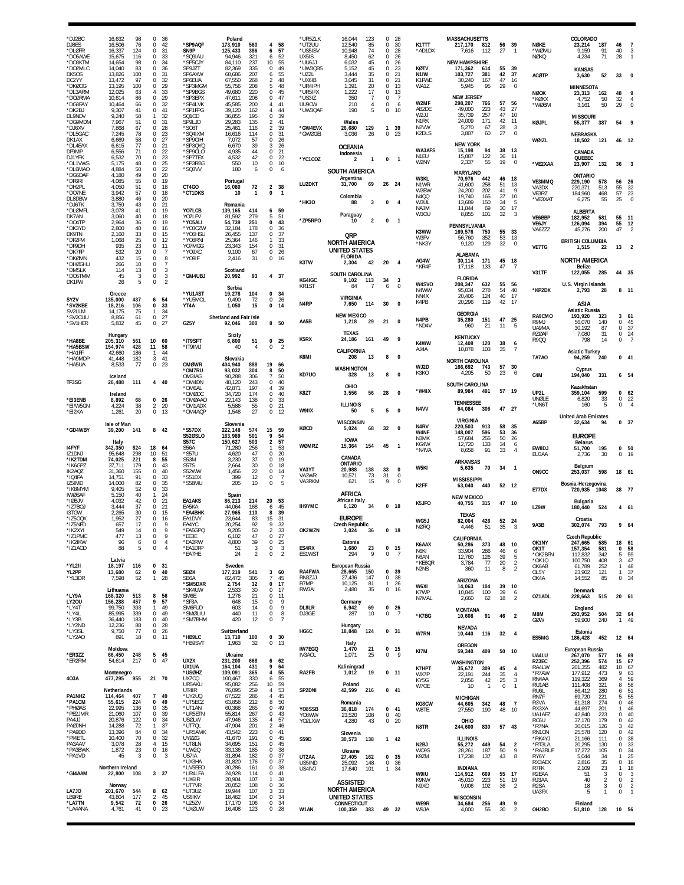| Call | Score | QSOs | Zones | Countries |
|---|---|---|---|---|
| *DJ2BC | 16,632 | 98 | 0 | 36 |
| DJ8ES | 16,506 | 76 | 0 | 42 |
| *DL0FR | 16,337 | 124 | 0 | 31 |
| *DO5AWE | 15,675 | 116 | 0 | 33 |
| *DO3KTM | 14,654 | 98 | 0 | 34 |
| *DO2MLC | 14,040 | 83 | 0 | 36 |
| DK5OS | 13,826 | 100 | 0 | 31 |
| DC2YY | 13,472 | 97 | 0 | 32 |
| *DK0OG | 13,195 | 100 | 0 | 29 |
| *DL3ARM | 12,025 | 63 | 4 | 33 |
| *DO2RMA | 10,614 | 86 | 0 | 29 |
| *DG8FAY | 10,464 | 66 | 0 | 32 |
| *DK2BJ | 9,307 | 41 | 0 | 41 |
| DL9NDV | 9,240 | 58 | 1 | 32 |
| *DG8MDM | 7,967 | 51 | 0 | 31 |
| *DJ6XV | 7,868 | 67 | 0 | 28 |
| *DL5GAC | 7,245 | 78 | 0 | 23 |
| DK1AX | 6,669 | 58 | 0 | 27 |
| *DL4EAX | 6,615 | 77 | 0 | 21 |
| DF9MP | 6,556 | 71 | 0 | 22 |
| DJ1YFK | 6,532 | 70 | 0 | 23 |
| *DL1VWS | 5,175 | 48 | 0 | 25 |
| *DL6MAO | 4,884 | 50 | 0 | 22 |
| *DG6DAF | 4,180 | 49 | 0 | 20 |
| *DF6RI | 4,085 | 55 | 0 | 19 |
| *DH2PL | 4,050 | 51 | 0 | 18 |
| *DO7NE | 3,942 | 57 | 0 | 18 |
| DL8DBW | 3,880 | 46 | 0 | 20 |
| *DJ6TK | 3,759 | 43 | 0 | 21 |
| *DL0MFL | 3,078 | 41 | 0 | 19 |
| DK7AN | 3,060 | 40 | 0 | 18 |
| *DO4TP | 2,964 | 36 | 0 | 19 |
| *DK3YD | 2,800 | 40 | 0 | 16 |
| DK9TN | 2,160 | 33 | 0 | 15 |
| *DF2RM | 1,068 | 25 | 0 | 12 |
| *DF9DH | 935 | 23 | 0 | 11 |
| *DK7PP | 532 | 20 | 0 | 7 |
| *DK0MN | 432 | 15 | 0 | 8 |
| *DH2GHU | 266 | 10 | 0 | 7 |
| *DM5LK | 114 | 13 | 0 | 3 |
| *DO5TMM | 45 | 3 | 0 | 3 |
| DK1FW | 26 | 5 | 0 | 2 |
| **Greece** | | | | |
| SY2V | 135,000 | 437 | 6 | 54 |
| *SV2KBE | 18,216 | 106 | 0 | 33 |
| SV2LLM | 14,175 | 75 | 1 | 34 |
| *SV2CUU | 8,856 | 61 | 0 | 27 |
| *SV1HER | 5,832 | 45 | 0 | 27 |
| **Hungary** | | | | |
| *HA8BE | 205,310 | 561 | 10 | 60 |
| *HA5BSW | 154,974 | 428 | 11 | 58 |
| *HA1FF | 42,660 | 186 | 1 | 44 |
| *HA9MDP | 41,448 | 182 | 3 | 41 |
| *HA5UA | 8,533 | 77 | 0 | 23 |
| **Iceland** | | | | |
| TF3SG | 26,488 | 111 | 4 | 40 |
| **Ireland** | | | | |
| *EI3ENB | 8,892 | 68 | 0 | 26 |
| *EI/W5GN | 4,224 | 38 | 2 | 20 |
| *EI2KA | 1,261 | 20 | 0 | 13 |
| **Isle of Man** | | | | |
| *GD4WBY | 39,200 | 141 | 8 | 42 |
| **Italy** | | | | |
| I4FYF | 342,350 | 824 | 18 | 64 |
| IZ1DNJ | 95,648 | 298 | 10 | 51 |
| *IK2TDM | 74,025 | 221 | 8 | 55 |
| *IK6GPZ | 37,711 | 179 | 0 | 43 |
| IK2AQZ | 31,360 | 155 | 0 | 40 |
| *IQ4FA | 14,751 | 91 | 0 | 33 |
| IZ5IMD | 14,000 | 82 | 0 | 35 |
| *IK8MYM | 9,405 | 52 | 0 | 33 |
| IW2SAF | 5,150 | 40 | 1 | 24 |
| *IZ8JJV | 4,032 | 42 | 0 | 21 |
| *IZ7BOJ | 3,444 | 37 | 0 | 21 |
| I3TGW | 2,265 | 30 | 0 | 15 |
| *IZ5OQX | 1,952 | 27 | 0 | 16 |
| *IZ5NFD | 657 | 17 | 0 | 9 |
| *IK2XYI | 549 | 14 | 0 | 9 |
| *IZ1PMC | 477 | 13 | 0 | 9 |
| *IK2IKW | 96 | 6 | 0 | 4 |
| *IZ1AOD | 88 | 5 | 0 | 4 |
| **Latvia** | | | | |
| *YL2II | 18,197 | 116 | 0 | 31 |
| YL2PP | 13,680 | 62 | 0 | 40 |
| *YL3DR | 7,598 | 52 | 1 | 28 |
| **Lithuania** | | | | |
| *LY9A | 168,320 | 513 | 8 | 56 |
| LY2OU | 156,288 | 457 | 9 | 57 |
| *LY4T | 99,750 | 393 | 1 | 49 |
| *LY4L | 85,995 | 339 | 0 | 49 |
| *LY3B | 36,440 | 183 | 0 | 40 |
| *LY2ND | 12,236 | 88 | 0 | 28 |
| *LY3SL | 9,750 | 77 | 0 | 26 |
| *LY2AO | 891 | 18 | 0 | 11 |
| **Moldova** | | | | |
| *ER3ZZ | 66,450 | 248 | 5 | 45 |
| *ER2RM | 54,614 | 217 | 0 | 47 |
| **Montenegro** | | | | |
| 4O3A | 477,295 | 955 | 21 | 70 |
| **Netherlands** | | | | |
| PA1NHZ | 114,464 | 407 | 7 | 49 |
| *PA1CM | 55,615 | 224 | 0 | 49 |
| *PH0AS | 22,995 | 136 | 0 | 35 |
| *PE2JMR | 21,060 | 107 | 0 | 39 |
| PA4JJ | 20,876 | 122 | 0 | 34 |
| PA0JNH | 14,288 | 72 | 1 | 37 |
| *PA0DD | 13,396 | 84 | 0 | 34 |
| *PI4ETL | 10,400 | 70 | 0 | 32 |
| PA3AAV | 3,078 | 28 | 4 | 15 |
| *PA3BWK | 1,872 | 23 | 0 | 16 |
| *PA1VD | 45 | 3 | 0 | 3 |
| **Northern Ireland** | | | | |
| *GI4AAM | 22,800 | 108 | 3 | 37 |
| **Norway** | | | | |
| LA7JO | 201,670 | 544 | 8 | 62 |
| LB9RE | 43,804 | 177 | 2 | 45 |
| *LA7TN | 9,542 | 72 | 0 | 26 |
| *LA4ANA | 4,761 | 41 | 0 | 23 |
| **Poland** | | | | |
| *SP9AQF | 173,910 | 560 | 4 | 58 |
| SN9P | 125,433 | 386 | 6 | 57 |
| *SQ9IAU | 94,946 | 321 | 6 | 52 |
| *SP5CJY | 84,110 | 237 | 10 | 55 |
| SP9JZT | 82,369 | 335 | 0 | 49 |
| SP6AXW | 68,686 | 207 | 6 | 55 |
| SP6EIJA | 67,550 | 268 | 2 | 48 |
| *SP3MGM | 55,756 | 208 | 5 | 48 |
| *SP9BGS | 49,680 | 220 | 0 | 45 |
| *SP3EPX | 47,611 | 208 | 0 | 47 |
| *SP4LVK | 45,585 | 200 | 4 | 41 |
| *SP1FPG | 39,120 | 162 | 4 | 44 |
| SQ1OD | 36,855 | 195 | 0 | 39 |
| SP9LJD | 29,283 | 135 | 2 | 41 |
| *SO8T | 25,461 | 116 | 2 | 39 |
| *SQ4IXM | 16,616 | 114 | 0 | 31 |
| *SP9OH | 7,072 | 57 | 0 | 26 |
| *SP3QYQ | 6,670 | 39 | 3 | 26 |
| *SP9CLO | 4,935 | 44 | 0 | 21 |
| *SP7TEX | 4,532 | 42 | 0 | 22 |
| *SP3RBG | 550 | 10 | 0 | 10 |
| *SQ3VV | 180 | 6 | 0 | 6 |
| **Portugal** | | | | |
| CT4GO | 16,080 | 72 | 2 | 38 |
| *CT1DKS | 10 | 1 | 0 | 1 |
| **Romania** | | | | |
| YO7LCB | 139,165 | 414 | 6 | 59 |
| YO7LFV | 81,592 | 279 | 5 | 51 |
| *YO5ALI | 54,739 | 251 | 0 | 43 |
| *YO3CZW | 32,184 | 178 | 0 | 36 |
| *YO6HSU | 26,455 | 137 | 0 | 37 |
| *YO6RNI | 25,364 | 146 | 1 | 33 |
| YO7MGG | 23,343 | 154 | 0 | 31 |
| *YO9XC | 9,100 | 67 | 0 | 26 |
| *YO9IF | 2,416 | 31 | 0 | 16 |
| **Scotland** | | | | |
| *GM4UBJ | 20,992 | 93 | 4 | 37 |
| **Serbia** | | | | |
| *YU1AST | 19,278 | 104 | 0 | 34 |
| *YU5MOL | 9,490 | 72 | 0 | 26 |
| YT4A | 1,050 | 15 | 0 | 14 |
| **Shetland and Fair Isle** | | | | |
| GZ5Y | 92,046 | 300 | 8 | 50 |
| **Sicily** | | | | |
| *IT9SFT | 6,800 | 51 | 0 | 25 |
| *IT9IMJ | 40 | 4 | 0 | 2 |
| **Slovakia** | | | | |
| OM0WR | 404,940 | 888 | 19 | 66 |
| *OM7RU | 93,032 | 304 | 8 | 50 |
| OM3IAG | 90,288 | 306 | 7 | 50 |
| *OM4DN | 48,120 | 243 | 0 | 40 |
| *OM6AL | 42,871 | 197 | 4 | 39 |
| *OM0DC | 34,720 | 174 | 0 | 40 |
| *OM0AAO | 22,143 | 138 | 0 | 33 |
| *OM1ADX | 5,586 | 55 | 0 | 21 |
| *OM4AQP | 1,548 | 27 | 0 | 12 |
| **Slovenia** | | | | |
| *S57DX | 222,148 | 574 | 15 | 59 |
| S520SLO | 163,989 | 501 | 9 | 54 |
| S57C | 150,627 | 503 | 2 | 57 |
| S56A | 71,280 | 256 | 1 | 53 |
| *S57U | 4,620 | 47 | 0 | 20 |
| S53M | 3,230 | 37 | 0 | 19 |
| S57S | 2,664 | 30 | 0 | 18 |
| S52WW | 1,456 | 22 | 0 | 14 |
| *S51DX | 399 | 12 | 0 | 7 |
| *S58MU | 205 | 10 | 0 | 5 |
| **Spain** | | | | |
| EA1AKS | 86,213 | 214 | 20 | 53 |
| EA5KA | 44,064 | 168 | 6 | 45 |
| *EA4BHK | 27,965 | 110 | 8 | 39 |
| EA1DVY | 23,644 | 83 | 15 | 31 |
| EA4YC | 20,254 | 92 | 9 | 32 |
| *EA5GPQ | 9,205 | 50 | 2 | 33 |
| *EE3E | 6,102 | 47 | 0 | 27 |
| *EA2RW | 4,800 | 39 | 0 | 25 |
| *EA1DFP | 51 | 3 | 0 | 3 |
| *EA7HE | 24 | 2 | 0 | 2 |
| **Sweden** | | | | |
| SE0X | 177,219 | 541 | 3 | 60 |
| SB6A | 82,472 | 305 | 7 | 45 |
| *SM5DXR | 2,754 | 32 | 0 | 17 |
| *SK4UW | 2,533 | 30 | 0 | 17 |
| SM6E | 1,276 | 21 | 0 | 11 |
| *SF3A | 648 | 15 | 0 | 9 |
| SM6FUD | 603 | 14 | 0 | 9 |
| *SM0LIU | 440 | 11 | 0 | 8 |
| *SM7BHM | 420 | 12 | 0 | 7 |
| **Switzerland** | | | | |
| *HB9LC | 13,710 | 100 | 0 | 30 |
| *HB9SVT | 1,963 | 32 | 0 | 13 |
| **Ukraine** | | | | |
| UX2X | 231,200 | 668 | 6 | 62 |
| UX1UA | 164,104 | 431 | 9 | 64 |
| *US0HZ | 109,091 | 365 | 4 | 55 |
| UX7QQ | 100,467 | 330 | 6 | 55 |
| UR5AKU | 95,082 | 256 | 10 | 59 |
| UT4IR | 76,095 | 259 | 4 | 53 |
| *UY2UQ | 67,522 | 286 | 4 | 45 |
| *UT5ECZ | 63,858 | 212 | 8 | 50 |
| *UT1AN | 60,368 | 265 | 0 | 49 |
| *UR5ETN | 55,814 | 267 | 0 | 43 |
| US0LW | 47,946 | 135 | 4 | 57 |
| *UT7QL | 47,904 | 201 | 2 | 46 |
| *UR5AMK | 43,542 | 223 | 0 | 41 |
| UY0ZG | 41,670 | 191 | 0 | 45 |
| *UT8LN | 34,695 | 151 | 0 | 45 |
| *UW2Q | 33,136 | 185 | 0 | 38 |
| US7IA | 31,894 | 182 | 0 | 37 |
| *UX3HA | 31,820 | 176 | 0 | 37 |
| *UV5EEO | 30,286 | 161 | 0 | 38 |
| *UR4LFA | 24,928 | 114 | 0 | 41 |
| *UX6IR | 20,904 | 107 | 1 | 38 |
| *UT7VR | 20,052 | 108 | 0 | 36 |
| *UT3UZ | 19,944 | 107 | 0 | 33 |
| US6IKV | 18,462 | 104 | 0 | 34 |
| *UZ5ZV | 17,170 | 106 | 0 | 34 |
| *UX0UW | 16,408 | 123 | 0 | 28 |
| *UR5ZLK | 16,044 | 123 | 0 | 28 |
| *UT2UU | 12,540 | 85 | 0 | 30 |
| *US5ISV | 10,948 | 74 | 0 | 28 |
| UX5IS | 8,450 | 62 | 0 | 26 |
| *UU6JJ | 6,032 | 45 | 0 | 26 |
| *UW3QBS | 5,152 | 45 | 0 | 23 |
| *UZ2L | 3,444 | 35 | 0 | 21 |
| *UX6IB | 3,045 | 31 | 0 | 21 |
| *UR4IPH | 1,391 | 20 | 0 | 13 |
| *UR5IFX | 1,222 | 17 | 0 | 13 |
| *US3IZ | 350 | 7 | 0 | 7 |
| UU9CW | 210 | 4 | 0 | 6 |
| *UW3QAF | 190 | 5 | 0 | 10 |
| **Wales** | | | | |
| *GW4EVX | 26,680 | 129 | 1 | 39 |
| *GW0GEI | 3,036 | 26 | 0 | 23 |
| **OCEANIA** | | | | |
| **Indonesia** | | | | |
| *YC1COZ | 2 | 1 | 0 | 1 |
| **SOUTH AMERICA** | | | | |
| **Argentina** | | | | |
| LU2DKT | 31,700 | 69 | 26 | 24 |
| **Colombia** | | | | |
| *HK3O | 88 | 3 | 0 | 4 |
| **Paraguay** | | | | |
| *ZP5RPO | 10 | 2 | 0 | 1 |
| **QRP** | | | | |
| **NORTH AMERICA** | | | | |
| **UNITED STATES** | | | | |
| **FLORIDA** | | | | |
| K3TW | 2,304 | 42 | 20 | 4 |
| **SOUTH CAROLINA** | | | | |
| KG4IGC | 9,102 | 113 | 34 | 3 |
| KR1ST | 84 | 7 | 6 | 0 |
| **VIRGINIA** | | | | |
| N4RP | 7,650 | 114 | 30 | 0 |
| **NEW MEXICO** | | | | |
| AA5B | 1,218 | 29 | 21 | 0 |
| **TEXAS** | | | | |
| K5RX | 24,186 | 161 | 49 | 9 |
| **CALIFORNIA** | | | | |
| K6MI | 208 | 13 | 8 | 0 |
| **WASHINGTON** | | | | |
| KD7UO | 328 | 13 | 8 | 0 |
| **OHIO** | | | | |
| K8ZT | 3,556 | 56 | 28 | 0 |
| **ILLINOIS** | | | | |
| W9IIX | 50 | 5 | 5 | 0 |
| **WISCONSIN** | | | | |
| K0CD | 5,024 | 68 | 32 | 0 |
| **IOWA** | | | | |
| W0MRZ | 15,364 | 154 | 45 | 1 |
| **CANADA** | | | | |
| **ONTARIO** | | | | |
| VA3YT | 20,988 | 138 | 33 | 0 |
| VA3WR | 10,571 | 73 | 31 | 0 |
| VA3RKM | 621 | 15 | 9 | 0 |
| **AFRICA** | | | | |
| **African Italy** | | | | |
| IH9YMC | 6,120 | 34 | 0 | 18 |
| **EUROPE** | | | | |
| **Czech Republic** | | | | |
| OK2WZN | 3,024 | 36 | 0 | 18 |
| **Estonia** | | | | |
| ES4RX | 1,680 | 23 | 0 | 15 |
| ES1WST | 294 | 9 | 0 | 7 |
| **European Russia** | | | | |
| RA4FWA | 28,665 | 150 | 0 | 39 |
| RN3ZJJ | 27,436 | 147 | 0 | 38 |
| R7MP | 10,125 | 81 | 1 | 26 |
| RW3AI | 2,480 | 35 | 0 | 16 |
| **Germany** | | | | |
| DL8LR | 6,942 | 69 | 0 | 26 |
| DJ3GE | 287 | 10 | 0 | 7 |
| **Hungary** | | | | |
| HG6C | 18,848 | 124 | 0 | 31 |
| **Italy** | | | | |
| IW7EGQ | 1,470 | 21 | 0 | 15 |
| IV3AOL | 1,071 | 25 | 0 | 9 |
| **Kaliningrad** | | | | |
| RA2FB | 1,012 | 19 | 0 | 11 |
| **Poland** | | | | |
| SP2DNI | 42,599 | 216 | 0 | 41 |
| **Romania** | | | | |
| YO8SSB | 36,818 | 174 | 0 | 41 |
| YO8WW | 23,520 | 108 | 0 | 40 |
| YO2LXW | 4,280 | 43 | 0 | 20 |
| **Slovenia** | | | | |
| S59D | 30,573 | 138 | 1 | 42 |
| **Ukraine** | | | | |
| UT2AA | 27,405 | 162 | 0 | 35 |
| US5IND | 25,092 | 148 | 0 | 36 |
| US4IVJ | 17,640 | 101 | 1 | 34 |
| **ASSISTED** | | | | |
| **NORTH AMERICA** | | | | |
| **UNITED STATES** | | | | |
| **CONNECTICUT** | | | | |
| W1AN | 100,359 | 383 | 49 | 32 |
| **MASSACHUSETTS** | | | | |
| K1TTT | 217,170 | 812 | 56 | 39 |
| *AD1DX | 7,616 | 112 | 27 | 1 |
| **NEW HAMPSHIRE** | | | | |
| K0TV | 171,362 | 614 | 55 | 39 |
| N1IW | 103,727 | 381 | 42 | 37 |
| K1FWE | 30,240 | 167 | 47 | 16 |
| WA1Z | 5,945 | 95 | 29 | 0 |
| **NEW JERSEY** | | | | |
| W2MF | 298,207 | 766 | 57 | 56 |
| AB2DE | 49,000 | 223 | 43 | 27 |
| W2JU | 35,739 | 257 | 47 | 10 |
| N1RK | 24,009 | 171 | 42 | 11 |
| N2VW | 5,270 | 67 | 28 | 3 |
| K2DLS | 3,807 | 60 | 27 | 0 |
| **NEW YORK** | | | | |
| WA3AFS | 15,198 | 94 | 38 | 13 |
| N1EU | 15,087 | 122 | 36 | 11 |
| W2NY | 2,337 | 55 | 19 | 0 |
| **MARYLAND** | | | | |
| W3KL | 70,976 | 442 | 46 | 18 |
| N1WR | 41,600 | 258 | 51 | 13 |
| W3BW | 24,200 | 202 | 41 | 9 |
| N4QQ | 19,740 | 165 | 37 | 10 |
| W3UL | 13,689 | 150 | 34 | 5 |
| NA3M | 11,844 | 69 | 30 | 17 |
| W3OU | 8,855 | 101 | 32 | 3 |
| **PENNSYLVANIA** | | | | |
| K3WW | 169,576 | 750 | 55 | 33 |
| W3FV | 56,760 | 352 | 53 | 13 |
| *NK3Y | 9,120 | 129 | 32 | 0 |
| **ALABAMA** | | | | |
| AG4W | 30,114 | 171 | 45 | 18 |
| *KR4F | 17,118 | 133 | 47 | 7 |
| **FLORIDA** | | | | |
| W4SVO | 208,347 | 632 | 55 | 56 |
| N4WW | 95,034 | 278 | 54 | 40 |
| NN4X | 20,406 | 124 | 40 | 17 |
| K4PB | 20,296 | 119 | 42 | 17 |
| **GEORGIA** | | | | |
| N4PB | 35,280 | 151 | 47 | 25 |
| *ND4V | 960 | 21 | 11 | 5 |
| **KENTUCKY** | | | | |
| K4WW | 12,408 | 120 | 38 | 6 |
| AJ4A | 10,878 | 103 | 35 | 7 |
| **NORTH CAROLINA** | | | | |
| WJ2D | 166,692 | 743 | 57 | 30 |
| K3KO | 4,205 | 50 | 23 | 6 |
| **SOUTH CAROLINA** | | | | |
| *W4IX | 89,984 | 491 | 57 | 19 |
| **TENNESSEE** | | | | |
| N4VV | 64,084 | 306 | 47 | 27 |
| **VIRGINIA** | | | | |
| N4RV | 220,503 | 913 | 58 | 35 |
| W4NF | 148,007 | 596 | 53 | 36 |
| N3MK | 57,684 | 255 | 50 | 26 |
| KG4W | 12,720 | 133 | 34 | 6 |
| *N4VA | 8,658 | 91 | 33 | 4 |
| **ARKANSAS** | | | | |
| W5KI | 5,635 | 70 | 34 | 1 |
| **MISSISSIPPI** | | | | |
| K2FF | 63,040 | 440 | 52 | 12 |
| **NEW MEXICO** | | | | |
| K5JFO | 40,755 | 315 | 47 | 10 |
| **TEXAS** | | | | |
| WG5J | 82,004 | 426 | 52 | 24 |
| N0RQ | 4,446 | 51 | 35 | 3 |
| **CALIFORNIA** | | | | |
| K6AAX | 50,286 | 373 | 48 | 10 |
| N6KI | 33,904 | 286 | 46 | 6 |
| N6AN | 12,760 | 126 | 39 | 5 |
| *KE6QR | 3,784 | 77 | 20 | 2 |
| N2NS | 360 | 11 | 8 | 2 |
| **ARIZONA** | | | | |
| W6XI | 14,063 | 104 | 39 | 10 |
| K7WP | 10,845 | 100 | 39 | 6 |
| N7MAL | 2,660 | 62 | 18 | 2 |
| **MONTANA** | | | | |
| *K7BG | 10,608 | 91 | 46 | 2 |
| **NEVADA** | | | | |
| W7RN | 10,440 | 116 | 32 | 4 |
| **OREGON** | | | | |
| KI7M | 59,340 | 409 | 50 | 10 |
| **WASHINGTON** | | | | |
| K7HPT | 35,672 | 309 | 45 | 4 |
| WX7P | 22,191 | 244 | 35 | 4 |
| KY5G | 2,856 | 42 | 25 | 3 |
| W7OE | 10 | 1 | 0 | 1 |
| **MICHIGAN** | | | | |
| KG8CW | 44,605 | 342 | 48 | 7 |
| W8TE | 27,550 | 190 | 48 | 10 |
| **OHIO** | | | | |
| N8TR | 244,600 | 830 | 57 | 43 |
| **ILLINOIS** | | | | |
| N2BJ | 55,272 | 449 | 54 | 2 |
| WO9S | 28,261 | 187 | 50 | 9 |
| K9ZM | 17,238 | 137 | 43 | 8 |
| **INDIANA** | | | | |
| W9IU | 114,912 | 669 | 55 | 17 |
| K9NW | 45,010 | 223 | 51 | 19 |
| N9XO | 9,006 | 102 | 36 | 2 |
| **WISCONSIN** | | | | |
| WE9R | 34,684 | 256 | 49 | 9 |
| W9JA | 4,000 | 55 | 30 | 2 |
| **COLORADO** | | | | |
| N0KE | 23,214 | 187 | 46 | 7 |
| *W0MU | 9,159 | 91 | 40 | 3 |
| N0KQ | 4,234 | 71 | 28 | 1 |
| **KANSAS** | | | | |
| AC0TP | 3,630 | 52 | 33 | 0 |
| **MINNESOTA** | | | | |
| N0OK | 23,313 | 162 | 48 | 9 |
| *K0KX | 4,752 | 50 | 32 | 4 |
| *W0BM | 3,161 | 50 | 29 | 0 |
| **MISSOURI** | | | | |
| K0JPL | 55,377 | 387 | 54 | 9 |
| **NEBRASKA** | | | | |
| W0IZL | 18,502 | 121 | 46 | 12 |
| **CANADA** | | | | |
| **QUEBEC** | | | | |
| *VE2XAA | 23,907 | 132 | 36 | 3 |
| **ONTARIO** | | | | |
| VE3MMQ | 229,190 | 578 | 56 | 26 |
| VA3DX | 220,371 | 513 | 55 | 32 |
| VE3RZ | 184,960 | 468 | 57 | 23 |
| *VE3XAT | 6,275 | 55 | 25 | 0 |
| **ALBERTA** | | | | |
| VE6BBP | 182,952 | 581 | 55 | 11 |
| VE6JY | 126,094 | 394 | 55 | 12 |
| VA6ZZZ | 45,276 | 200 | 47 | 2 |
| **BRITISH COLUMBIA** | | | | |
| VE7TG | 1,515 | 22 | 13 | 2 |
| **NORTH AMERICA** | | | | |
| **Belize** | | | | |
| V31TF | 122,055 | 285 | 44 | 35 |
| **U.S. Virgin Islands** | | | | |
| *KP2DX | 2,793 | 28 | 8 | 11 |
| **ASIA** | | | | |
| **Asiatic Russia** | | | | |
| RA9CMO | 193,920 | 323 | 3 | 61 |
| R9MJ | 56,070 | 140 | 0 | 45 |
| UA9MA | 30,192 | 87 | 0 | 37 |
| RZ0AF | 7,080 | 31 | 0 | 24 |
| R9QQ | 798 | 14 | 0 | 7 |
| **Asiatic Turkey** | | | | |
| TA7AO | 94,259 | 240 | 0 | 41 |
| **Cyprus** | | | | |
| C4M | 194,040 | 331 | 6 | 54 |
| **Kazakhstan** | | | | |
| UP2L | 359,104 | 599 | 0 | 62 |
| UN0LE | 6,820 | 33 | 0 | 22 |
| *UN6T | 160 | 5 | 0 | 4 |
| **United Arab Emirates** | | | | |
| A65BP | 32,634 | 94 | 0 | 37 |
| **EUROPE** | | | | |
| **Belarus** | | | | |
| EW8DJ | 51,700 | 195 | 0 | 50 |
| EU3AA | 2,736 | 30 | 0 | 19 |
| **Belgium** | | | | |
| ON9CC | 253,037 | 598 | 18 | 61 |
| **Bosnia-Herzegovina** | | | | |
| E77DX | 720,935 | 1048 | 38 | 77 |
| **Bulgaria** | | | | |
| LZ9W | 180,440 | 524 | 4 | 61 |
| **Croatia** | | | | |
| 9A3B | 302,074 | 793 | 9 | 64 |
| **Czech Republic** | | | | |
| OK1NY | 247,665 | 585 | 18 | 61 |
| OK1T | 157,354 | 581 | 0 | 58 |
| *OK2BRN | 112,832 | 342 | 5 | 59 |
| *OK1Q | 100,750 | 408 | 3 | 47 |
| OK6AB | 61,789 | 252 | 1 | 48 |
| OL5Y | 23,902 | 121 | 1 | 37 |
| OK4A | 14,552 | 85 | 0 | 34 |
| **Denmark** | | | | |
| OZ1ADL | 228,663 | 515 | 20 | 61 |
| **England** | | | | |
| M8M | 293,952 | 504 | 32 | 64 |
| G0W | 59,900 | 240 | 1 | 49 |
| **Estonia** | | | | |
| ES5MG | 186,428 | 452 | 12 | 64 |
| **European Russia** | | | | |
| UA4LU | 267,070 | 577 | 16 | 69 |
| RZ3EC | 252,396 | 574 | 15 | 67 |
| RA4LW | 201,355 | 482 | 10 | 67 |
| *R7AW | 177,912 | 473 | 9 | 63 |
| RN4AA | 119,322 | 369 | 4 | 59 |
| RU1AB | 111,408 | 321 | 8 | 58 |
| RU6L | 86,412 | 280 | 6 | 51 |
| RN7F | 69,720 | 221 | 5 | 55 |
| R3VA | 61,318 | 274 | 0 | 46 |
| RX3XA | 44,697 | 201 | 1 | 46 |
| UA1AFZ | 42,840 | 223 | 0 | 40 |
| RO5U | 37,170 | 179 | 0 | 42 |
| *R7NA | 30,015 | 126 | 3 | 42 |
| RN1ON | 25,578 | 120 | 0 | 42 |
| *RK4YJ | 21,166 | 111 | 0 | 38 |
| *RT3LA | 20,295 | 130 | 0 | 33 |
| *RA3RUF | 17,272 | 105 | 0 | 34 |
| RY6Y | 5,044 | 34 | 1 | 25 |
| RX3AEX | 2,816 | 35 | 0 | 16 |
| R7FK | 2,109 | 23 | 1 | 18 |
| R2EAA | 51 | 3 | 0 | 3 |
| RJ3AA | 40 | 2 | 0 | 2 |
| R2SA | 18 | 3 | 0 | 2 |
| UA3FX | 5 | 1 | 0 | 1 |
| **Finland** | | | | |
| OH2BO | 51,810 | 128 | 10 | 56 |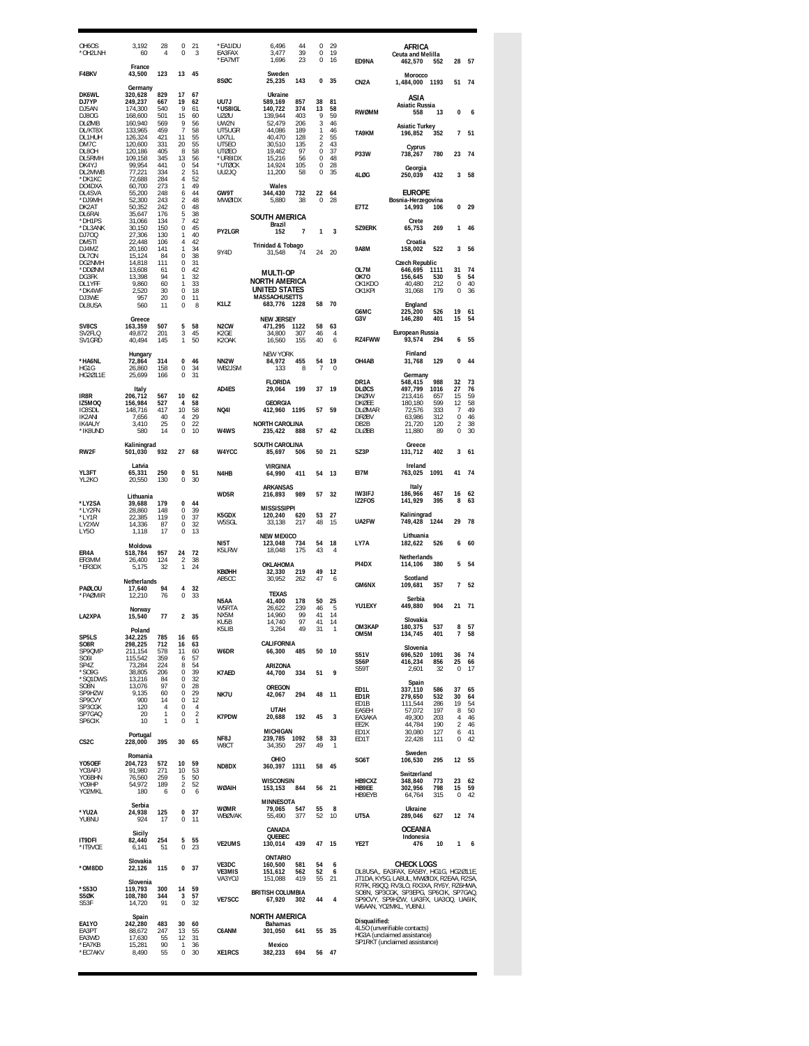| | | | | |
|---|---|---|---|---|
| OH6OS | 3,192 | 28 | 0 | 21 |
| *OH2LNH | 60 | 4 | 0 | 3 |

**France**

| | | | | |
|---|---|---|---|---|
| F4BKV | 43,500 | 123 | 13 | 45 |

**Germany**

| | | | | |
|---|---|---|---|---|
| DK6WL | 320,628 | 829 | 17 | 67 |
| DJ7YP | 249,237 | 667 | 19 | 62 |
| DJ5AN | 174,300 | 540 | 9 | 61 |
| DJ8OG | 168,600 | 501 | 15 | 60 |
| DLØMB | 160,940 | 569 | 9 | 56 |
| DL/KT8X | 133,965 | 459 | 7 | 58 |
| DL1HJH | 126,324 | 421 | 11 | 55 |
| DM7C | 120,600 | 331 | 20 | 55 |
| DL8OH | 120,186 | 405 | 8 | 58 |
| DL5RMH | 109,158 | 345 | 13 | 56 |
| DK4YJ | 99,954 | 441 | 0 | 54 |
| DL2MWB | 77,221 | 334 | 2 | 51 |
| *DK1KC | 72,688 | 284 | 4 | 52 |
| DO4DXA | 60,700 | 273 | 1 | 49 |
| DL4SVA | 55,200 | 248 | 6 | 44 |
| *DJ9MH | 52,300 | 243 | 2 | 48 |
| DK2AT | 50,352 | 242 | 0 | 48 |
| DL6RAI | 35,647 | 176 | 5 | 38 |
| *DH1PS | 31,066 | 134 | 7 | 42 |
| *DL3ANK | 30,150 | 150 | 0 | 45 |
| DJ7OQ | 27,306 | 130 | 1 | 40 |
| DM5TI | 22,448 | 106 | 4 | 42 |
| DJ4MZ | 20,160 | 141 | 1 | 34 |
| DL7ON | 15,124 | 84 | 0 | 38 |
| DG2NMH | 14,818 | 111 | 0 | 31 |
| *DDØNM | 13,608 | 61 | 0 | 42 |
| DG8FK | 13,398 | 94 | 1 | 32 |
| DL1YFF | 9,860 | 60 | 1 | 33 |
| *DK4WF | 2,520 | 30 | 0 | 18 |
| DJ3WE | 957 | 20 | 0 | 11 |
| DL8USA | 560 | 11 | 0 | 8 |

**Greece**

| | | | | |
|---|---|---|---|---|
| SV8CS | 163,359 | 507 | 5 | 58 |
| SV2FLQ | 49,872 | 201 | 3 | 45 |
| SV1GRD | 40,494 | 145 | 1 | 50 |

**Hungary**

| | | | | |
|---|---|---|---|---|
| *HA6NL | 72,864 | 314 | 0 | 46 |
| HG1G | 26,860 | 158 | 0 | 34 |
| HG2Ø11E | 25,699 | 166 | 0 | 31 |

**Italy**

| | | | | |
|---|---|---|---|---|
| IR8R | 206,712 | 567 | 10 | 62 |
| IZ5MOQ | 156,984 | 527 | 4 | 58 |
| IC8SDL | 148,716 | 417 | 10 | 58 |
| IK2ANI | 7,656 | 40 | 4 | 29 |
| IK4AUY | 3,410 | 25 | 0 | 22 |
| *IK8UND | 580 | 14 | 0 | 10 |

**Kaliningrad**

| | | | | |
|---|---|---|---|---|
| RW2F | 501,030 | 932 | 27 | 68 |

**Latvia**

| | | | | |
|---|---|---|---|---|
| YL3FT | 65,331 | 250 | 0 | 51 |
| YL2KO | 20,550 | 130 | 0 | 30 |

**Lithuania**

| | | | | |
|---|---|---|---|---|
| *LY2SA | 39,688 | 179 | 0 | 44 |
| *LY2FN | 28,860 | 148 | 0 | 39 |
| *LY1R | 22,385 | 119 | 0 | 37 |
| LY2XW | 14,336 | 87 | 0 | 32 |
| LY5O | 1,118 | 17 | 0 | 13 |

**Moldova**

| | | | | |
|---|---|---|---|---|
| ER4A | 518,784 | 957 | 24 | 72 |
| ER3MM | 26,400 | 124 | 2 | 38 |
| *ER3DX | 5,175 | 32 | 1 | 24 |

**Netherlands**

| | | | | |
|---|---|---|---|---|
| PAØLOU | 17,640 | 94 | 4 | 32 |
| *PAØMIR | 12,210 | 76 | 0 | 33 |

**Norway**

| | | | | |
|---|---|---|---|---|
| LA2XPA | 15,540 | 77 | 2 | 35 |

**Poland**

| | | | | |
|---|---|---|---|---|
| SP5LS | 342,225 | 785 | 16 | 65 |
| SO8R | 298,225 | 712 | 16 | 63 |
| SP9QMP | 211,154 | 578 | 11 | 60 |
| SO6I | 115,542 | 359 | 6 | 57 |
| SP4Z | 73,284 | 224 | 8 | 54 |
| *SO9G | 38,805 | 206 | 0 | 39 |
| *SQ1DWS | 13,216 | 84 | 0 | 32 |
| SO8N | 13,076 | 97 | 0 | 28 |
| SP9HZW | 9,135 | 60 | 0 | 29 |
| SP9CVY | 900 | 14 | 0 | 12 |
| SP3COK | 120 | 4 | 0 | 4 |
| SP7GAQ | 20 | 1 | 0 | 2 |
| SP6CIK | 10 | 1 | 0 | 1 |

**Portugal**

| | | | | |
|---|---|---|---|---|
| CS2C | 228,000 | 395 | 30 | 65 |

**Romania**

| | | | | |
|---|---|---|---|---|
| YO5OEF | 204,723 | 572 | 10 | 59 |
| YO3APJ | 91,980 | 271 | 10 | 53 |
| YO6BHN | 76,560 | 259 | 5 | 50 |
| YO9HP | 54,972 | 189 | 2 | 52 |
| YOØMKL | 180 | 6 | 0 | 6 |

**Serbia**

| | | | | |
|---|---|---|---|---|
| *YU2A | 24,938 | 125 | 0 | 37 |
| YU8NU | 924 | 17 | 0 | 11 |

**Sicily**

| | | | | |
|---|---|---|---|---|
| IT9DFI | 82,440 | 254 | 5 | 55 |
| *IT9VCE | 6,141 | 51 | 0 | 23 |

**Slovakia**

| | | | | |
|---|---|---|---|---|
| *OM8DD | 22,126 | 115 | 0 | 37 |

**Slovenia**

| | | | | |
|---|---|---|---|---|
| *S53O | 119,793 | 300 | 14 | 59 |
| S5ØK | 108,780 | 344 | 3 | 57 |
| S53F | 14,720 | 91 | 0 | 32 |

**Spain**

| | | | | |
|---|---|---|---|---|
| EA1YO | 242,280 | 483 | 30 | 60 |
| EA3PT | 88,672 | 247 | 13 | 55 |
| EA3WD | 17,630 | 55 | 12 | 31 |
| *EA7KB | 15,281 | 90 | 1 | 36 |
| *EC7AKV | 8,490 | 55 | 0 | 30 |
| *EA1IDU | 6,496 | 44 | 0 | 29 |
| EA3FAX | 3,477 | 39 | 0 | 19 |
| *EA7MT | 1,696 | 23 | 0 | 16 |

**Sweden**

| | | | | |
|---|---|---|---|---|
| 8SØC | 25,235 | 143 | 0 | 35 |

**Ukraine**

| | | | | |
|---|---|---|---|---|
| UU7J | 589,169 | 857 | 38 | 81 |
| *US8IGL | 140,722 | 374 | 13 | 58 |
| UZØU | 139,944 | 403 | 9 | 59 |
| UW2N | 52,479 | 206 | 3 | 46 |
| UT5UGR | 44,086 | 189 | 1 | 46 |
| UX7LL | 40,470 | 128 | 2 | 55 |
| UT5EO | 30,510 | 135 | 2 | 43 |
| UTØEO | 19,462 | 97 | 0 | 37 |
| *UR8IDX | 15,216 | 56 | 0 | 48 |
| *UTØCK | 14,924 | 105 | 0 | 28 |
| UU2JQ | 11,200 | 58 | 0 | 35 |

**Wales**

| | | | | |
|---|---|---|---|---|
| GW9T | 344,430 | 732 | 22 | 64 |
| MWØIDX | 5,880 | 38 | 0 | 28 |

**SOUTH AMERICA**

**Brazil**

| | | | | |
|---|---|---|---|---|
| PY2LGR | 152 | 7 | 1 | 3 |

**Trinidad & Tobago**

| | | | | |
|---|---|---|---|---|
| 9Y4D | 31,548 | 74 | 24 | 20 |

## MULTI-OP

## NORTH AMERICA

## UNITED STATES

**MASSACHUSETTS**

| | | | | |
|---|---|---|---|---|
| K1LZ | 683,776 | 1228 | 58 | 70 |

**NEW JERSEY**

| | | | | |
|---|---|---|---|---|
| N2CW | 471,295 | 1122 | 58 | 63 |
| K2GE | 34,800 | 307 | 46 | 4 |
| K2OAK | 16,560 | 155 | 40 | 6 |

**NEW YORK**

| | | | | |
|---|---|---|---|---|
| NN2W | 84,972 | 455 | 54 | 19 |
| WB2JSM | 133 | 8 | 7 | 0 |

**FLORIDA**

| | | | | |
|---|---|---|---|---|
| AD4ES | 29,064 | 199 | 37 | 19 |

**GEORGIA**

| | | | | |
|---|---|---|---|---|
| NQ4I | 412,960 | 1195 | 57 | 59 |

**NORTH CAROLINA**

| | | | | |
|---|---|---|---|---|
| W4WS | 235,422 | 888 | 57 | 42 |

**SOUTH CAROLINA**

| | | | | |
|---|---|---|---|---|
| W4YCC | 85,697 | 506 | 50 | 21 |

**VIRGINIA**

| | | | | |
|---|---|---|---|---|
| N4HB | 64,990 | 411 | 54 | 13 |

**ARKANSAS**

| | | | | |
|---|---|---|---|---|
| WD5R | 216,893 | 989 | 57 | 32 |

**MISSISSIPPI**

| | | | | |
|---|---|---|---|---|
| K5GDX | 120,240 | 620 | 53 | 27 |
| W5SGL | 33,138 | 217 | 48 | 15 |

**NEW MEXICO**

| | | | | |
|---|---|---|---|---|
| NI5T | 123,048 | 734 | 54 | 18 |
| K5LRW | 18,048 | 175 | 43 | 4 |

**OKLAHOMA**

| | | | | |
|---|---|---|---|---|
| KBØHH | 32,330 | 219 | 49 | 12 |
| AB5CC | 30,952 | 262 | 47 | 6 |

**TEXAS**

| | | | | |
|---|---|---|---|---|
| N5AA | 41,400 | 178 | 50 | 25 |
| W5RTA | 26,622 | 239 | 46 | 5 |
| NX5M | 14,960 | 99 | 41 | 14 |
| KU5B | 14,740 | 97 | 41 | 14 |
| K5LIB | 3,264 | 49 | 31 | 1 |

**CALIFORNIA**

| | | | | |
|---|---|---|---|---|
| W6DR | 66,300 | 485 | 50 | 10 |

**ARIZONA**

| | | | | |
|---|---|---|---|---|
| K7AED | 44,700 | 334 | 51 | 9 |

**OREGON**

| | | | | |
|---|---|---|---|---|
| NK7U | 42,067 | 294 | 48 | 11 |

**UTAH**

| | | | | |
|---|---|---|---|---|
| K7PDW | 20,688 | 192 | 45 | 3 |

**MICHIGAN**

| | | | | |
|---|---|---|---|---|
| NF8J | 239,785 | 1092 | 58 | 33 |
| W8CT | 34,350 | 297 | 49 | 1 |

**OHIO**

| | | | | |
|---|---|---|---|---|
| ND8DX | 360,397 | 1311 | 58 | 45 |

**WISCONSIN**

| | | | | |
|---|---|---|---|---|
| WØAIH | 153,153 | 844 | 56 | 21 |

**MINNESOTA**

| | | | | |
|---|---|---|---|---|
| WØMR | 79,065 | 547 | 55 | 8 |
| WBØVAK | 55,490 | 377 | 52 | 10 |

**CANADA**

**QUEBEC**

| | | | | |
|---|---|---|---|---|
| VE2UMS | 130,014 | 439 | 47 | 15 |

**ONTARIO**

| | | | | |
|---|---|---|---|---|
| VE3DC | 160,500 | 581 | 54 | 6 |
| VE3MIS | 151,612 | 562 | 52 | 6 |
| VA3YOJ | 151,088 | 419 | 55 | 21 |

**BRITISH COLUMBIA**

| | | | | |
|---|---|---|---|---|
| VE7SCC | 67,920 | 302 | 44 | 4 |

**NORTH AMERICA**

**Bahamas**

| | | | | |
|---|---|---|---|---|
| C6ANM | 301,050 | 641 | 55 | 35 |

**Mexico**

| | | | | |
|---|---|---|---|---|
| XE1RCS | 382,233 | 694 | 56 | 47 |

**AFRICA**

**Ceuta and Melilla**

| | | | | |
|---|---|---|---|---|
| ED9NA | 462,570 | 552 | 28 | 57 |

**Morocco**

| | | | | |
|---|---|---|---|---|
| CN2A | 1,484,000 | 1193 | 51 | 74 |

**ASIA**

**Asiatic Russia**

| | | | | |
|---|---|---|---|---|
| RWØMM | 558 | 13 | 0 | 6 |

**Asiatic Turkey**

| | | | | |
|---|---|---|---|---|
| TA9KM | 196,852 | 352 | 7 | 51 |

**Cyprus**

| | | | | |
|---|---|---|---|---|
| P33W | 738,267 | 780 | 23 | 74 |

**Georgia**

| | | | | |
|---|---|---|---|---|
| 4LØG | 250,039 | 432 | 3 | 58 |

**EUROPE**

**Bosnia-Herzegovina**

| | | | | |
|---|---|---|---|---|
| E7TZ | 14,993 | 106 | 0 | 29 |

**Crete**

| | | | | |
|---|---|---|---|---|
| SZ9ERK | 65,753 | 269 | 1 | 46 |

**Croatia**

| | | | | |
|---|---|---|---|---|
| 9A8M | 158,002 | 522 | 3 | 56 |

**Czech Republic**

| | | | | |
|---|---|---|---|---|
| OL7M | 646,695 | 1111 | 31 | 74 |
| OK7O | 156,645 | 530 | 5 | 54 |
| OK1KDO | 40,480 | 212 | 0 | 40 |
| OK1KPI | 31,068 | 179 | 0 | 36 |

**England**

| | | | | |
|---|---|---|---|---|
| G6MC | 225,200 | 526 | 19 | 61 |
| G3V | 146,280 | 401 | 15 | 54 |

**European Russia**

| | | | | |
|---|---|---|---|---|
| RZ4FWW | 93,574 | 294 | 6 | 55 |

**Finland**

| | | | | |
|---|---|---|---|---|
| OH4AB | 31,768 | 129 | 0 | 44 |

**Germany**

| | | | | |
|---|---|---|---|---|
| DR1A | 548,415 | 988 | 32 | 73 |
| DLØCS | 497,799 | 1016 | 27 | 76 |
| DKØIW | 213,416 | 657 | 15 | 59 |
| DKØEE | 180,180 | 599 | 12 | 58 |
| DLØMAR | 72,576 | 333 | 7 | 49 |
| DFØBV | 63,986 | 312 | 0 | 46 |
| DB2B | 21,720 | 120 | 2 | 38 |
| DLØBB | 11,880 | 89 | 0 | 30 |

**Greece**

| | | | | |
|---|---|---|---|---|
| SZ3P | 131,712 | 402 | 3 | 61 |

**Ireland**

| | | | | |
|---|---|---|---|---|
| EI7M | 763,025 | 1091 | 41 | 74 |

**Italy**

| | | | | |
|---|---|---|---|---|
| IW3IFJ | 186,966 | 467 | 16 | 62 |
| IZ2FOS | 141,929 | 395 | 8 | 63 |

**Kaliningrad**

| | | | | |
|---|---|---|---|---|
| UA2FW | 749,428 | 1244 | 29 | 78 |

**Lithuania**

| | | | | |
|---|---|---|---|---|
| LY7A | 182,622 | 526 | 6 | 60 |

**Netherlands**

| | | | | |
|---|---|---|---|---|
| PI4DX | 114,106 | 380 | 5 | 54 |

**Scotland**

| | | | | |
|---|---|---|---|---|
| GM6NX | 109,681 | 357 | 7 | 52 |

**Serbia**

| | | | | |
|---|---|---|---|---|
| YU1EXY | 449,880 | 904 | 21 | 71 |

**Slovakia**

| | | | | |
|---|---|---|---|---|
| OM3KAP | 180,375 | 537 | 8 | 57 |
| OM5M | 134,745 | 401 | 7 | 58 |

**Slovenia**

| | | | | |
|---|---|---|---|---|
| S51V | 696,520 | 1091 | 36 | 74 |
| S56P | 416,234 | 856 | 25 | 66 |
| S59T | 2,601 | 32 | 0 | 17 |

**Spain**

| | | | | |
|---|---|---|---|---|
| ED1L | 337,110 | 586 | 37 | 65 |
| ED1R | 279,650 | 532 | 30 | 64 |
| ED1B | 111,544 | 286 | 19 | 54 |
| EA5EH | 57,072 | 197 | 8 | 50 |
| EA3AKA | 49,300 | 203 | 4 | 46 |
| EE2K | 44,784 | 190 | 2 | 46 |
| ED1X | 30,080 | 127 | 6 | 41 |
| ED1T | 22,428 | 111 | 0 | 42 |

**Sweden**

| | | | | |
|---|---|---|---|---|
| SG6T | 106,530 | 295 | 12 | 55 |

**Switzerland**

| | | | | |
|---|---|---|---|---|
| HB9CXZ | 348,840 | 773 | 23 | 62 |
| HB9EE | 302,956 | 798 | 15 | 59 |
| HB9EYB | 64,764 | 315 | 0 | 42 |

**Ukraine**

| | | | | |
|---|---|---|---|---|
| UT5A | 289,046 | 627 | 12 | 74 |

**OCEANIA**

**Indonesia**

| | | | | |
|---|---|---|---|---|
| YE2T | 476 | 10 | 1 | 6 |

## CHECK LOGS

DL8USA,, EA3FAX, EA5BY, HG1G, HG2Ø11E, JT1DA, KY5G, LA8UL, MWØIDX, R2EAA, R2SA, R7FK, R9QQ, RV3LO, RX3XA, RY6Y, RZ6HWA, SO8N, SP3COK, SP3EPG, SP6CIK, SP7GAQ, SP9CVY, SP9HZW, UA3FX, UA3OQ, UA6IK, W6AAN, YOØMKL, YU8NU.

**Disqualified:**

4L5O (unverifiable contacts)
HG3A (unclaimed assistance)
SP1RKT (unclaimed assistance)